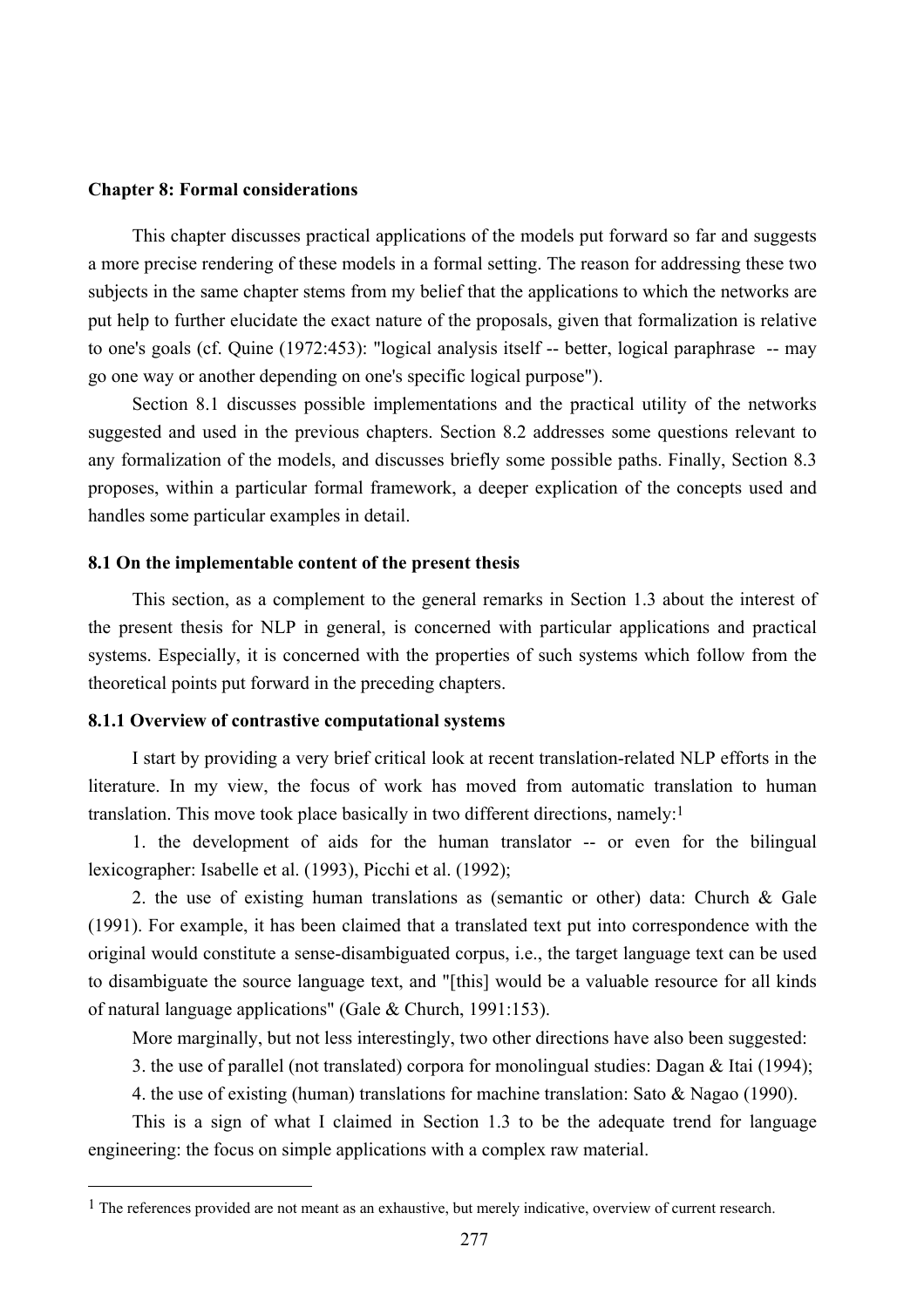## Chapter 8: Formal considerations

This chapter discusses practical applications of the models put forward so far and suggests a more precise rendering of these models in a formal setting. The reason for addressing these two subjects in the same chapter stems from my belief that the applications to which the networks are put help to further elucidate the exact nature of the proposals, given that formalization is relative to one's goals (cf. Quine (1972:453): "logical analysis itself -- better, logical paraphrase -- may go one way or another depending on one's specific logical purpose").

Section 8.1 discusses possible implementations and the practical utility of the networks suggested and used in the previous chapters. Section 8.2 addresses some questions relevant to any formalization of the models, and discusses briefly some possible paths. Finally, Section 8.3 proposes, within a particular formal framework, a deeper explication of the concepts used and handles some particular examples in detail.

### 8.1 On the implementable content of the present thesis

This section, as a complement to the general remarks in Section 1.3 about the interest of the present thesis for NLP in general, is concerned with particular applications and practical systems. Especially, it is concerned with the properties of such systems which follow from the theoretical points put forward in the preceding chapters.

#### 8.1.1 Overview of contrastive computational systems

I start by providing a very brief critical look at recent translation-related NLP efforts in the literature. In my view, the focus of work has moved from automatic translation to human translation. This move took place basically in two different directions, namely:[1]

1. the development of aids for the human translator -- or even for the bilingual lexicographer: Isabelle et al. (1993), Picchi et al. (1992);

2. the use of existing human translations as (semantic or other) data: Church & Gale (1991). For example, it has been claimed that a translated text put into correspondence with the original would constitute a sense-disambiguated corpus, i.e., the target language text can be used to disambiguate the source language text, and "[this] would be a valuable resource for all kinds of natural language applications" (Gale & Church, 1991:153).

More marginally, but not less interestingly, two other directions have also been suggested:

3. the use of parallel (not translated) corpora for monolingual studies: Dagan & Itai (1994);

4. the use of existing (human) translations for machine translation: Sato & Nagao (1990).

This is a sign of what I claimed in Section 1.3 to be the adequate trend for language engineering: the focus on simple applications with a complex raw material.

---

[1] The references provided are not meant as an exhaustive, but merely indicative, overview of current research.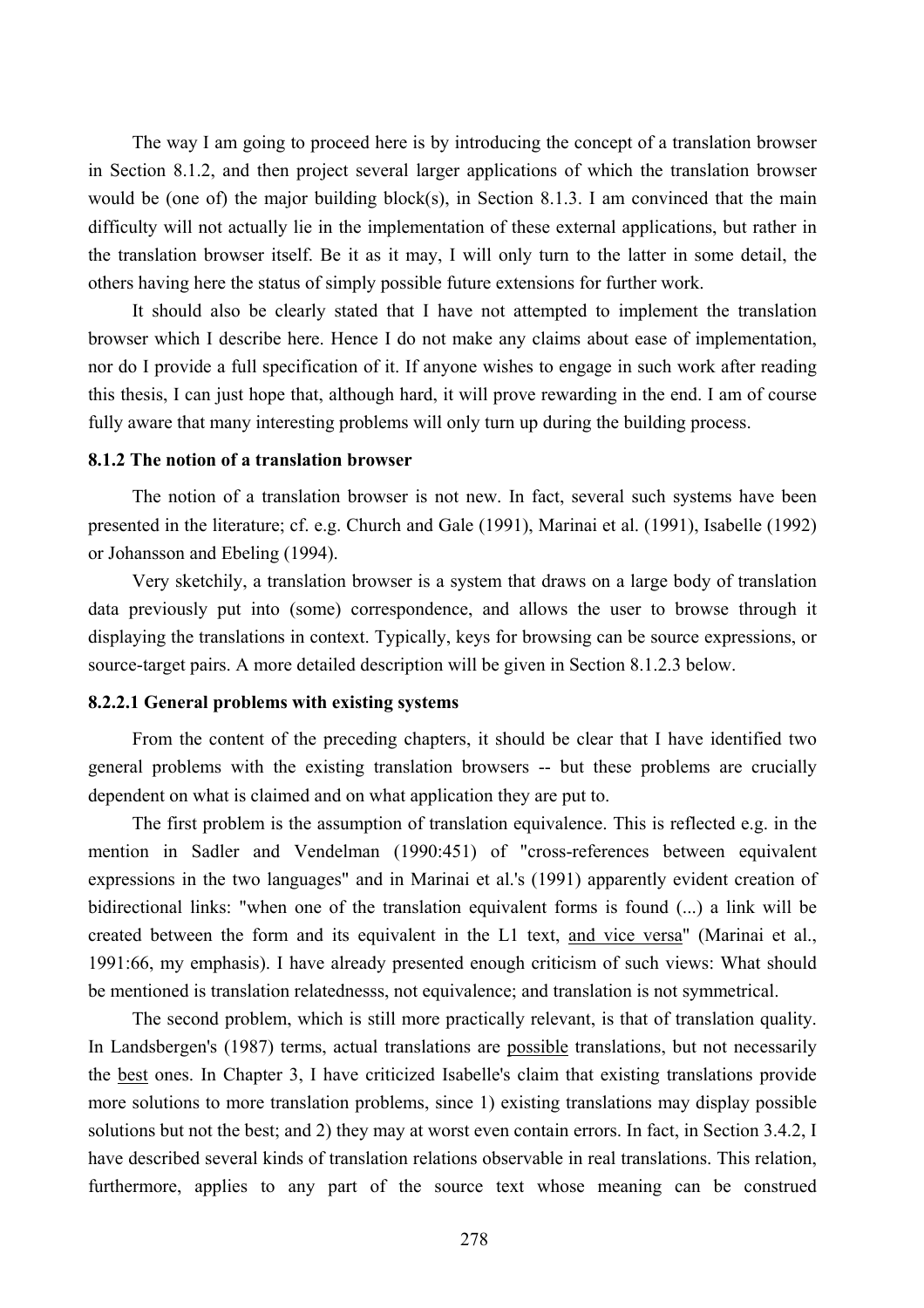The way I am going to proceed here is by introducing the concept of a translation browser in Section 8.1.2, and then project several larger applications of which the translation browser would be (one of) the major building block(s), in Section 8.1.3. I am convinced that the main difficulty will not actually lie in the implementation of these external applications, but rather in the translation browser itself. Be it as it may, I will only turn to the latter in some detail, the others having here the status of simply possible future extensions for further work.

It should also be clearly stated that I have not attempted to implement the translation browser which I describe here. Hence I do not make any claims about ease of implementation, nor do I provide a full specification of it. If anyone wishes to engage in such work after reading this thesis, I can just hope that, although hard, it will prove rewarding in the end. I am of course fully aware that many interesting problems will only turn up during the building process.

### 8.1.2 The notion of a translation browser

The notion of a translation browser is not new. In fact, several such systems have been presented in the literature; cf. e.g. Church and Gale (1991), Marinai et al. (1991), Isabelle (1992) or Johansson and Ebeling (1994).

Very sketchily, a translation browser is a system that draws on a large body of translation data previously put into (some) correspondence, and allows the user to browse through it displaying the translations in context. Typically, keys for browsing can be source expressions, or source-target pairs. A more detailed description will be given in Section 8.1.2.3 below.

#### 8.2.2.1 General problems with existing systems

From the content of the preceding chapters, it should be clear that I have identified two general problems with the existing translation browsers -- but these problems are crucially dependent on what is claimed and on what application they are put to.

The first problem is the assumption of translation equivalence. This is reflected e.g. in the mention in Sadler and Vendelman (1990:451) of "cross-references between equivalent expressions in the two languages" and in Marinai et al.'s (1991) apparently evident creation of bidirectional links: "when one of the translation equivalent forms is found (...) a link will be created between the form and its equivalent in the L1 text, <u>and vice versa</u>" (Marinai et al., 1991:66, my emphasis). I have already presented enough criticism of such views: What should be mentioned is translation relatednesss, not equivalence; and translation is not symmetrical.

The second problem, which is still more practically relevant, is that of translation quality. In Landsbergen's (1987) terms, actual translations are <u>possible</u> translations, but not necessarily the <u>best</u> ones. In Chapter 3, I have criticized Isabelle's claim that existing translations provide more solutions to more translation problems, since 1) existing translations may display possible solutions but not the best; and 2) they may at worst even contain errors. In fact, in Section 3.4.2, I have described several kinds of translation relations observable in real translations. This relation, furthermore, applies to any part of the source text whose meaning can be construed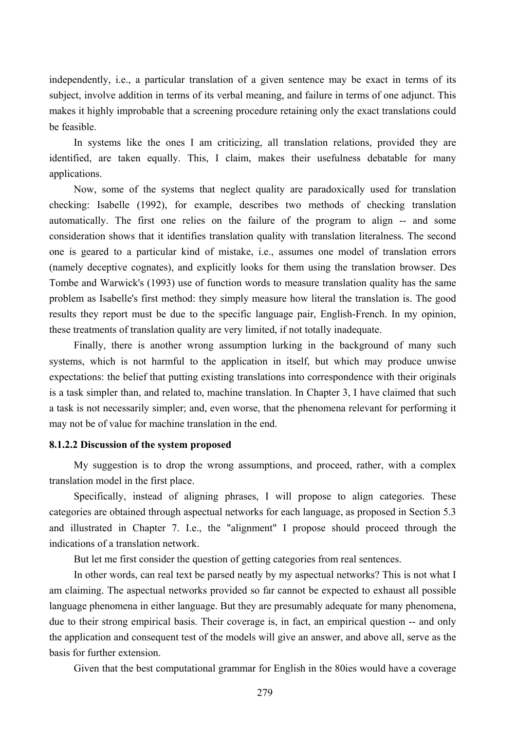independently, i.e., a particular translation of a given sentence may be exact in terms of its subject, involve addition in terms of its verbal meaning, and failure in terms of one adjunct. This makes it highly improbable that a screening procedure retaining only the exact translations could be feasible.

In systems like the ones I am criticizing, all translation relations, provided they are identified, are taken equally. This, I claim, makes their usefulness debatable for many applications.

Now, some of the systems that neglect quality are paradoxically used for translation checking: Isabelle (1992), for example, describes two methods of checking translation automatically. The first one relies on the failure of the program to align -- and some consideration shows that it identifies translation quality with translation literalness. The second one is geared to a particular kind of mistake, i.e., assumes one model of translation errors (namely deceptive cognates), and explicitly looks for them using the translation browser. Des Tombe and Warwick's (1993) use of function words to measure translation quality has the same problem as Isabelle's first method: they simply measure how literal the translation is. The good results they report must be due to the specific language pair, English-French. In my opinion, these treatments of translation quality are very limited, if not totally inadequate.

Finally, there is another wrong assumption lurking in the background of many such systems, which is not harmful to the application in itself, but which may produce unwise expectations: the belief that putting existing translations into correspondence with their originals is a task simpler than, and related to, machine translation. In Chapter 3, I have claimed that such a task is not necessarily simpler; and, even worse, that the phenomena relevant for performing it may not be of value for machine translation in the end.

#### 8.1.2.2 Discussion of the system proposed

My suggestion is to drop the wrong assumptions, and proceed, rather, with a complex translation model in the first place.

Specifically, instead of aligning phrases, I will propose to align categories. These categories are obtained through aspectual networks for each language, as proposed in Section 5.3 and illustrated in Chapter 7. I.e., the "alignment" I propose should proceed through the indications of a translation network.

But let me first consider the question of getting categories from real sentences.

In other words, can real text be parsed neatly by my aspectual networks? This is not what I am claiming. The aspectual networks provided so far cannot be expected to exhaust all possible language phenomena in either language. But they are presumably adequate for many phenomena, due to their strong empirical basis. Their coverage is, in fact, an empirical question -- and only the application and consequent test of the models will give an answer, and above all, serve as the basis for further extension.

Given that the best computational grammar for English in the 80ies would have a coverage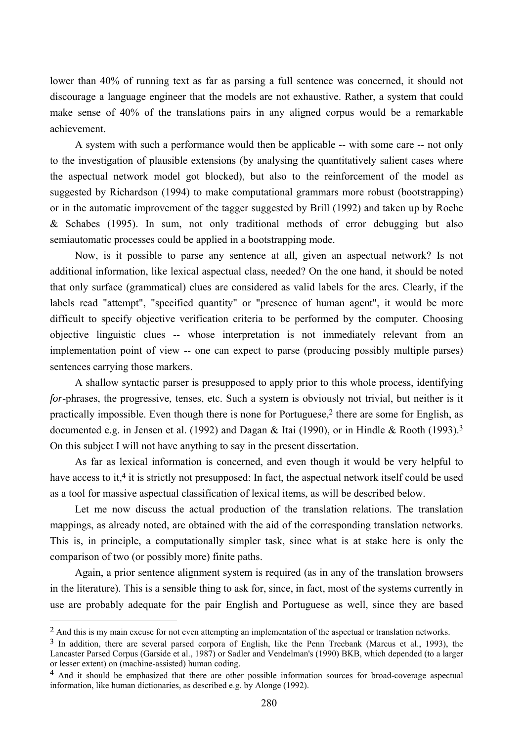lower than 40% of running text as far as parsing a full sentence was concerned, it should not discourage a language engineer that the models are not exhaustive. Rather, a system that could make sense of 40% of the translations pairs in any aligned corpus would be a remarkable achievement.

A system with such a performance would then be applicable -- with some care -- not only to the investigation of plausible extensions (by analysing the quantitatively salient cases where the aspectual network model got blocked), but also to the reinforcement of the model as suggested by Richardson (1994) to make computational grammars more robust (bootstrapping) or in the automatic improvement of the tagger suggested by Brill (1992) and taken up by Roche & Schabes (1995). In sum, not only traditional methods of error debugging but also semiautomatic processes could be applied in a bootstrapping mode.

Now, is it possible to parse any sentence at all, given an aspectual network? Is not additional information, like lexical aspectual class, needed? On the one hand, it should be noted that only surface (grammatical) clues are considered as valid labels for the arcs. Clearly, if the labels read "attempt", "specified quantity" or "presence of human agent", it would be more difficult to specify objective verification criteria to be performed by the computer. Choosing objective linguistic clues -- whose interpretation is not immediately relevant from an implementation point of view -- one can expect to parse (producing possibly multiple parses) sentences carrying those markers.

A shallow syntactic parser is presupposed to apply prior to this whole process, identifying *for*-phrases, the progressive, tenses, etc. Such a system is obviously not trivial, but neither is it practically impossible. Even though there is none for Portuguese,[2] there are some for English, as documented e.g. in Jensen et al. (1992) and Dagan & Itai (1990), or in Hindle & Rooth (1993).[3] On this subject I will not have anything to say in the present dissertation.

As far as lexical information is concerned, and even though it would be very helpful to have access to it,[4] it is strictly not presupposed: In fact, the aspectual network itself could be used as a tool for massive aspectual classification of lexical items, as will be described below.

Let me now discuss the actual production of the translation relations. The translation mappings, as already noted, are obtained with the aid of the corresponding translation networks. This is, in principle, a computationally simpler task, since what is at stake here is only the comparison of two (or possibly more) finite paths.

Again, a prior sentence alignment system is required (as in any of the translation browsers in the literature). This is a sensible thing to ask for, since, in fact, most of the systems currently in use are probably adequate for the pair English and Portuguese as well, since they are based

---

[2] And this is my main excuse for not even attempting an implementation of the aspectual or translation networks.

[3] In addition, there are several parsed corpora of English, like the Penn Treebank (Marcus et al., 1993), the Lancaster Parsed Corpus (Garside et al., 1987) or Sadler and Vendelman's (1990) BKB, which depended (to a larger or lesser extent) on (machine-assisted) human coding.

[4] And it should be emphasized that there are other possible information sources for broad-coverage aspectual information, like human dictionaries, as described e.g. by Alonge (1992).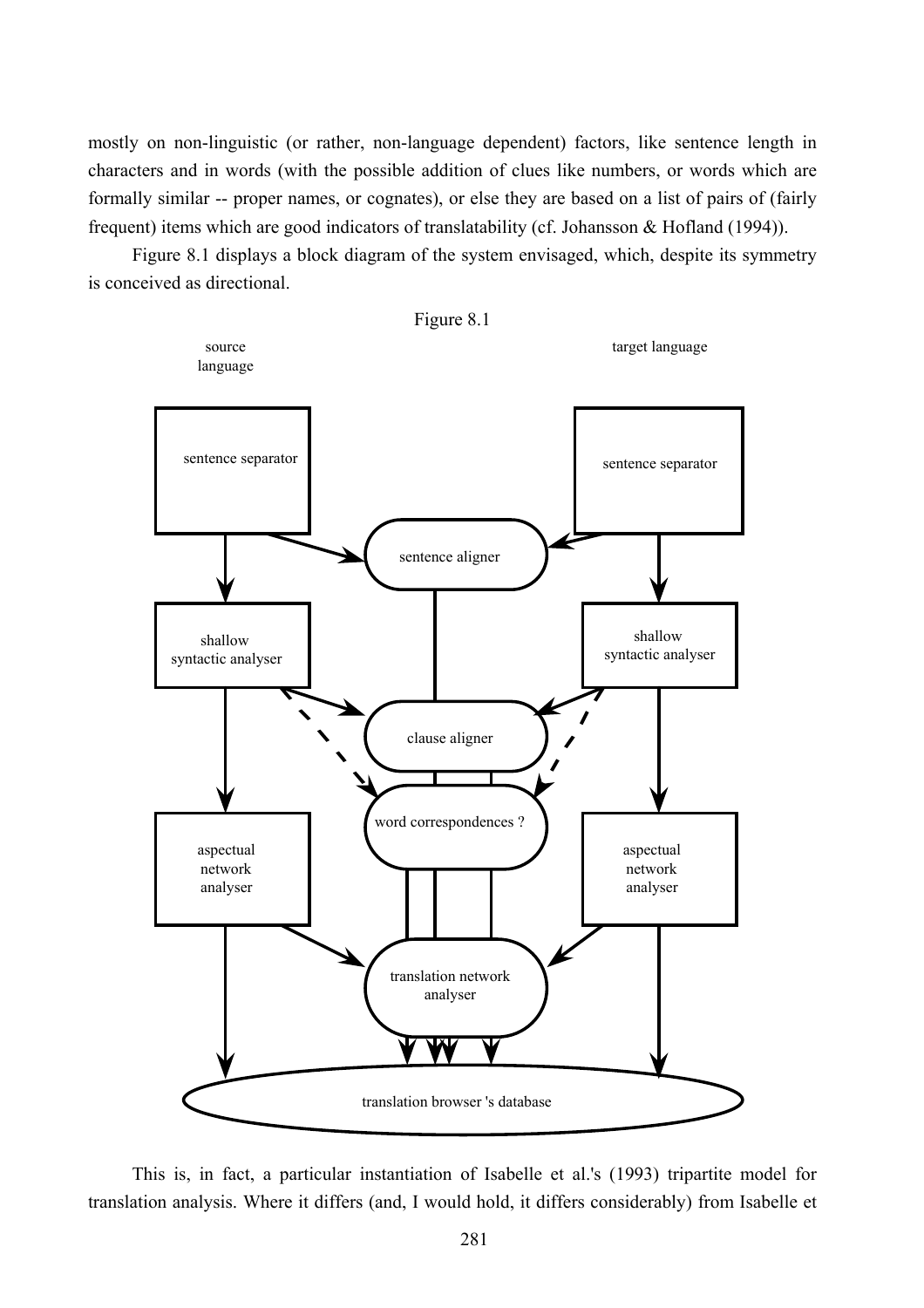mostly on non-linguistic (or rather, non-language dependent) factors, like sentence length in characters and in words (with the possible addition of clues like numbers, or words which are formally similar -- proper names, or cognates), or else they are based on a list of pairs of (fairly frequent) items which are good indicators of translatability (cf. Johansson & Hofland (1994)).

Figure 8.1 displays a block diagram of the system envisaged, which, despite its symmetry is conceived as directional.

Figure 8.1

source language

target language

sentence separator

sentence separator

sentence aligner

shallow syntactic analyser

shallow syntactic analyser

clause aligner

word correspondences ?

aspectual network analyser

aspectual network analyser

translation network analyser

translation browser 's database

This is, in fact, a particular instantiation of Isabelle et al.'s (1993) tripartite model for translation analysis. Where it differs (and, I would hold, it differs considerably) from Isabelle et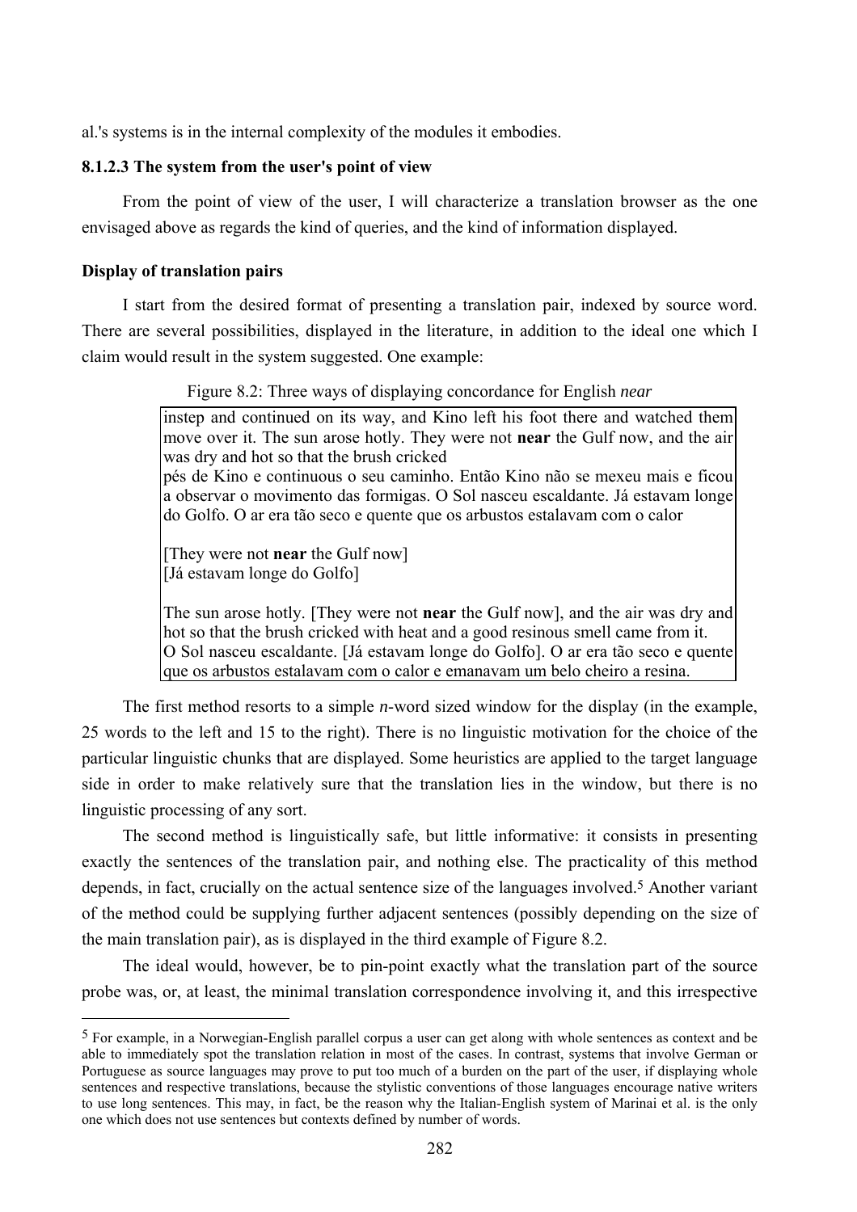al.'s systems is in the internal complexity of the modules it embodies.

### 8.1.2.3 The system from the user's point of view

From the point of view of the user, I will characterize a translation browser as the one envisaged above as regards the kind of queries, and the kind of information displayed.

#### Display of translation pairs

I start from the desired format of presenting a translation pair, indexed by source word. There are several possibilities, displayed in the literature, in addition to the ideal one which I claim would result in the system suggested. One example:

Figure 8.2: Three ways of displaying concordance for English *near*

instep and continued on its way, and Kino left his foot there and watched them move over it. The sun arose hotly. They were not **near** the Gulf now, and the air was dry and hot so that the brush cricked
pés de Kino e continuous o seu caminho. Então Kino não se mexeu mais e ficou a observar o movimento das formigas. O Sol nasceu escaldante. Já estavam longe do Golfo. O ar era tão seco e quente que os arbustos estalavam com o calor

[They were not **near** the Gulf now]
[Já estavam longe do Golfo]

The sun arose hotly. [They were not **near** the Gulf now], and the air was dry and hot so that the brush cricked with heat and a good resinous smell came from it.
O Sol nasceu escaldante. [Já estavam longe do Golfo]. O ar era tão seco e quente que os arbustos estalavam com o calor e emanavam um belo cheiro a resina.

The first method resorts to a simple *n*-word sized window for the display (in the example, 25 words to the left and 15 to the right). There is no linguistic motivation for the choice of the particular linguistic chunks that are displayed. Some heuristics are applied to the target language side in order to make relatively sure that the translation lies in the window, but there is no linguistic processing of any sort.

The second method is linguistically safe, but little informative: it consists in presenting exactly the sentences of the translation pair, and nothing else. The practicality of this method depends, in fact, crucially on the actual sentence size of the languages involved.[5] Another variant of the method could be supplying further adjacent sentences (possibly depending on the size of the main translation pair), as is displayed in the third example of Figure 8.2.

The ideal would, however, be to pin-point exactly what the translation part of the source probe was, or, at least, the minimal translation correspondence involving it, and this irrespective

[5] For example, in a Norwegian-English parallel corpus a user can get along with whole sentences as context and be able to immediately spot the translation relation in most of the cases. In contrast, systems that involve German or Portuguese as source languages may prove to put too much of a burden on the part of the user, if displaying whole sentences and respective translations, because the stylistic conventions of those languages encourage native writers to use long sentences. This may, in fact, be the reason why the Italian-English system of Marinai et al. is the only one which does not use sentences but contexts defined by number of words.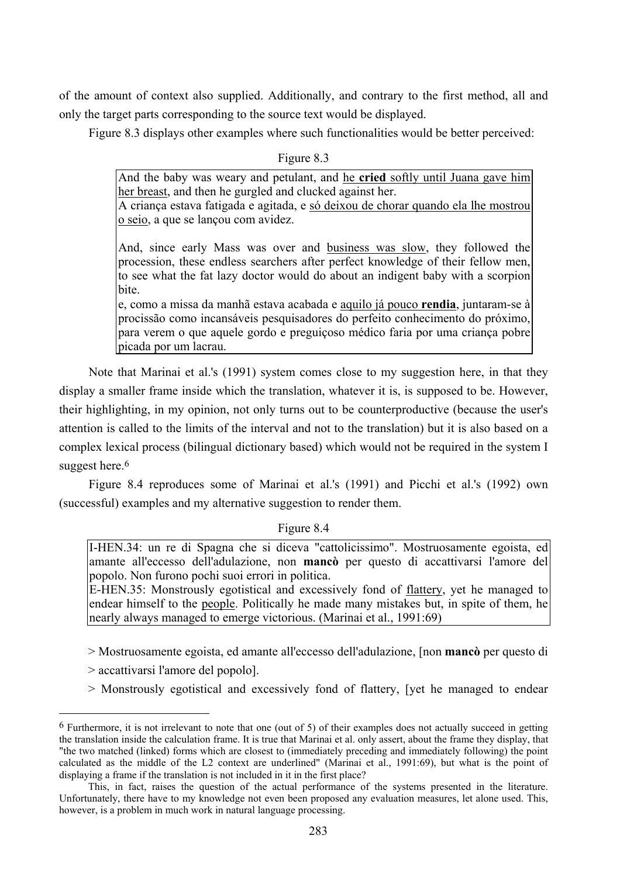of the amount of context also supplied. Additionally, and contrary to the first method, all and only the target parts corresponding to the source text would be displayed.

Figure 8.3 displays other examples where such functionalities would be better perceived:

Figure 8.3

> And the baby was weary and petulant, and <u>he **cried** softly until Juana gave him her breast</u>, and then he gurgled and clucked against her.
> A criança estava fatigada e agitada, e <u>só deixou de chorar quando ela lhe mostrou o seio</u>, a que se lançou com avidez.
>
> And, since early Mass was over and <u>business was slow</u>, they followed the procession, these endless searchers after perfect knowledge of their fellow men, to see what the fat lazy doctor would do about an indigent baby with a scorpion bite.
> e, como a missa da manhã estava acabada e <u>aquilo já pouco **rendia**</u>, juntaram-se à procissão como incansáveis pesquisadores do perfeito conhecimento do próximo, para verem o que aquele gordo e preguiçoso médico faria por uma criança pobre picada por um lacrau.

Note that Marinai et al.'s (1991) system comes close to my suggestion here, in that they display a smaller frame inside which the translation, whatever it is, is supposed to be. However, their highlighting, in my opinion, not only turns out to be counterproductive (because the user's attention is called to the limits of the interval and not to the translation) but it is also based on a complex lexical process (bilingual dictionary based) which would not be required in the system I suggest here.[6]

Figure 8.4 reproduces some of Marinai et al.'s (1991) and Picchi et al.'s (1992) own (successful) examples and my alternative suggestion to render them.

Figure 8.4

> I-HEN.34: un re di Spagna che si diceva "cattolicissimo". Mostruosamente egoista, ed amante all'eccesso dell'adulazione, non **mancò** per questo di accattivarsi l'amore del popolo. Non furono pochi suoi errori in politica.
> E-HEN.35: Monstrously egotistical and excessively fond of <u>flattery</u>, yet he managed to endear himself to the <u>people</u>. Politically he made many mistakes but, in spite of them, he nearly always managed to emerge victorious. (Marinai et al., 1991:69)

> Mostruosamente egoista, ed amante all'eccesso dell'adulazione, [non **mancò** per questo di
> accattivarsi l'amore del popolo].
> Monstrously egotistical and excessively fond of flattery, [yet he managed to endear

---

[6] Furthermore, it is not irrelevant to note that one (out of 5) of their examples does not actually succeed in getting the translation inside the calculation frame. It is true that Marinai et al. only assert, about the frame they display, that "the two matched (linked) forms which are closest to (immediately preceding and immediately following) the point calculated as the middle of the L2 context are underlined" (Marinai et al., 1991:69), but what is the point of displaying a frame if the translation is not included in it in the first place?

This, in fact, raises the question of the actual performance of the systems presented in the literature. Unfortunately, there have to my knowledge not even been proposed any evaluation measures, let alone used. This, however, is a problem in much work in natural language processing.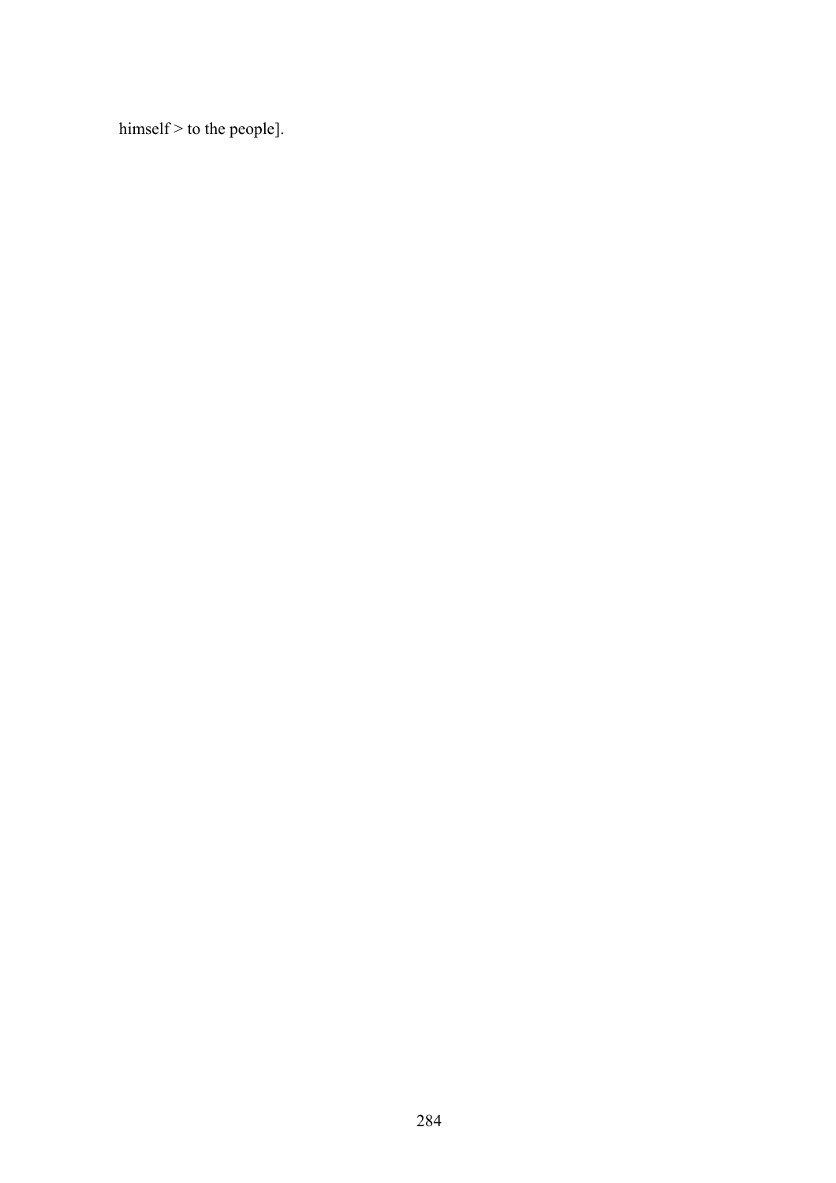himself > to the people].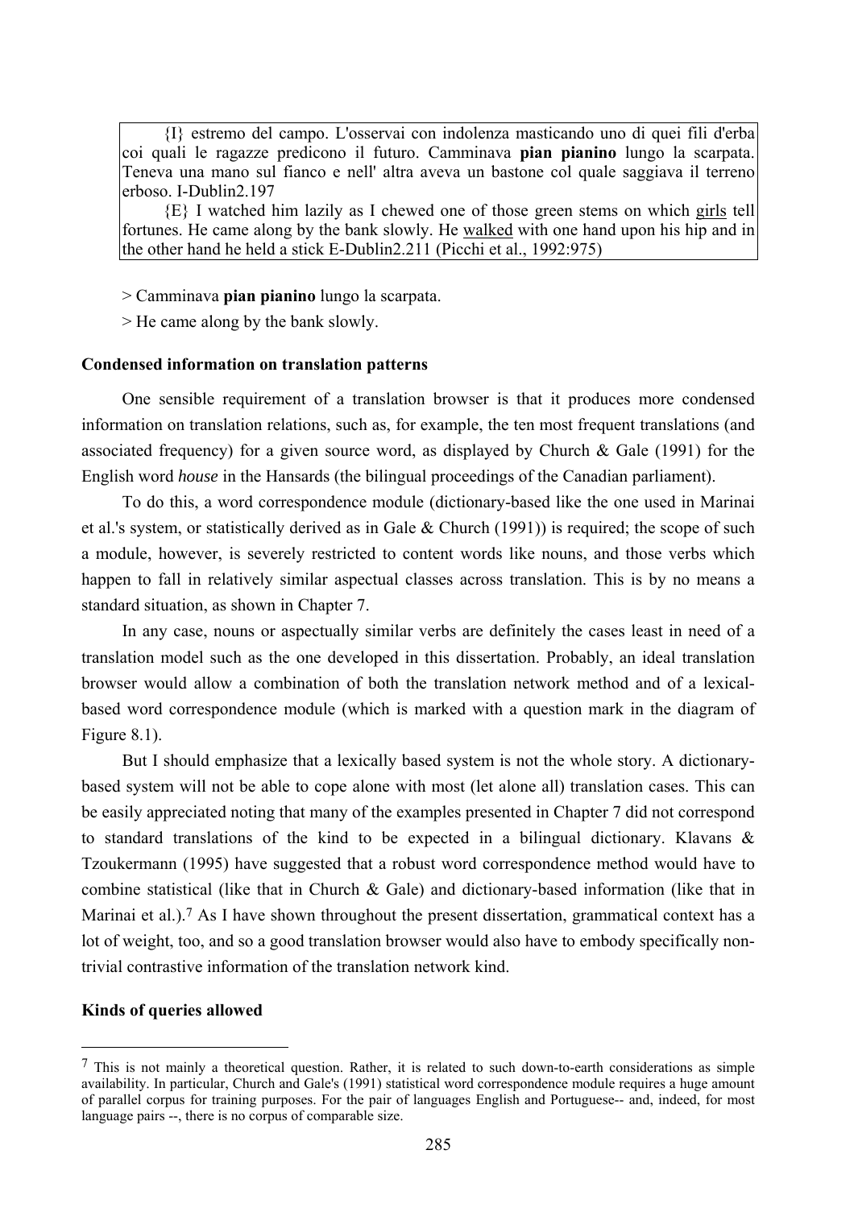> {I} estremo del campo. L'osservai con indolenza masticando uno di quei fili d'erba coi quali le ragazze predicono il futuro. Camminava **pian pianino** lungo la scarpata. Teneva una mano sul fianco e nell' altra aveva un bastone col quale saggiava il terreno erboso. I-Dublin2.197
>
> {E} I watched him lazily as I chewed one of those green stems on which girls tell fortunes. He came along by the bank slowly. He walked with one hand upon his hip and in the other hand he held a stick E-Dublin2.211 (Picchi et al., 1992:975)

> Camminava **pian pianino** lungo la scarpata.

> He came along by the bank slowly.

**Condensed information on translation patterns**

One sensible requirement of a translation browser is that it produces more condensed information on translation relations, such as, for example, the ten most frequent translations (and associated frequency) for a given source word, as displayed by Church & Gale (1991) for the English word *house* in the Hansards (the bilingual proceedings of the Canadian parliament).

To do this, a word correspondence module (dictionary-based like the one used in Marinai et al.'s system, or statistically derived as in Gale & Church (1991)) is required; the scope of such a module, however, is severely restricted to content words like nouns, and those verbs which happen to fall in relatively similar aspectual classes across translation. This is by no means a standard situation, as shown in Chapter 7.

In any case, nouns or aspectually similar verbs are definitely the cases least in need of a translation model such as the one developed in this dissertation. Probably, an ideal translation browser would allow a combination of both the translation network method and of a lexical-based word correspondence module (which is marked with a question mark in the diagram of Figure 8.1).

But I should emphasize that a lexically based system is not the whole story. A dictionary-based system will not be able to cope alone with most (let alone all) translation cases. This can be easily appreciated noting that many of the examples presented in Chapter 7 did not correspond to standard translations of the kind to be expected in a bilingual dictionary. Klavans & Tzoukermann (1995) have suggested that a robust word correspondence method would have to combine statistical (like that in Church & Gale) and dictionary-based information (like that in Marinai et al.).[7] As I have shown throughout the present dissertation, grammatical context has a lot of weight, too, and so a good translation browser would also have to embody specifically non-trivial contrastive information of the translation network kind.

**Kinds of queries allowed**

[7] This is not mainly a theoretical question. Rather, it is related to such down-to-earth considerations as simple availability. In particular, Church and Gale's (1991) statistical word correspondence module requires a huge amount of parallel corpus for training purposes. For the pair of languages English and Portuguese-- and, indeed, for most language pairs --, there is no corpus of comparable size.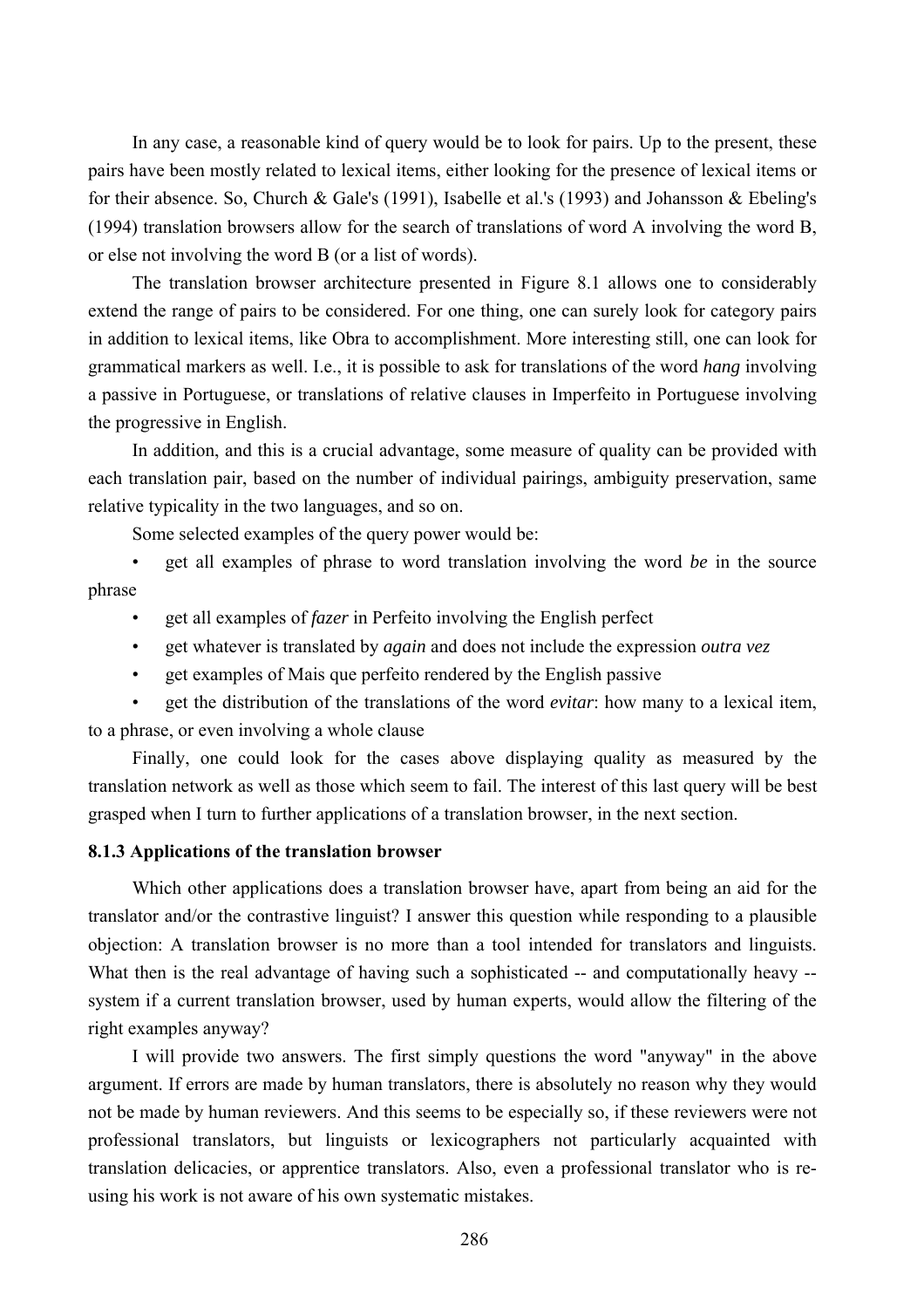In any case, a reasonable kind of query would be to look for pairs. Up to the present, these pairs have been mostly related to lexical items, either looking for the presence of lexical items or for their absence. So, Church & Gale's (1991), Isabelle et al.'s (1993) and Johansson & Ebeling's (1994) translation browsers allow for the search of translations of word A involving the word B, or else not involving the word B (or a list of words).

The translation browser architecture presented in Figure 8.1 allows one to considerably extend the range of pairs to be considered. For one thing, one can surely look for category pairs in addition to lexical items, like Obra to accomplishment. More interesting still, one can look for grammatical markers as well. I.e., it is possible to ask for translations of the word *hang* involving a passive in Portuguese, or translations of relative clauses in Imperfeito in Portuguese involving the progressive in English.

In addition, and this is a crucial advantage, some measure of quality can be provided with each translation pair, based on the number of individual pairings, ambiguity preservation, same relative typicality in the two languages, and so on.

Some selected examples of the query power would be:

- get all examples of phrase to word translation involving the word *be* in the source phrase
- get all examples of *fazer* in Perfeito involving the English perfect
- get whatever is translated by *again* and does not include the expression *outra vez*
- get examples of Mais que perfeito rendered by the English passive
- get the distribution of the translations of the word *evitar*: how many to a lexical item, to a phrase, or even involving a whole clause

Finally, one could look for the cases above displaying quality as measured by the translation network as well as those which seem to fail. The interest of this last query will be best grasped when I turn to further applications of a translation browser, in the next section.

### 8.1.3 Applications of the translation browser

Which other applications does a translation browser have, apart from being an aid for the translator and/or the contrastive linguist? I answer this question while responding to a plausible objection: A translation browser is no more than a tool intended for translators and linguists. What then is the real advantage of having such a sophisticated -- and computationally heavy -- system if a current translation browser, used by human experts, would allow the filtering of the right examples anyway?

I will provide two answers. The first simply questions the word "anyway" in the above argument. If errors are made by human translators, there is absolutely no reason why they would not be made by human reviewers. And this seems to be especially so, if these reviewers were not professional translators, but linguists or lexicographers not particularly acquainted with translation delicacies, or apprentice translators. Also, even a professional translator who is re-using his work is not aware of his own systematic mistakes.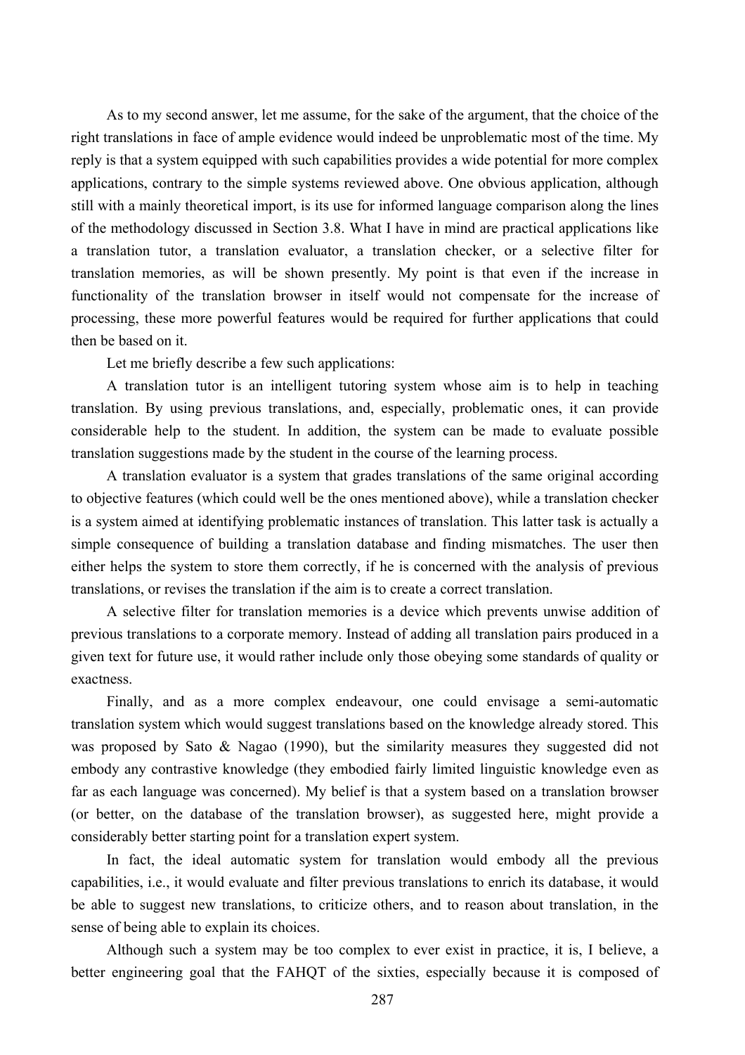As to my second answer, let me assume, for the sake of the argument, that the choice of the right translations in face of ample evidence would indeed be unproblematic most of the time. My reply is that a system equipped with such capabilities provides a wide potential for more complex applications, contrary to the simple systems reviewed above. One obvious application, although still with a mainly theoretical import, is its use for informed language comparison along the lines of the methodology discussed in Section 3.8. What I have in mind are practical applications like a translation tutor, a translation evaluator, a translation checker, or a selective filter for translation memories, as will be shown presently. My point is that even if the increase in functionality of the translation browser in itself would not compensate for the increase of processing, these more powerful features would be required for further applications that could then be based on it.

Let me briefly describe a few such applications:

A translation tutor is an intelligent tutoring system whose aim is to help in teaching translation. By using previous translations, and, especially, problematic ones, it can provide considerable help to the student. In addition, the system can be made to evaluate possible translation suggestions made by the student in the course of the learning process.

A translation evaluator is a system that grades translations of the same original according to objective features (which could well be the ones mentioned above), while a translation checker is a system aimed at identifying problematic instances of translation. This latter task is actually a simple consequence of building a translation database and finding mismatches. The user then either helps the system to store them correctly, if he is concerned with the analysis of previous translations, or revises the translation if the aim is to create a correct translation.

A selective filter for translation memories is a device which prevents unwise addition of previous translations to a corporate memory. Instead of adding all translation pairs produced in a given text for future use, it would rather include only those obeying some standards of quality or exactness.

Finally, and as a more complex endeavour, one could envisage a semi-automatic translation system which would suggest translations based on the knowledge already stored. This was proposed by Sato & Nagao (1990), but the similarity measures they suggested did not embody any contrastive knowledge (they embodied fairly limited linguistic knowledge even as far as each language was concerned). My belief is that a system based on a translation browser (or better, on the database of the translation browser), as suggested here, might provide a considerably better starting point for a translation expert system.

In fact, the ideal automatic system for translation would embody all the previous capabilities, i.e., it would evaluate and filter previous translations to enrich its database, it would be able to suggest new translations, to criticize others, and to reason about translation, in the sense of being able to explain its choices.

Although such a system may be too complex to ever exist in practice, it is, I believe, a better engineering goal that the FAHQT of the sixties, especially because it is composed of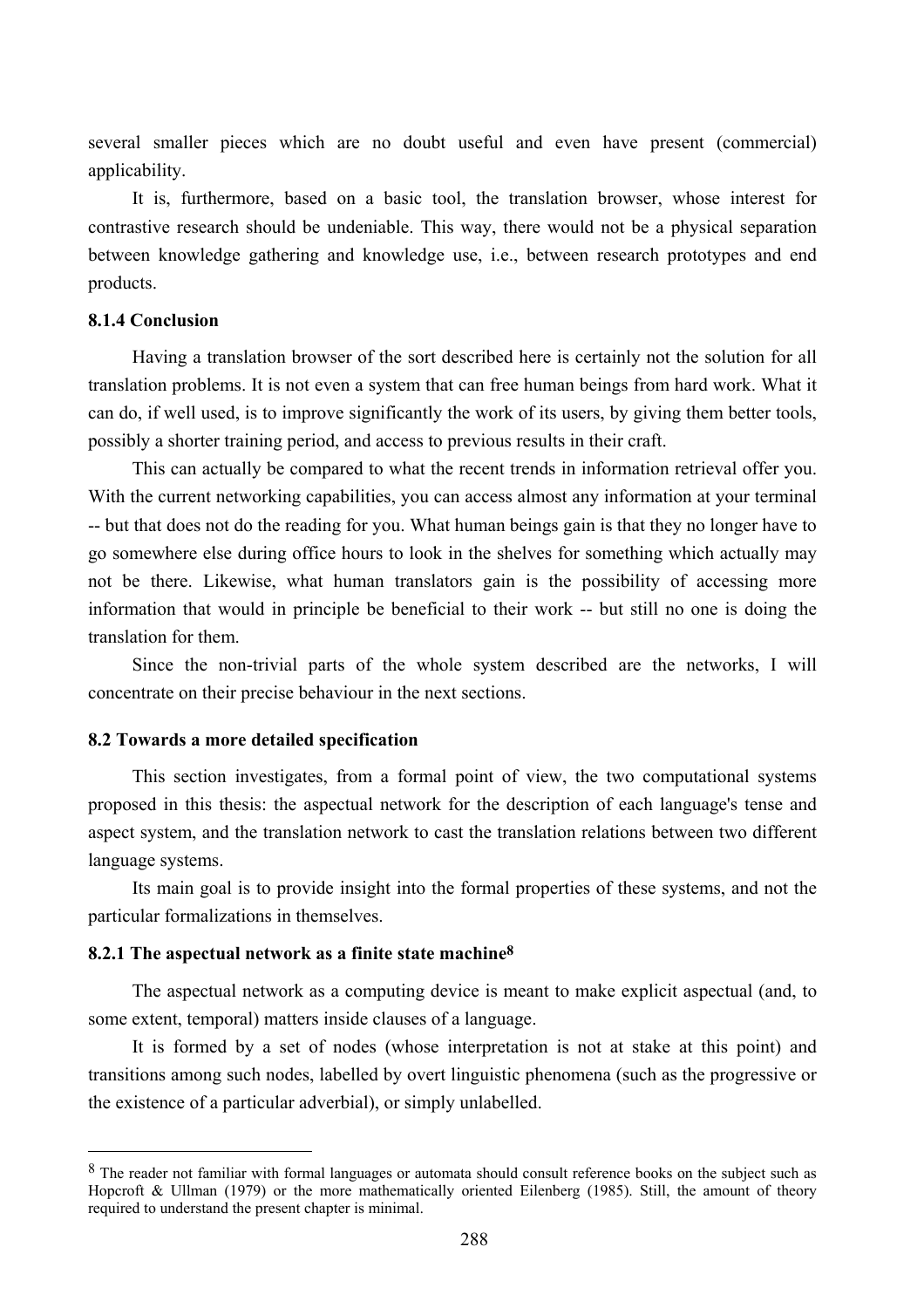several smaller pieces which are no doubt useful and even have present (commercial) applicability.

It is, furthermore, based on a basic tool, the translation browser, whose interest for contrastive research should be undeniable. This way, there would not be a physical separation between knowledge gathering and knowledge use, i.e., between research prototypes and end products.

### 8.1.4 Conclusion

Having a translation browser of the sort described here is certainly not the solution for all translation problems. It is not even a system that can free human beings from hard work. What it can do, if well used, is to improve significantly the work of its users, by giving them better tools, possibly a shorter training period, and access to previous results in their craft.

This can actually be compared to what the recent trends in information retrieval offer you. With the current networking capabilities, you can access almost any information at your terminal -- but that does not do the reading for you. What human beings gain is that they no longer have to go somewhere else during office hours to look in the shelves for something which actually may not be there. Likewise, what human translators gain is the possibility of accessing more information that would in principle be beneficial to their work -- but still no one is doing the translation for them.

Since the non-trivial parts of the whole system described are the networks, I will concentrate on their precise behaviour in the next sections.

## 8.2 Towards a more detailed specification

This section investigates, from a formal point of view, the two computational systems proposed in this thesis: the aspectual network for the description of each language's tense and aspect system, and the translation network to cast the translation relations between two different language systems.

Its main goal is to provide insight into the formal properties of these systems, and not the particular formalizations in themselves.

### 8.2.1 The aspectual network as a finite state machine[8]

The aspectual network as a computing device is meant to make explicit aspectual (and, to some extent, temporal) matters inside clauses of a language.

It is formed by a set of nodes (whose interpretation is not at stake at this point) and transitions among such nodes, labelled by overt linguistic phenomena (such as the progressive or the existence of a particular adverbial), or simply unlabelled.

---

[8] The reader not familiar with formal languages or automata should consult reference books on the subject such as Hopcroft & Ullman (1979) or the more mathematically oriented Eilenberg (1985). Still, the amount of theory required to understand the present chapter is minimal.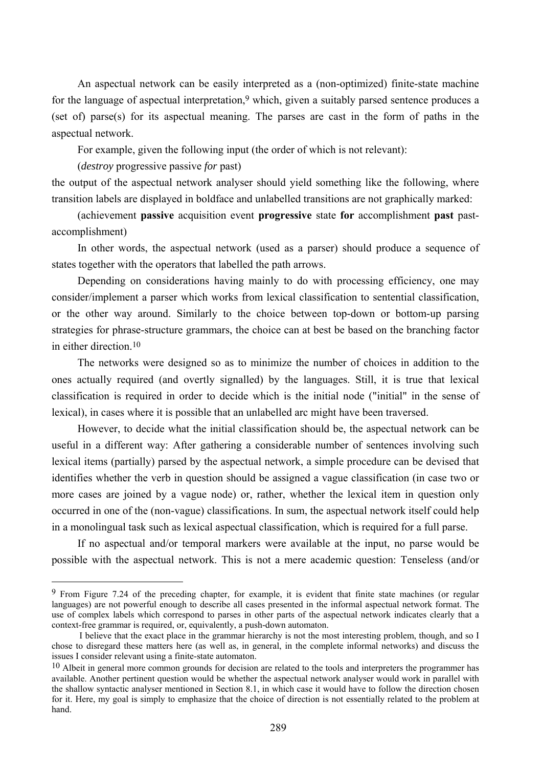An aspectual network can be easily interpreted as a (non-optimized) finite-state machine for the language of aspectual interpretation,[9] which, given a suitably parsed sentence produces a (set of) parse(s) for its aspectual meaning. The parses are cast in the form of paths in the aspectual network.

For example, given the following input (the order of which is not relevant):

(*destroy* progressive passive *for* past)

the output of the aspectual network analyser should yield something like the following, where transition labels are displayed in boldface and unlabelled transitions are not graphically marked:

(achievement **passive** acquisition event **progressive** state **for** accomplishment **past** past-accomplishment)

In other words, the aspectual network (used as a parser) should produce a sequence of states together with the operators that labelled the path arrows.

Depending on considerations having mainly to do with processing efficiency, one may consider/implement a parser which works from lexical classification to sentential classification, or the other way around. Similarly to the choice between top-down or bottom-up parsing strategies for phrase-structure grammars, the choice can at best be based on the branching factor in either direction.[10]

The networks were designed so as to minimize the number of choices in addition to the ones actually required (and overtly signalled) by the languages. Still, it is true that lexical classification is required in order to decide which is the initial node ("initial" in the sense of lexical), in cases where it is possible that an unlabelled arc might have been traversed.

However, to decide what the initial classification should be, the aspectual network can be useful in a different way: After gathering a considerable number of sentences involving such lexical items (partially) parsed by the aspectual network, a simple procedure can be devised that identifies whether the verb in question should be assigned a vague classification (in case two or more cases are joined by a vague node) or, rather, whether the lexical item in question only occurred in one of the (non-vague) classifications. In sum, the aspectual network itself could help in a monolingual task such as lexical aspectual classification, which is required for a full parse.

If no aspectual and/or temporal markers were available at the input, no parse would be possible with the aspectual network. This is not a mere academic question: Tenseless (and/or

---

[9] From Figure 7.24 of the preceding chapter, for example, it is evident that finite state machines (or regular languages) are not powerful enough to describe all cases presented in the informal aspectual network format. The use of complex labels which correspond to parses in other parts of the aspectual network indicates clearly that a context-free grammar is required, or, equivalently, a push-down automaton.

I believe that the exact place in the grammar hierarchy is not the most interesting problem, though, and so I chose to disregard these matters here (as well as, in general, in the complete informal networks) and discuss the issues I consider relevant using a finite-state automaton.

[10] Albeit in general more common grounds for decision are related to the tools and interpreters the programmer has available. Another pertinent question would be whether the aspectual network analyser would work in parallel with the shallow syntactic analyser mentioned in Section 8.1, in which case it would have to follow the direction chosen for it. Here, my goal is simply to emphasize that the choice of direction is not essentially related to the problem at hand.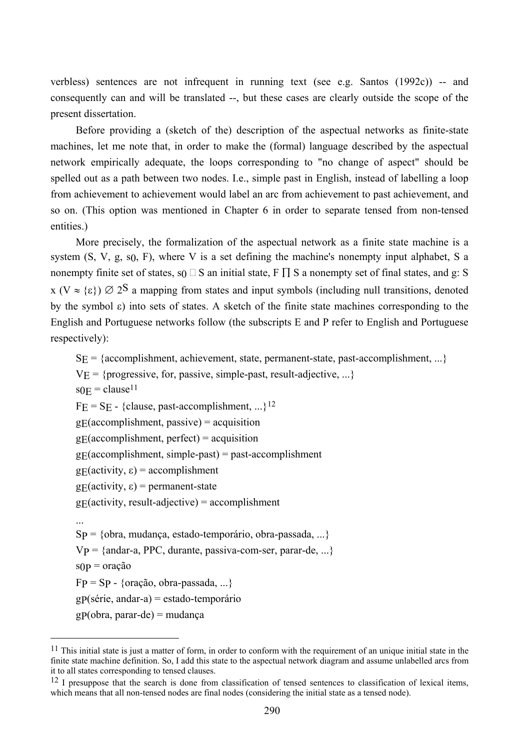verbless) sentences are not infrequent in running text (see e.g. Santos (1992c)) -- and consequently can and will be translated --, but these cases are clearly outside the scope of the present dissertation.

Before providing a (sketch of the) description of the aspectual networks as finite-state machines, let me note that, in order to make the (formal) language described by the aspectual network empirically adequate, the loops corresponding to "no change of aspect" should be spelled out as a path between two nodes. I.e., simple past in English, instead of labelling a loop from achievement to achievement would label an arc from achievement to past achievement, and so on. (This option was mentioned in Chapter 6 in order to separate tensed from non-tensed entities.)

More precisely, the formalization of the aspectual network as a finite state machine is a system (S, V, g, $s_0$, F), where V is a set defining the machine's nonempty input alphabet, S a nonempty finite set of states, $s_0 \in S$ an initial state, $F \subseteq S$ a nonempty set of final states, and g: $S \times (V \cup \{\varepsilon\}) \rightarrow 2^S$ a mapping from states and input symbols (including null transitions, denoted by the symbol ε) into sets of states. A sketch of the finite state machines corresponding to the English and Portuguese networks follow (the subscripts E and P refer to English and Portuguese respectively):

$S_E$ = {accomplishment, achievement, state, permanent-state, past-accomplishment, ...}
$V_E$ = {progressive, for, passive, simple-past, result-adjective, ...}
$s_{0E}$ = clause[11]
$F_E$ = $S_E$ - {clause, past-accomplishment, ...}[12]
$g_E$(accomplishment, passive) = acquisition
$g_E$(accomplishment, perfect) = acquisition
$g_E$(accomplishment, simple-past) = past-accomplishment
$g_E$(activity, ε) = accomplishment
$g_E$(activity, ε) = permanent-state
$g_E$(activity, result-adjective) = accomplishment
...
$S_P$ = {obra, mudança, estado-temporário, obra-passada, ...}
$V_P$ = {andar-a, PPC, durante, passiva-com-ser, parar-de, ...}
$s_{0P}$ = oração
$F_P$ = $S_P$ - {oração, obra-passada, ...}
$g_P$(série, andar-a) = estado-temporário
$g_P$(obra, parar-de) = mudança

---

[11] This initial state is just a matter of form, in order to conform with the requirement of an unique initial state in the finite state machine definition. So, I add this state to the aspectual network diagram and assume unlabelled arcs from it to all states corresponding to tensed clauses.

[12] I presuppose that the search is done from classification of tensed sentences to classification of lexical items, which means that all non-tensed nodes are final nodes (considering the initial state as a tensed node).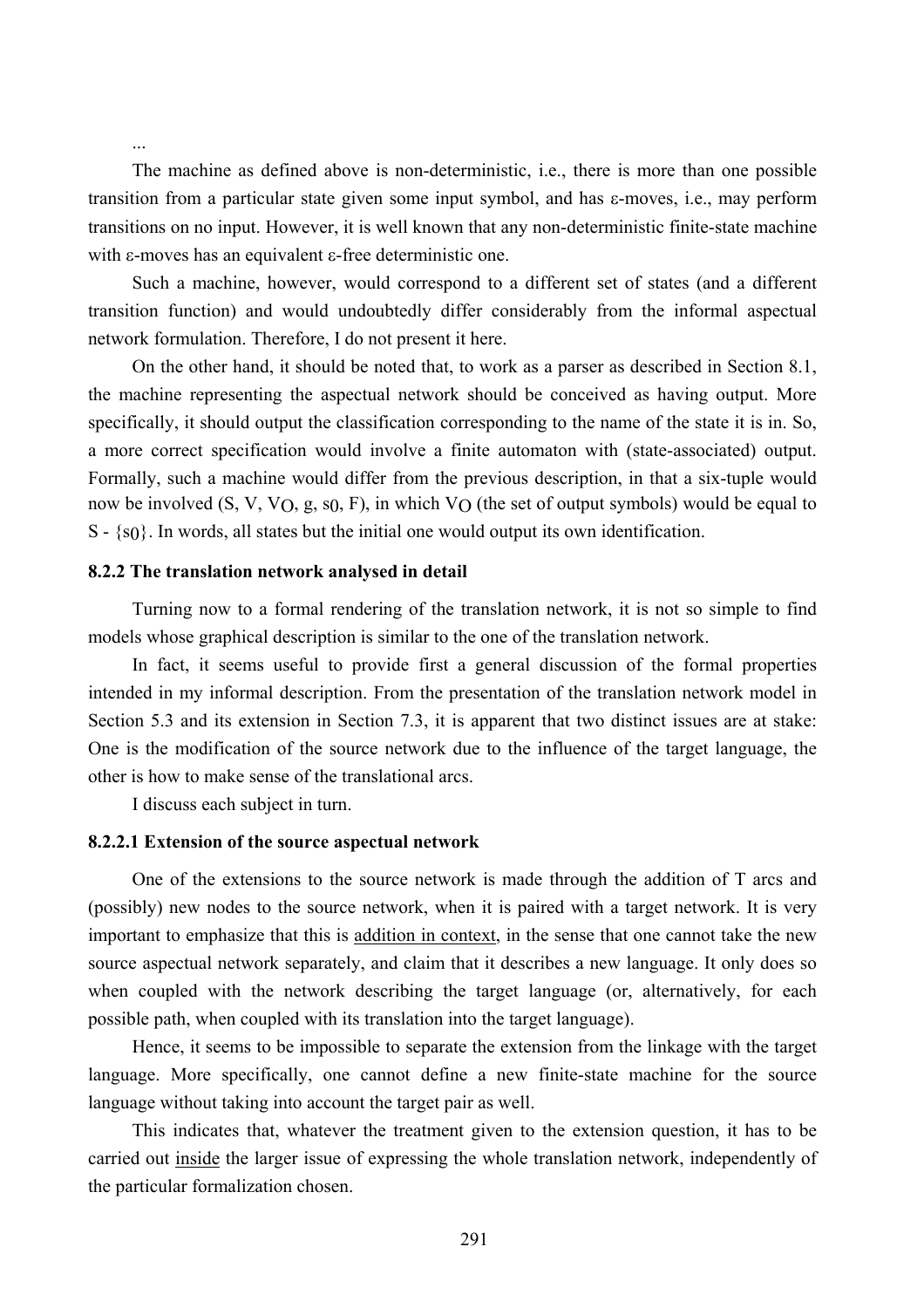...

The machine as defined above is non-deterministic, i.e., there is more than one possible transition from a particular state given some input symbol, and has ε-moves, i.e., may perform transitions on no input. However, it is well known that any non-deterministic finite-state machine with ε-moves has an equivalent ε-free deterministic one.

Such a machine, however, would correspond to a different set of states (and a different transition function) and would undoubtedly differ considerably from the informal aspectual network formulation. Therefore, I do not present it here.

On the other hand, it should be noted that, to work as a parser as described in Section 8.1, the machine representing the aspectual network should be conceived as having output. More specifically, it should output the classification corresponding to the name of the state it is in. So, a more correct specification would involve a finite automaton with (state-associated) output. Formally, such a machine would differ from the previous description, in that a six-tuple would now be involved ($S$, $V$, $V_O$, $g$, $s_0$, $F$), in which $V_O$ (the set of output symbols) would be equal to $S - \{s_0\}$. In words, all states but the initial one would output its own identification.

### 8.2.2 The translation network analysed in detail

Turning now to a formal rendering of the translation network, it is not so simple to find models whose graphical description is similar to the one of the translation network.

In fact, it seems useful to provide first a general discussion of the formal properties intended in my informal description. From the presentation of the translation network model in Section 5.3 and its extension in Section 7.3, it is apparent that two distinct issues are at stake: One is the modification of the source network due to the influence of the target language, the other is how to make sense of the translational arcs.

I discuss each subject in turn.

#### 8.2.2.1 Extension of the source aspectual network

One of the extensions to the source network is made through the addition of T arcs and (possibly) new nodes to the source network, when it is paired with a target network. It is very important to emphasize that this is addition in context, in the sense that one cannot take the new source aspectual network separately, and claim that it describes a new language. It only does so when coupled with the network describing the target language (or, alternatively, for each possible path, when coupled with its translation into the target language).

Hence, it seems to be impossible to separate the extension from the linkage with the target language. More specifically, one cannot define a new finite-state machine for the source language without taking into account the target pair as well.

This indicates that, whatever the treatment given to the extension question, it has to be carried out inside the larger issue of expressing the whole translation network, independently of the particular formalization chosen.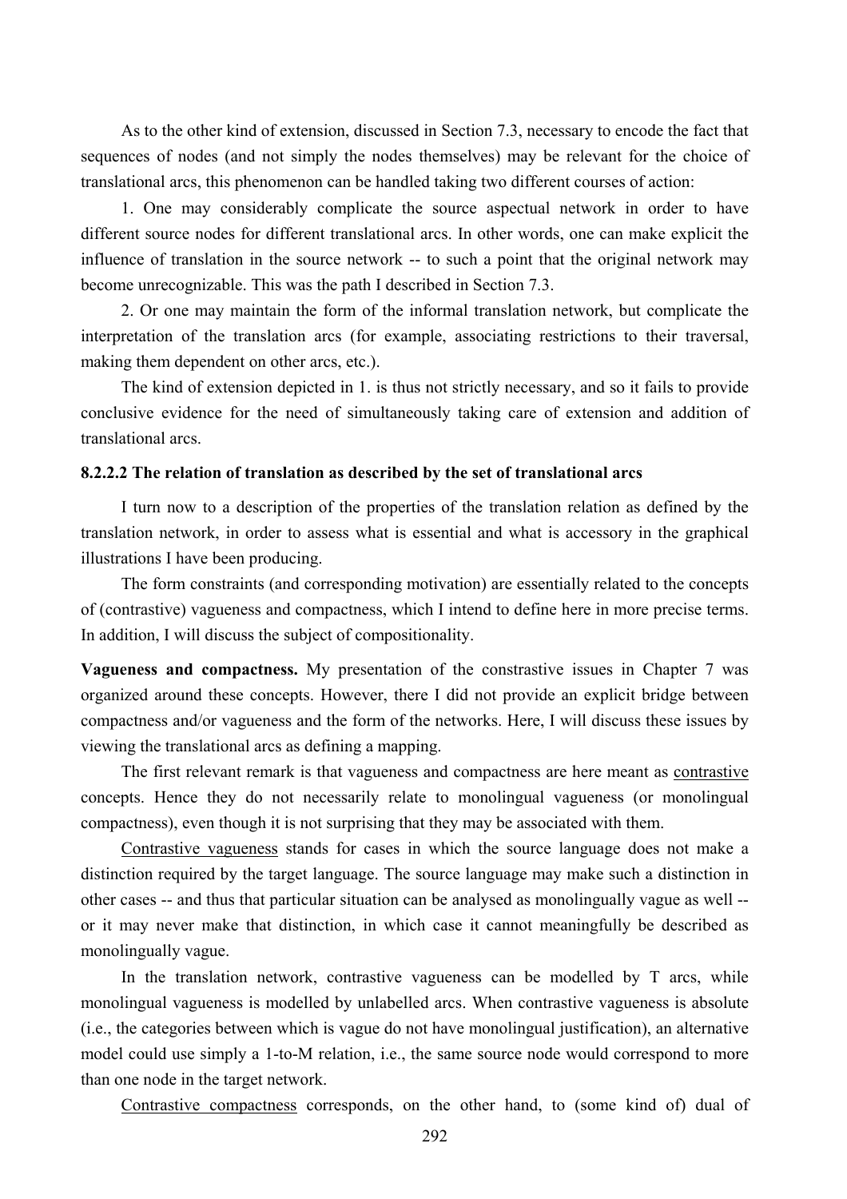As to the other kind of extension, discussed in Section 7.3, necessary to encode the fact that sequences of nodes (and not simply the nodes themselves) may be relevant for the choice of translational arcs, this phenomenon can be handled taking two different courses of action:

1. One may considerably complicate the source aspectual network in order to have different source nodes for different translational arcs. In other words, one can make explicit the influence of translation in the source network -- to such a point that the original network may become unrecognizable. This was the path I described in Section 7.3.

2. Or one may maintain the form of the informal translation network, but complicate the interpretation of the translation arcs (for example, associating restrictions to their traversal, making them dependent on other arcs, etc.).

The kind of extension depicted in 1. is thus not strictly necessary, and so it fails to provide conclusive evidence for the need of simultaneously taking care of extension and addition of translational arcs.

#### 8.2.2.2 The relation of translation as described by the set of translational arcs

I turn now to a description of the properties of the translation relation as defined by the translation network, in order to assess what is essential and what is accessory in the graphical illustrations I have been producing.

The form constraints (and corresponding motivation) are essentially related to the concepts of (contrastive) vagueness and compactness, which I intend to define here in more precise terms. In addition, I will discuss the subject of compositionality.

**Vagueness and compactness.** My presentation of the constrastive issues in Chapter 7 was organized around these concepts. However, there I did not provide an explicit bridge between compactness and/or vagueness and the form of the networks. Here, I will discuss these issues by viewing the translational arcs as defining a mapping.

The first relevant remark is that vagueness and compactness are here meant as contrastive concepts. Hence they do not necessarily relate to monolingual vagueness (or monolingual compactness), even though it is not surprising that they may be associated with them.

Contrastive vagueness stands for cases in which the source language does not make a distinction required by the target language. The source language may make such a distinction in other cases -- and thus that particular situation can be analysed as monolingually vague as well -- or it may never make that distinction, in which case it cannot meaningfully be described as monolingually vague.

In the translation network, contrastive vagueness can be modelled by T arcs, while monolingual vagueness is modelled by unlabelled arcs. When contrastive vagueness is absolute (i.e., the categories between which is vague do not have monolingual justification), an alternative model could use simply a 1-to-M relation, i.e., the same source node would correspond to more than one node in the target network.

Contrastive compactness corresponds, on the other hand, to (some kind of) dual of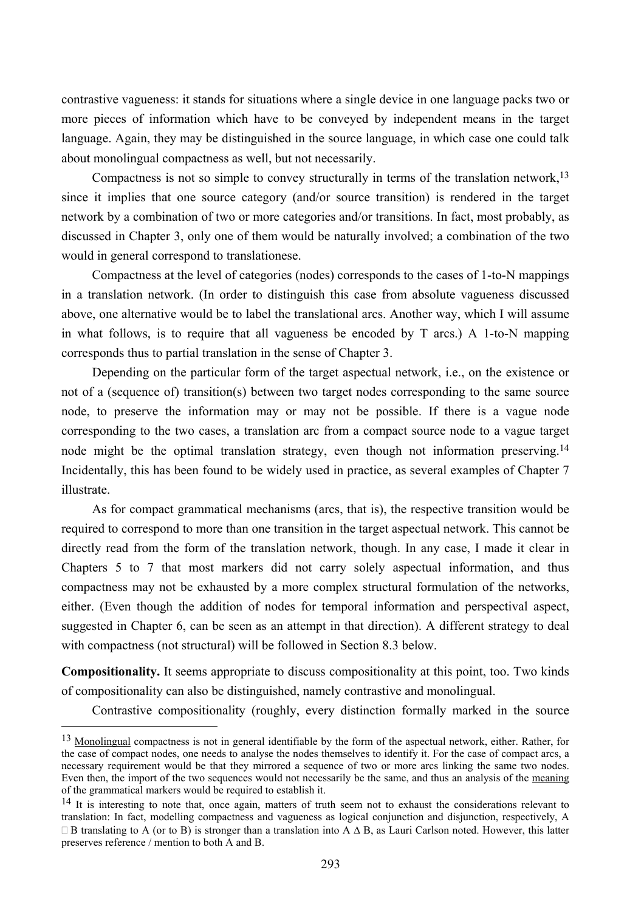contrastive vagueness: it stands for situations where a single device in one language packs two or more pieces of information which have to be conveyed by independent means in the target language. Again, they may be distinguished in the source language, in which case one could talk about monolingual compactness as well, but not necessarily.

Compactness is not so simple to convey structurally in terms of the translation network,[13] since it implies that one source category (and/or source transition) is rendered in the target network by a combination of two or more categories and/or transitions. In fact, most probably, as discussed in Chapter 3, only one of them would be naturally involved; a combination of the two would in general correspond to translationese.

Compactness at the level of categories (nodes) corresponds to the cases of 1-to-N mappings in a translation network. (In order to distinguish this case from absolute vagueness discussed above, one alternative would be to label the translational arcs. Another way, which I will assume in what follows, is to require that all vagueness be encoded by T arcs.) A 1-to-N mapping corresponds thus to partial translation in the sense of Chapter 3.

Depending on the particular form of the target aspectual network, i.e., on the existence or not of a (sequence of) transition(s) between two target nodes corresponding to the same source node, to preserve the information may or may not be possible. If there is a vague node corresponding to the two cases, a translation arc from a compact source node to a vague target node might be the optimal translation strategy, even though not information preserving.[14] Incidentally, this has been found to be widely used in practice, as several examples of Chapter 7 illustrate.

As for compact grammatical mechanisms (arcs, that is), the respective transition would be required to correspond to more than one transition in the target aspectual network. This cannot be directly read from the form of the translation network, though. In any case, I made it clear in Chapters 5 to 7 that most markers did not carry solely aspectual information, and thus compactness may not be exhausted by a more complex structural formulation of the networks, either. (Even though the addition of nodes for temporal information and perspectival aspect, suggested in Chapter 6, can be seen as an attempt in that direction). A different strategy to deal with compactness (not structural) will be followed in Section 8.3 below.

**Compositionality.** It seems appropriate to discuss compositionality at this point, too. Two kinds of compositionality can also be distinguished, namely contrastive and monolingual.

Contrastive compositionality (roughly, every distinction formally marked in the source

---

[13] Monolingual compactness is not in general identifiable by the form of the aspectual network, either. Rather, for the case of compact nodes, one needs to analyse the nodes themselves to identify it. For the case of compact arcs, a necessary requirement would be that they mirrored a sequence of two or more arcs linking the same two nodes. Even then, the import of the two sequences would not necessarily be the same, and thus an analysis of the meaning of the grammatical markers would be required to establish it.

[14] It is interesting to note that, once again, matters of truth seem not to exhaust the considerations relevant to translation: In fact, modelling compactness and vagueness as logical conjunction and disjunction, respectively, A  B translating to A (or to B) is stronger than a translation into A Δ B, as Lauri Carlson noted. However, this latter preserves reference / mention to both A and B.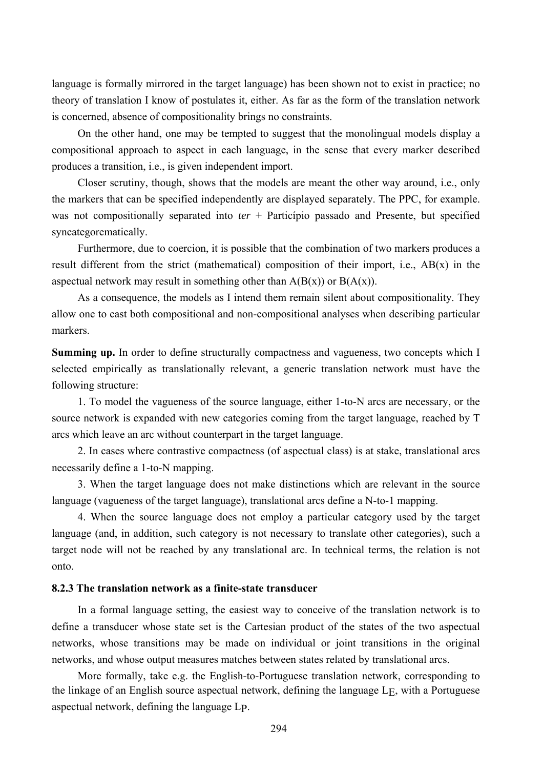language is formally mirrored in the target language) has been shown not to exist in practice; no theory of translation I know of postulates it, either. As far as the form of the translation network is concerned, absence of compositionality brings no constraints.

On the other hand, one may be tempted to suggest that the monolingual models display a compositional approach to aspect in each language, in the sense that every marker described produces a transition, i.e., is given independent import.

Closer scrutiny, though, shows that the models are meant the other way around, i.e., only the markers that can be specified independently are displayed separately. The PPC, for example. was not compositionally separated into *ter* + Particípio passado and Presente, but specified syncategorematically.

Furthermore, due to coercion, it is possible that the combination of two markers produces a result different from the strict (mathematical) composition of their import, i.e., $AB(x)$ in the aspectual network may result in something other than $A(B(x))$ or $B(A(x))$.

As a consequence, the models as I intend them remain silent about compositionality. They allow one to cast both compositional and non-compositional analyses when describing particular markers.

**Summing up.** In order to define structurally compactness and vagueness, two concepts which I selected empirically as translationally relevant, a generic translation network must have the following structure:

1. To model the vagueness of the source language, either 1-to-N arcs are necessary, or the source network is expanded with new categories coming from the target language, reached by T arcs which leave an arc without counterpart in the target language.

2. In cases where contrastive compactness (of aspectual class) is at stake, translational arcs necessarily define a 1-to-N mapping.

3. When the target language does not make distinctions which are relevant in the source language (vagueness of the target language), translational arcs define a N-to-1 mapping.

4. When the source language does not employ a particular category used by the target language (and, in addition, such category is not necessary to translate other categories), such a target node will not be reached by any translational arc. In technical terms, the relation is not onto.

### 8.2.3 The translation network as a finite-state transducer

In a formal language setting, the easiest way to conceive of the translation network is to define a transducer whose state set is the Cartesian product of the states of the two aspectual networks, whose transitions may be made on individual or joint transitions in the original networks, and whose output measures matches between states related by translational arcs.

More formally, take e.g. the English-to-Portuguese translation network, corresponding to the linkage of an English source aspectual network, defining the language $L_E$, with a Portuguese aspectual network, defining the language $L_P$.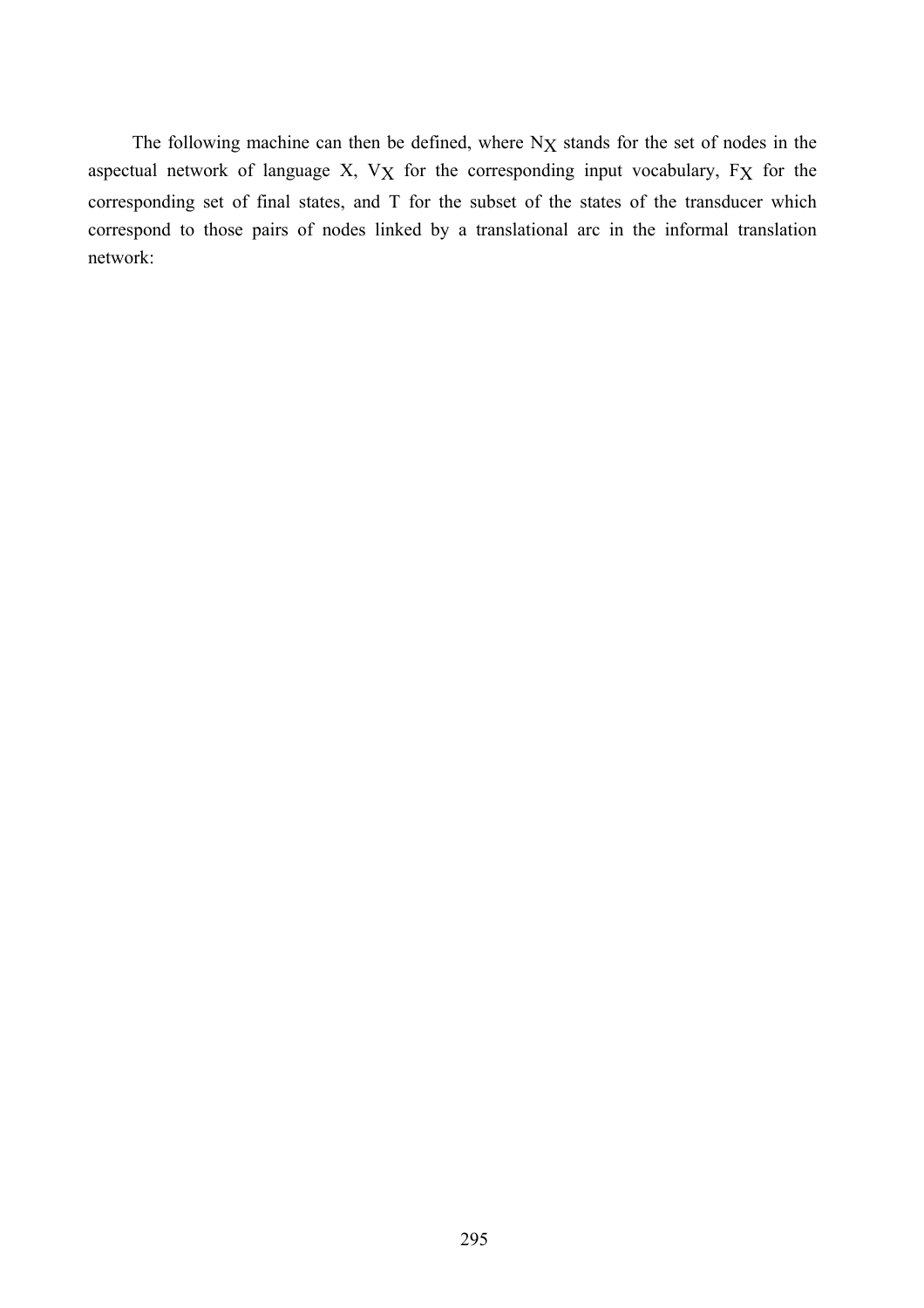The following machine can then be defined, where $N_X$ stands for the set of nodes in the aspectual network of language X, $V_X$ for the corresponding input vocabulary, $F_X$ for the corresponding set of final states, and T for the subset of the states of the transducer which correspond to those pairs of nodes linked by a translational arc in the informal translation network: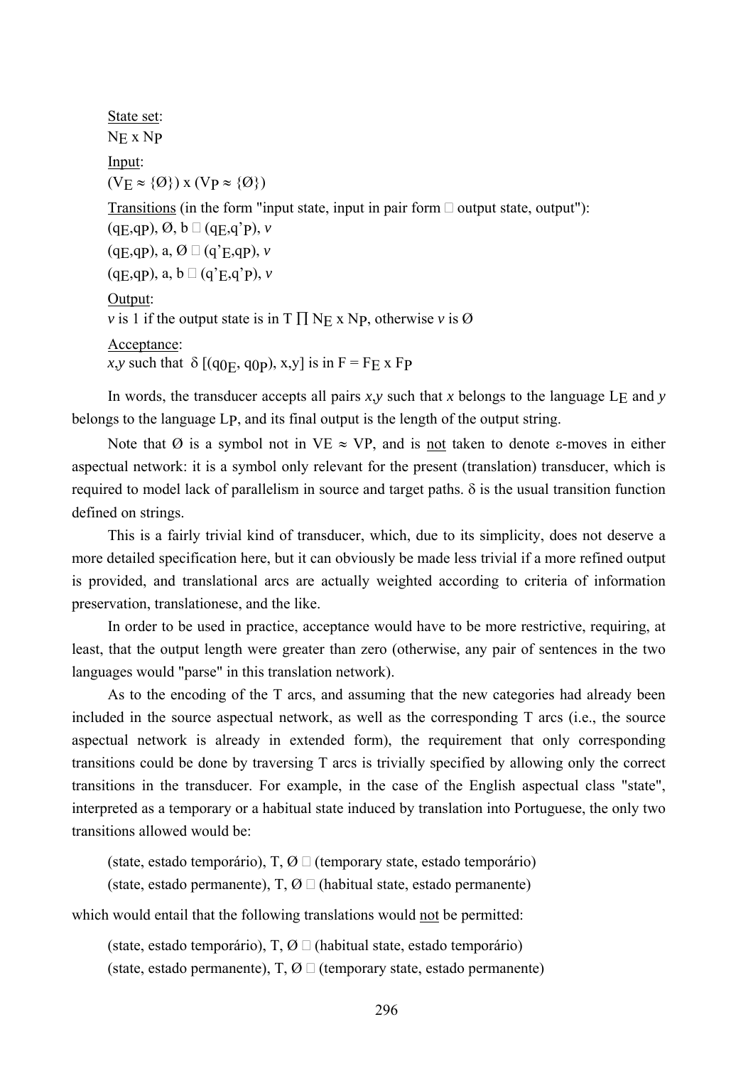State set:
$N_E \times N_P$

Input:
$(V_E \approx \{Ø\}) \times (V_P \approx \{Ø\})$

Transitions (in the form "input state, input in pair form  output state, output"):
$(q_E,q_P)$, Ø, b  $(q_E,q'_P)$, *v*
$(q_E,q_P)$, a, Ø  $(q'_E,q_P)$, *v*
$(q_E,q_P)$, a, b  $(q'_E,q'_P)$, *v*

Output:
*v* is 1 if the output state is in $T \prod N_E \times N_P$, otherwise *v* is Ø

Acceptance:
*x*,*y* such that $\delta\,[(q_{0E}, q_{0P}), x,y]$ is in $F = F_E \times F_P$

In words, the transducer accepts all pairs *x*,*y* such that *x* belongs to the language $L_E$ and *y* belongs to the language $L_P$, and its final output is the length of the output string.

Note that Ø is a symbol not in VE ≈ VP, and is <u>not</u> taken to denote ε-moves in either aspectual network: it is a symbol only relevant for the present (translation) transducer, which is required to model lack of parallelism in source and target paths. δ is the usual transition function defined on strings.

This is a fairly trivial kind of transducer, which, due to its simplicity, does not deserve a more detailed specification here, but it can obviously be made less trivial if a more refined output is provided, and translational arcs are actually weighted according to criteria of information preservation, translationese, and the like.

In order to be used in practice, acceptance would have to be more restrictive, requiring, at least, that the output length were greater than zero (otherwise, any pair of sentences in the two languages would "parse" in this translation network).

As to the encoding of the T arcs, and assuming that the new categories had already been included in the source aspectual network, as well as the corresponding T arcs (i.e., the source aspectual network is already in extended form), the requirement that only corresponding transitions could be done by traversing T arcs is trivially specified by allowing only the correct transitions in the transducer. For example, in the case of the English aspectual class "state", interpreted as a temporary or a habitual state induced by translation into Portuguese, the only two transitions allowed would be:

(state, estado temporário), T, Ø  (temporary state, estado temporário)
(state, estado permanente), T, Ø  (habitual state, estado permanente)

which would entail that the following translations would <u>not</u> be permitted:

(state, estado temporário), T, Ø  (habitual state, estado temporário)
(state, estado permanente), T, Ø  (temporary state, estado permanente)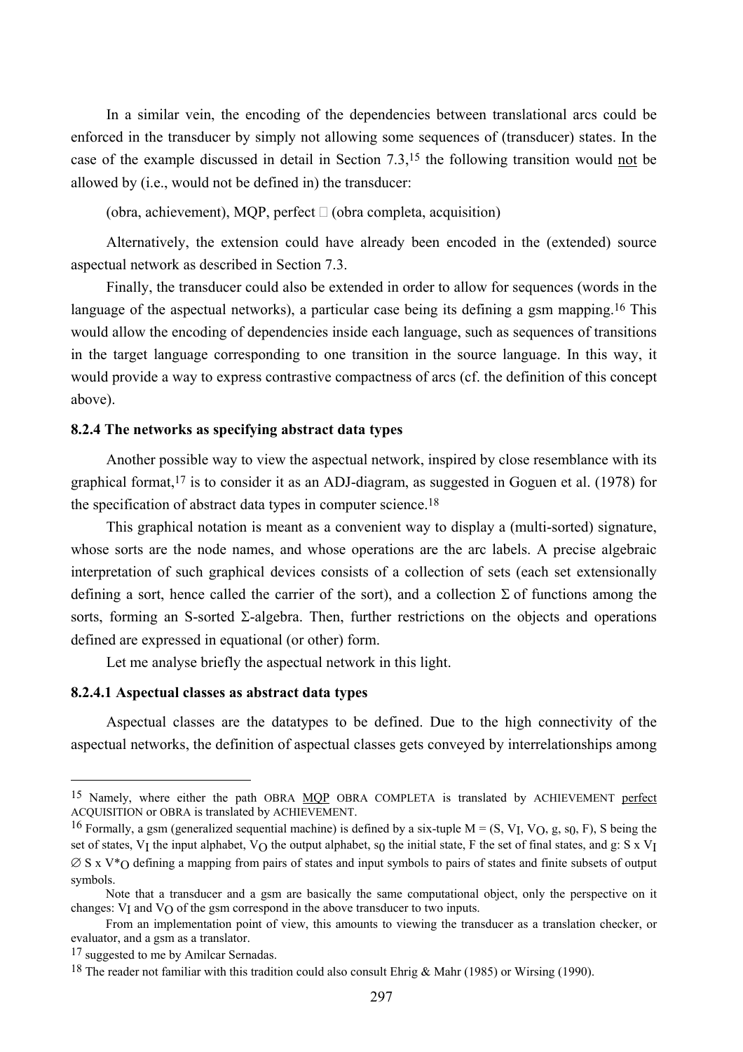In a similar vein, the encoding of the dependencies between translational arcs could be enforced in the transducer by simply not allowing some sequences of (transducer) states. In the case of the example discussed in detail in Section 7.3,[15] the following transition would not be allowed by (i.e., would not be defined in) the transducer:

(obra, achievement), MQP, perfect  (obra completa, acquisition)

Alternatively, the extension could have already been encoded in the (extended) source aspectual network as described in Section 7.3.

Finally, the transducer could also be extended in order to allow for sequences (words in the language of the aspectual networks), a particular case being its defining a gsm mapping.[16] This would allow the encoding of dependencies inside each language, such as sequences of transitions in the target language corresponding to one transition in the source language. In this way, it would provide a way to express contrastive compactness of arcs (cf. the definition of this concept above).

### 8.2.4 The networks as specifying abstract data types

Another possible way to view the aspectual network, inspired by close resemblance with its graphical format,[17] is to consider it as an ADJ-diagram, as suggested in Goguen et al. (1978) for the specification of abstract data types in computer science.[18]

This graphical notation is meant as a convenient way to display a (multi-sorted) signature, whose sorts are the node names, and whose operations are the arc labels. A precise algebraic interpretation of such graphical devices consists of a collection of sets (each set extensionally defining a sort, hence called the carrier of the sort), and a collection $\Sigma$ of functions among the sorts, forming an S-sorted $\Sigma$-algebra. Then, further restrictions on the objects and operations defined are expressed in equational (or other) form.

Let me analyse briefly the aspectual network in this light.

#### 8.2.4.1 Aspectual classes as abstract data types

Aspectual classes are the datatypes to be defined. Due to the high connectivity of the aspectual networks, the definition of aspectual classes gets conveyed by interrelationships among

---

[15] Namely, where either the path OBRA MQP OBRA COMPLETA is translated by ACHIEVEMENT perfect ACQUISITION or OBRA is translated by ACHIEVEMENT.

[16] Formally, a gsm (generalized sequential machine) is defined by a six-tuple $M = (S, V_I, V_O, g, s_0, F)$, S being the set of states, $V_I$ the input alphabet, $V_O$ the output alphabet, $s_0$ the initial state, F the set of final states, and g: $S \times V_I \varnothing S \times V^*_O$ defining a mapping from pairs of states and input symbols to pairs of states and finite subsets of output symbols.

Note that a transducer and a gsm are basically the same computational object, only the perspective on it changes: $V_I$ and $V_O$ of the gsm correspond in the above transducer to two inputs.

From an implementation point of view, this amounts to viewing the transducer as a translation checker, or evaluator, and a gsm as a translator.

[17] suggested to me by Amilcar Sernadas.

[18] The reader not familiar with this tradition could also consult Ehrig & Mahr (1985) or Wirsing (1990).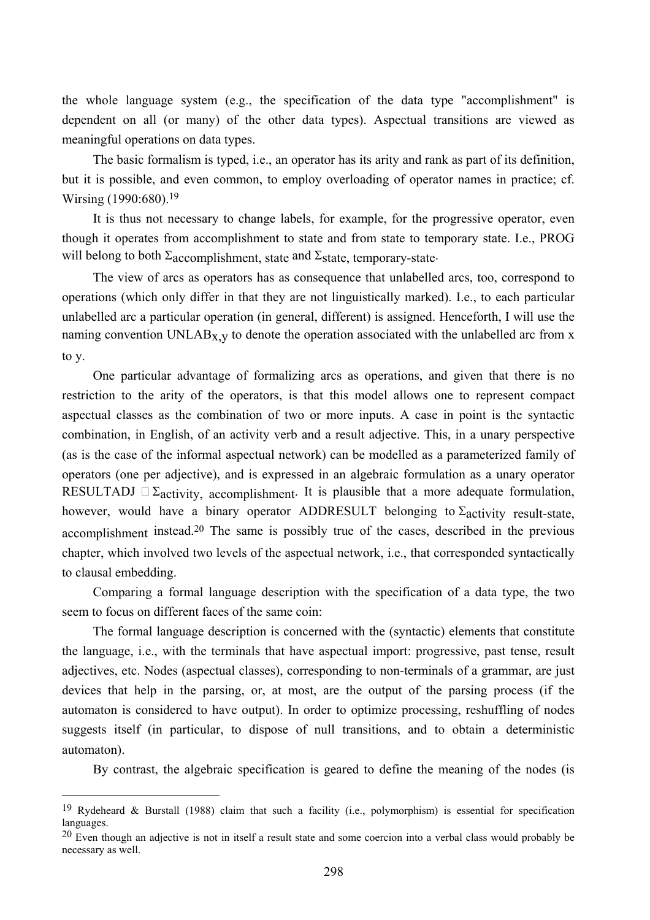the whole language system (e.g., the specification of the data type "accomplishment" is dependent on all (or many) of the other data types). Aspectual transitions are viewed as meaningful operations on data types.

The basic formalism is typed, i.e., an operator has its arity and rank as part of its definition, but it is possible, and even common, to employ overloading of operator names in practice; cf. Wirsing (1990:680).[19]

It is thus not necessary to change labels, for example, for the progressive operator, even though it operates from accomplishment to state and from state to temporary state. I.e., PROG will belong to both $\Sigma_{\text{accomplishment, state}}$ and $\Sigma_{\text{state, temporary-state}}$.

The view of arcs as operators has as consequence that unlabelled arcs, too, correspond to operations (which only differ in that they are not linguistically marked). I.e., to each particular unlabelled arc a particular operation (in general, different) is assigned. Henceforth, I will use the naming convention $\text{UNLAB}_{x,y}$ to denote the operation associated with the unlabelled arc from x to y.

One particular advantage of formalizing arcs as operations, and given that there is no restriction to the arity of the operators, is that this model allows one to represent compact aspectual classes as the combination of two or more inputs. A case in point is the syntactic combination, in English, of an activity verb and a result adjective. This, in a unary perspective (as is the case of the informal aspectual network) can be modelled as a parameterized family of operators (one per adjective), and is expressed in an algebraic formulation as a unary operator RESULTADJ $\in \Sigma_{\text{activity, accomplishment}}$. It is plausible that a more adequate formulation, however, would have a binary operator ADDRESULT belonging to $\Sigma_{\text{activity result-state, accomplishment}}$ instead.[20] The same is possibly true of the cases, described in the previous chapter, which involved two levels of the aspectual network, i.e., that corresponded syntactically to clausal embedding.

Comparing a formal language description with the specification of a data type, the two seem to focus on different faces of the same coin:

The formal language description is concerned with the (syntactic) elements that constitute the language, i.e., with the terminals that have aspectual import: progressive, past tense, result adjectives, etc. Nodes (aspectual classes), corresponding to non-terminals of a grammar, are just devices that help in the parsing, or, at most, are the output of the parsing process (if the automaton is considered to have output). In order to optimize processing, reshuffling of nodes suggests itself (in particular, to dispose of null transitions, and to obtain a deterministic automaton).

By contrast, the algebraic specification is geared to define the meaning of the nodes (is

---

[19] Rydeheard & Burstall (1988) claim that such a facility (i.e., polymorphism) is essential for specification languages.

[20] Even though an adjective is not in itself a result state and some coercion into a verbal class would probably be necessary as well.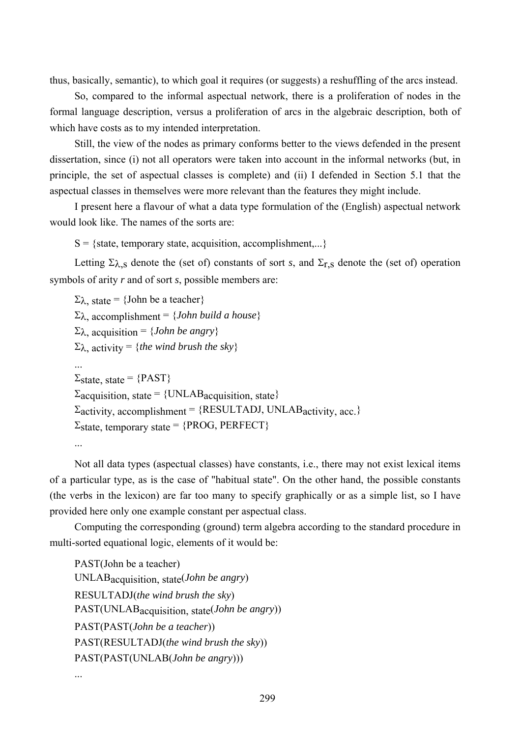thus, basically, semantic), to which goal it requires (or suggests) a reshuffling of the arcs instead.

So, compared to the informal aspectual network, there is a proliferation of nodes in the formal language description, versus a proliferation of arcs in the algebraic description, both of which have costs as to my intended interpretation.

Still, the view of the nodes as primary conforms better to the views defended in the present dissertation, since (i) not all operators were taken into account in the informal networks (but, in principle, the set of aspectual classes is complete) and (ii) I defended in Section 5.1 that the aspectual classes in themselves were more relevant than the features they might include.

I present here a flavour of what a data type formulation of the (English) aspectual network would look like. The names of the sorts are:

S = {state, temporary state, acquisition, accomplishment,...}

Letting $\Sigma_{\lambda,s}$ denote the (set of) constants of sort *s*, and $\Sigma_{r,s}$ denote the (set of) operation symbols of arity *r* and of sort *s*, possible members are:

$\Sigma_{\lambda,\text{ state}}$ = {John be a teacher}
$\Sigma_{\lambda,\text{ accomplishment}}$ = {*John build a house*}
$\Sigma_{\lambda,\text{ acquisition}}$ = {*John be angry*}
$\Sigma_{\lambda,\text{ activity}}$ = {*the wind brush the sky*}
...
$\Sigma_{\text{state, state}}$ = {PAST}
$\Sigma_{\text{acquisition, state}}$ = {$\text{UNLAB}_{\text{acquisition, state}}$}
$\Sigma_{\text{activity, accomplishment}}$ = {RESULTADJ, $\text{UNLAB}_{\text{activity, acc.}}$}
$\Sigma_{\text{state, temporary state}}$ = {PROG, PERFECT}
...

Not all data types (aspectual classes) have constants, i.e., there may not exist lexical items of a particular type, as is the case of "habitual state". On the other hand, the possible constants (the verbs in the lexicon) are far too many to specify graphically or as a simple list, so I have provided here only one example constant per aspectual class.

Computing the corresponding (ground) term algebra according to the standard procedure in multi-sorted equational logic, elements of it would be:

PAST(John be a teacher)
$\text{UNLAB}_{\text{acquisition, state}}$(*John be angry*)
RESULTADJ(*the wind brush the sky*)
PAST($\text{UNLAB}_{\text{acquisition, state}}$(*John be angry*))
PAST(PAST(*John be a teacher*))
PAST(RESULTADJ(*the wind brush the sky*))
PAST(PAST(UNLAB(*John be angry*)))
...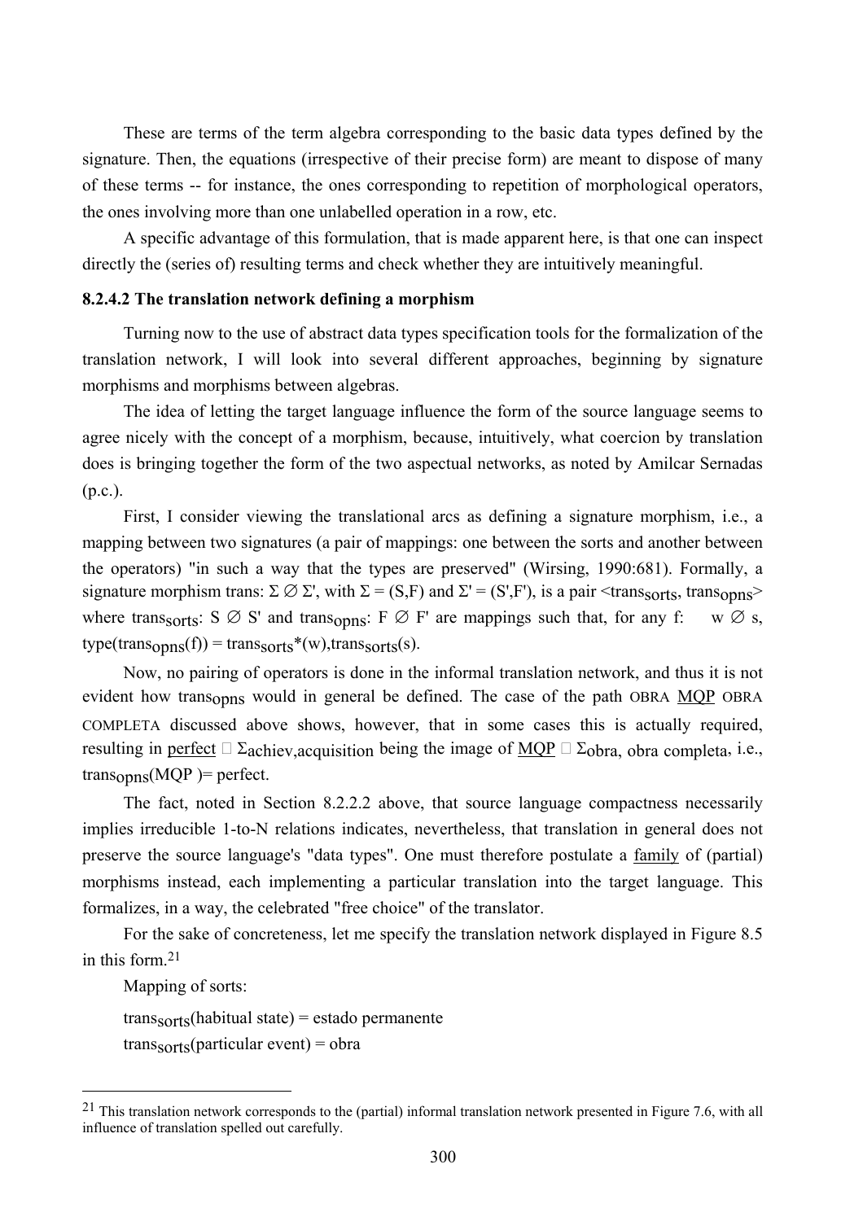These are terms of the term algebra corresponding to the basic data types defined by the signature. Then, the equations (irrespective of their precise form) are meant to dispose of many of these terms -- for instance, the ones corresponding to repetition of morphological operators, the ones involving more than one unlabelled operation in a row, etc.

A specific advantage of this formulation, that is made apparent here, is that one can inspect directly the (series of) resulting terms and check whether they are intuitively meaningful.

### 8.2.4.2 The translation network defining a morphism

Turning now to the use of abstract data types specification tools for the formalization of the translation network, I will look into several different approaches, beginning by signature morphisms and morphisms between algebras.

The idea of letting the target language influence the form of the source language seems to agree nicely with the concept of a morphism, because, intuitively, what coercion by translation does is bringing together the form of the two aspectual networks, as noted by Amilcar Sernadas (p.c.).

First, I consider viewing the translational arcs as defining a signature morphism, i.e., a mapping between two signatures (a pair of mappings: one between the sorts and another between the operators) "in such a way that the types are preserved" (Wirsing, 1990:681). Formally, a signature morphism trans: $\Sigma \varnothing \Sigma'$, with $\Sigma = (S,F)$ and $\Sigma' = (S',F')$, is a pair $<trans_{sorts}, trans_{opns}>$ where $trans_{sorts}$: $S \varnothing S'$ and $trans_{opns}$: $F \varnothing F'$ are mappings such that, for any f: $w \varnothing s$, $type(trans_{opns}(f)) = trans_{sorts}{}^*(w),trans_{sorts}(s)$.

Now, no pairing of operators is done in the informal translation network, and thus it is not evident how $trans_{opns}$ would in general be defined. The case of the path OBRA <u>MQP</u> OBRA COMPLETA discussed above shows, however, that in some cases this is actually required, resulting in <u>perfect</u> $\in \Sigma_{achiev,acquisition}$ being the image of <u>MQP</u> $\in \Sigma_{obra,\ obra\ completa}$, i.e., $trans_{opns}(MQP)$= perfect.

The fact, noted in Section 8.2.2.2 above, that source language compactness necessarily implies irreducible 1-to-N relations indicates, nevertheless, that translation in general does not preserve the source language's "data types". One must therefore postulate a <u>family</u> of (partial) morphisms instead, each implementing a particular translation into the target language. This formalizes, in a way, the celebrated "free choice" of the translator.

For the sake of concreteness, let me specify the translation network displayed in Figure 8.5 in this form.[21]

Mapping of sorts:

$trans_{sorts}$(habitual state) = estado permanente

$trans_{sorts}$(particular event) = obra

---

[21] This translation network corresponds to the (partial) informal translation network presented in Figure 7.6, with all influence of translation spelled out carefully.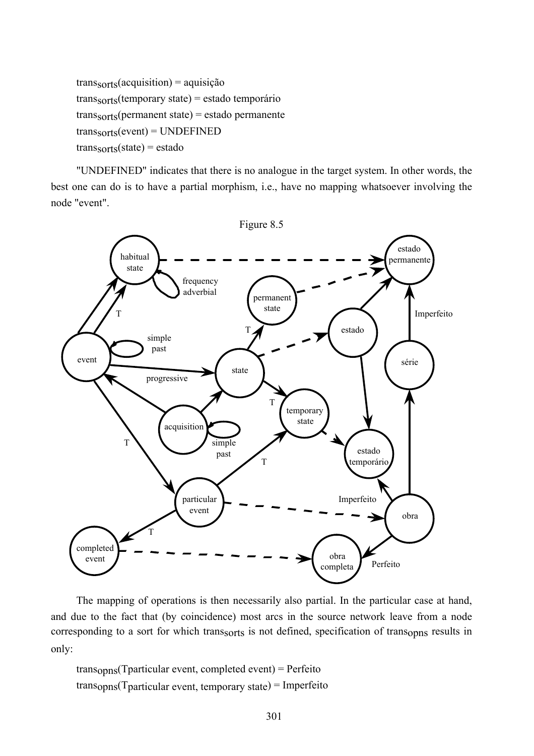$\text{trans}_{\text{sorts}}$(acquisition) = aquisição

$\text{trans}_{\text{sorts}}$(temporary state) = estado temporário

$\text{trans}_{\text{sorts}}$(permanent state) = estado permanente

$\text{trans}_{\text{sorts}}$(event) = UNDEFINED

$\text{trans}_{\text{sorts}}$(state) = estado

"UNDEFINED" indicates that there is no analogue in the target system. In other words, the best one can do is to have a partial morphism, i.e., have no mapping whatsoever involving the node "event".

Figure 8.5

The mapping of operations is then necessarily also partial. In the particular case at hand, and due to the fact that (by coincidence) most arcs in the source network leave from a node corresponding to a sort for which $\text{trans}_{\text{sorts}}$ is not defined, specification of $\text{trans}_{\text{opns}}$ results in only:

$\text{trans}_{\text{opns}}$($\text{T}_{\text{particular event}}$, completed event) = Perfeito

$\text{trans}_{\text{opns}}$($\text{T}_{\text{particular event}}$, temporary state) = Imperfeito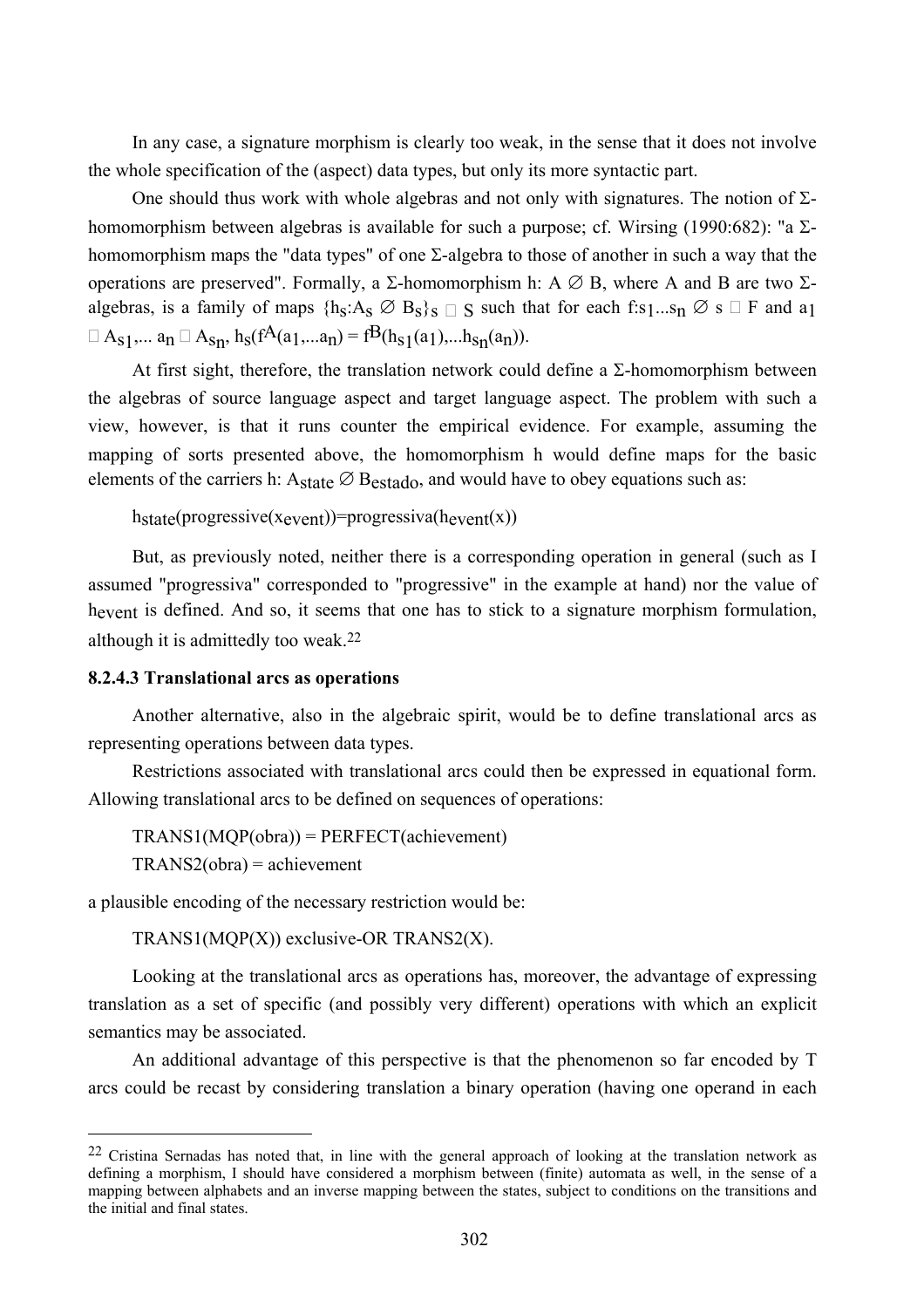In any case, a signature morphism is clearly too weak, in the sense that it does not involve the whole specification of the (aspect) data types, but only its more syntactic part.

One should thus work with whole algebras and not only with signatures. The notion of Σ-homomorphism between algebras is available for such a purpose; cf. Wirsing (1990:682): "a Σ-homomorphism maps the "data types" of one Σ-algebra to those of another in such a way that the operations are preserved". Formally, a Σ-homomorphism $h: A \rightarrow B$, where A and B are two Σ-algebras, is a family of maps $\{h_s: A_s \rightarrow B_s\}_{s \in S}$ such that for each $f: s_1 ... s_n \rightarrow s \in F$ and $a_1 \in A_{s_1}, ... a_n \in A_{s_n}$, $h_s(f^A(a_1,...a_n)) = f^B(h_{s_1}(a_1),...h_{s_n}(a_n))$.

At first sight, therefore, the translation network could define a Σ-homomorphism between the algebras of source language aspect and target language aspect. The problem with such a view, however, is that it runs counter the empirical evidence. For example, assuming the mapping of sorts presented above, the homomorphism h would define maps for the basic elements of the carriers $h: A_{state} \rightarrow B_{estado}$, and would have to obey equations such as:

$h_{state}(progressive(x_{event}))=progressiva(h_{event}(x))$

But, as previously noted, neither there is a corresponding operation in general (such as I assumed "progressiva" corresponded to "progressive" in the example at hand) nor the value of $h_{event}$ is defined. And so, it seems that one has to stick to a signature morphism formulation, although it is admittedly too weak.[22]

### 8.2.4.3 Translational arcs as operations

Another alternative, also in the algebraic spirit, would be to define translational arcs as representing operations between data types.

Restrictions associated with translational arcs could then be expressed in equational form. Allowing translational arcs to be defined on sequences of operations:

TRANS1(MQP(obra)) = PERFECT(achievement)
TRANS2(obra) = achievement

a plausible encoding of the necessary restriction would be:

TRANS1(MQP(X)) exclusive-OR TRANS2(X).

Looking at the translational arcs as operations has, moreover, the advantage of expressing translation as a set of specific (and possibly very different) operations with which an explicit semantics may be associated.

An additional advantage of this perspective is that the phenomenon so far encoded by T arcs could be recast by considering translation a binary operation (having one operand in each

---

[22] Cristina Sernadas has noted that, in line with the general approach of looking at the translation network as defining a morphism, I should have considered a morphism between (finite) automata as well, in the sense of a mapping between alphabets and an inverse mapping between the states, subject to conditions on the transitions and the initial and final states.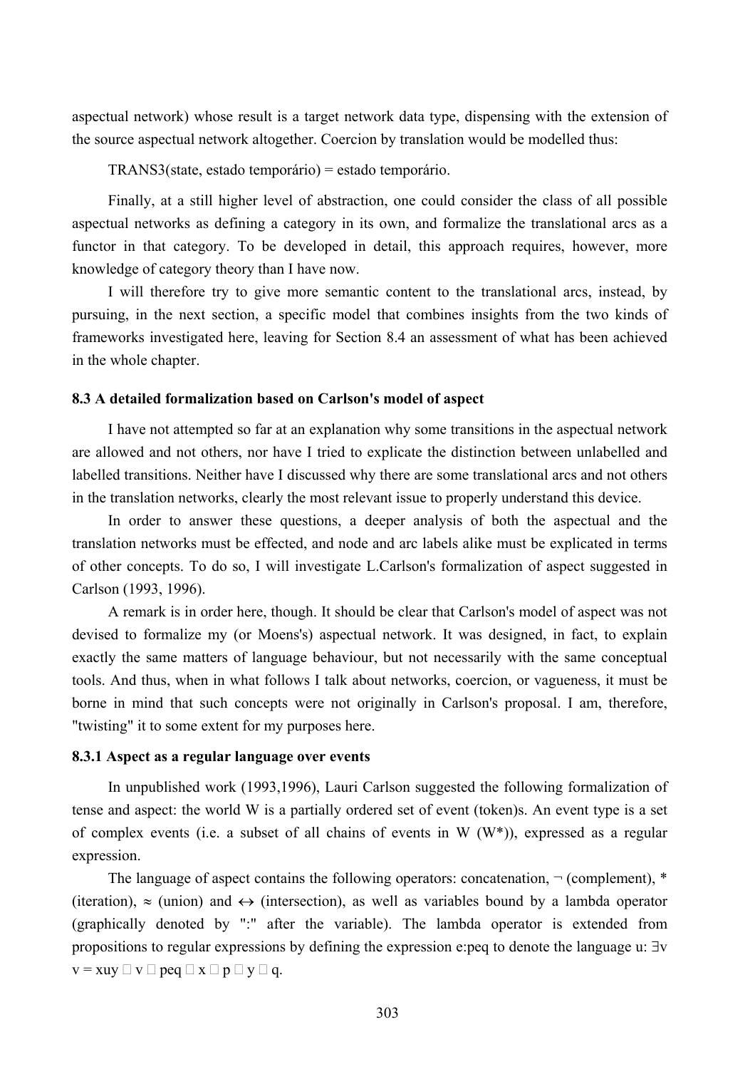aspectual network) whose result is a target network data type, dispensing with the extension of the source aspectual network altogether. Coercion by translation would be modelled thus:

TRANS3(state, estado temporário) = estado temporário.

Finally, at a still higher level of abstraction, one could consider the class of all possible aspectual networks as defining a category in its own, and formalize the translational arcs as a functor in that category. To be developed in detail, this approach requires, however, more knowledge of category theory than I have now.

I will therefore try to give more semantic content to the translational arcs, instead, by pursuing, in the next section, a specific model that combines insights from the two kinds of frameworks investigated here, leaving for Section 8.4 an assessment of what has been achieved in the whole chapter.

### 8.3 A detailed formalization based on Carlson's model of aspect

I have not attempted so far at an explanation why some transitions in the aspectual network are allowed and not others, nor have I tried to explicate the distinction between unlabelled and labelled transitions. Neither have I discussed why there are some translational arcs and not others in the translation networks, clearly the most relevant issue to properly understand this device.

In order to answer these questions, a deeper analysis of both the aspectual and the translation networks must be effected, and node and arc labels alike must be explicated in terms of other concepts. To do so, I will investigate L.Carlson's formalization of aspect suggested in Carlson (1993, 1996).

A remark is in order here, though. It should be clear that Carlson's model of aspect was not devised to formalize my (or Moens's) aspectual network. It was designed, in fact, to explain exactly the same matters of language behaviour, but not necessarily with the same conceptual tools. And thus, when in what follows I talk about networks, coercion, or vagueness, it must be borne in mind that such concepts were not originally in Carlson's proposal. I am, therefore, "twisting" it to some extent for my purposes here.

#### 8.3.1 Aspect as a regular language over events

In unpublished work (1993,1996), Lauri Carlson suggested the following formalization of tense and aspect: the world W is a partially ordered set of event (token)s. An event type is a set of complex events (i.e. a subset of all chains of events in W (W*)), expressed as a regular expression.

The language of aspect contains the following operators: concatenation, ¬ (complement), * (iteration), ≈ (union) and ↔ (intersection), as well as variables bound by a lambda operator (graphically denoted by ":" after the variable). The lambda operator is extended from propositions to regular expressions by defining the expression e:peq to denote the language u: ∃v v = xuy  v  peq  x  p  y  q.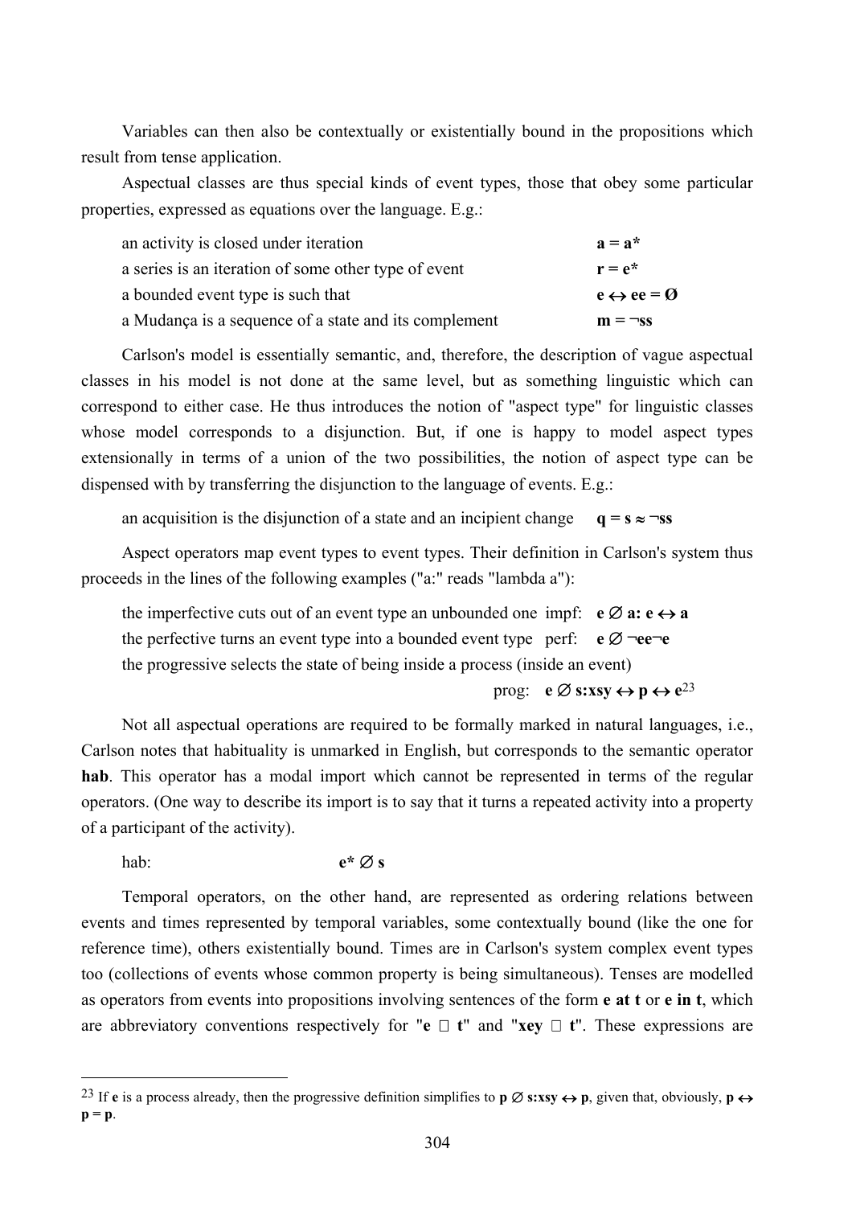Variables can then also be contextually or existentially bound in the propositions which result from tense application.

Aspectual classes are thus special kinds of event types, those that obey some particular properties, expressed as equations over the language. E.g.:

| | |
|---|---|
| an activity is closed under iteration | **a = a*** |
| a series is an iteration of some other type of event | **r = e*** |
| a bounded event type is such that | **e ↔ ee = Ø** |
| a Mudança is a sequence of a state and its complement | **m = ¬ss** |

Carlson's model is essentially semantic, and, therefore, the description of vague aspectual classes in his model is not done at the same level, but as something linguistic which can correspond to either case. He thus introduces the notion of "aspect type" for linguistic classes whose model corresponds to a disjunction. But, if one is happy to model aspect types extensionally in terms of a union of the two possibilities, the notion of aspect type can be dispensed with by transferring the disjunction to the language of events. E.g.:

an acquisition is the disjunction of a state and an incipient change **q = s ≈ ¬ss**

Aspect operators map event types to event types. Their definition in Carlson's system thus proceeds in the lines of the following examples ("a:" reads "lambda a"):

the imperfective cuts out of an event type an unbounded one impf: **e ∅ a: e ↔ a**
the perfective turns an event type into a bounded event type perf: **e ∅ ¬ee¬e**
the progressive selects the state of being inside a process (inside an event)
prog: **e ∅ s:xsy ↔ p ↔ e**[23]

Not all aspectual operations are required to be formally marked in natural languages, i.e., Carlson notes that habituality is unmarked in English, but corresponds to the semantic operator **hab**. This operator has a modal import which cannot be represented in terms of the regular operators. (One way to describe its import is to say that it turns a repeated activity into a property of a participant of the activity).

hab: **e* ∅ s**

Temporal operators, on the other hand, are represented as ordering relations between events and times represented by temporal variables, some contextually bound (like the one for reference time), others existentially bound. Times are in Carlson's system complex event types too (collections of events whose common property is being simultaneous). Tenses are modelled as operators from events into propositions involving sentences of the form **e at t** or **e in t**, which are abbreviatory conventions respectively for "**e □ t**" and "**xey □ t**". These expressions are

---

[23] If **e** is a process already, then the progressive definition simplifies to **p ∅ s:xsy ↔ p**, given that, obviously, **p ↔ p = p**.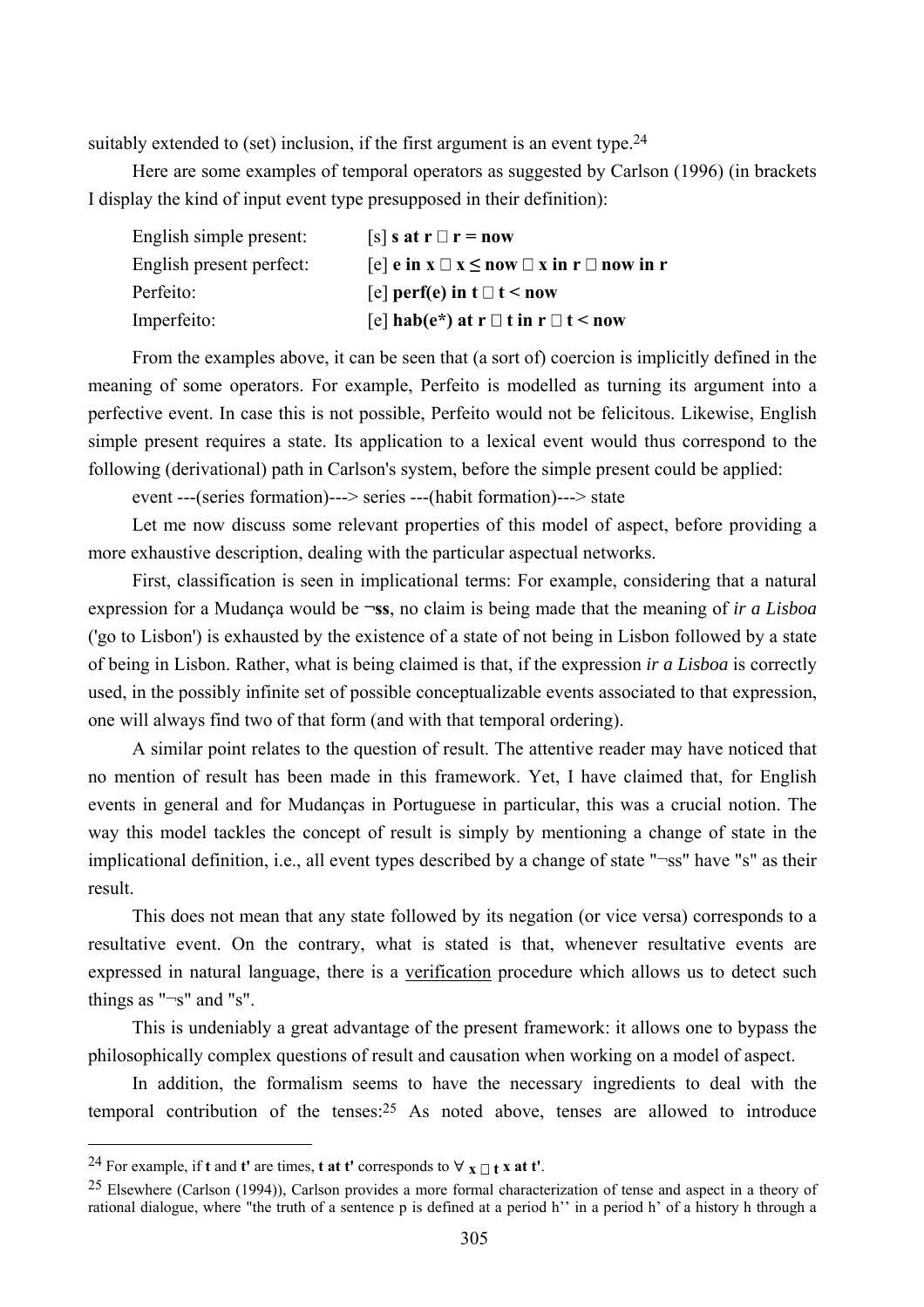suitably extended to (set) inclusion, if the first argument is an event type.[24]

Here are some examples of temporal operators as suggested by Carlson (1996) (in brackets I display the kind of input event type presupposed in their definition):

| | |
|---|---|
| English simple present: | [s] **s at r  r = now** |
| English present perfect: | [e] **e in x  x ≤ now  x in r  now in r** |
| Perfeito: | [e] **perf(e) in t  t < now** |
| Imperfeito: | [e] **hab(e*) at r  t in r  t < now** |

From the examples above, it can be seen that (a sort of) coercion is implicitly defined in the meaning of some operators. For example, Perfeito is modelled as turning its argument into a perfective event. In case this is not possible, Perfeito would not be felicitous. Likewise, English simple present requires a state. Its application to a lexical event would thus correspond to the following (derivational) path in Carlson's system, before the simple present could be applied:

event ---(series formation)---> series ---(habit formation)---> state

Let me now discuss some relevant properties of this model of aspect, before providing a more exhaustive description, dealing with the particular aspectual networks.

First, classification is seen in implicational terms: For example, considering that a natural expression for a Mudança would be **¬ss**, no claim is being made that the meaning of *ir a Lisboa* ('go to Lisbon') is exhausted by the existence of a state of not being in Lisbon followed by a state of being in Lisbon. Rather, what is being claimed is that, if the expression *ir a Lisboa* is correctly used, in the possibly infinite set of possible conceptualizable events associated to that expression, one will always find two of that form (and with that temporal ordering).

A similar point relates to the question of result. The attentive reader may have noticed that no mention of result has been made in this framework. Yet, I have claimed that, for English events in general and for Mudanças in Portuguese in particular, this was a crucial notion. The way this model tackles the concept of result is simply by mentioning a change of state in the implicational definition, i.e., all event types described by a change of state "¬ss" have "s" as their result.

This does not mean that any state followed by its negation (or vice versa) corresponds to a resultative event. On the contrary, what is stated is that, whenever resultative events are expressed in natural language, there is a <u>verification</u> procedure which allows us to detect such things as "¬s" and "s".

This is undeniably a great advantage of the present framework: it allows one to bypass the philosophically complex questions of result and causation when working on a model of aspect.

In addition, the formalism seems to have the necessary ingredients to deal with the temporal contribution of the tenses:[25] As noted above, tenses are allowed to introduce

---

[24] For example, if **t** and **t'** are times, **t at t'** corresponds to $\forall$ **x  t x at t'**.

[25] Elsewhere (Carlson (1994)), Carlson provides a more formal characterization of tense and aspect in a theory of rational dialogue, where "the truth of a sentence p is defined at a period h'' in a period h' of a history h through a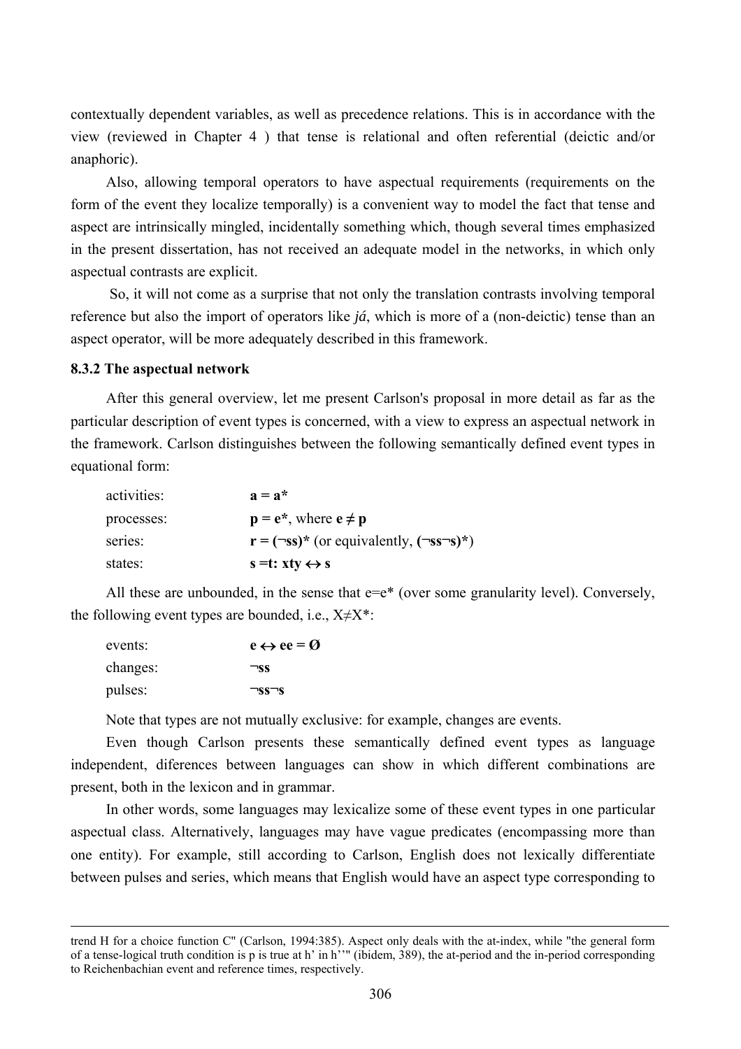contextually dependent variables, as well as precedence relations. This is in accordance with the view (reviewed in Chapter 4 ) that tense is relational and often referential (deictic and/or anaphoric).

Also, allowing temporal operators to have aspectual requirements (requirements on the form of the event they localize temporally) is a convenient way to model the fact that tense and aspect are intrinsically mingled, incidentally something which, though several times emphasized in the present dissertation, has not received an adequate model in the networks, in which only aspectual contrasts are explicit.

So, it will not come as a surprise that not only the translation contrasts involving temporal reference but also the import of operators like *já*, which is more of a (non-deictic) tense than an aspect operator, will be more adequately described in this framework.

**8.3.2 The aspectual network**

After this general overview, let me present Carlson's proposal in more detail as far as the particular description of event types is concerned, with a view to express an aspectual network in the framework. Carlson distinguishes between the following semantically defined event types in equational form:

| | |
|---|---|
| activities: | $\mathbf{a = a^*}$ |
| processes: | $\mathbf{p = e^*}$, where $\mathbf{e \neq p}$ |
| series: | $\mathbf{r = (\neg ss)^*}$ (or equivalently, $\mathbf{(\neg ss \neg s)^*}$) |
| states: | $\mathbf{s =t: xty \leftrightarrow s}$ |

All these are unbounded, in the sense that e=e* (over some granularity level). Conversely, the following event types are bounded, i.e., X≠X*:

| | |
|---|---|
| events: | $\mathbf{e \leftrightarrow ee = \emptyset}$ |
| changes: | $\mathbf{\neg ss}$ |
| pulses: | $\mathbf{\neg ss \neg s}$ |

Note that types are not mutually exclusive: for example, changes are events.

Even though Carlson presents these semantically defined event types as language independent, diferences between languages can show in which different combinations are present, both in the lexicon and in grammar.

In other words, some languages may lexicalize some of these event types in one particular aspectual class. Alternatively, languages may have vague predicates (encompassing more than one entity). For example, still according to Carlson, English does not lexically differentiate between pulses and series, which means that English would have an aspect type corresponding to

---

trend H for a choice function C" (Carlson, 1994:385). Aspect only deals with the at-index, while "the general form of a tense-logical truth condition is p is true at h' in h''" (ibidem, 389), the at-period and the in-period corresponding to Reichenbachian event and reference times, respectively.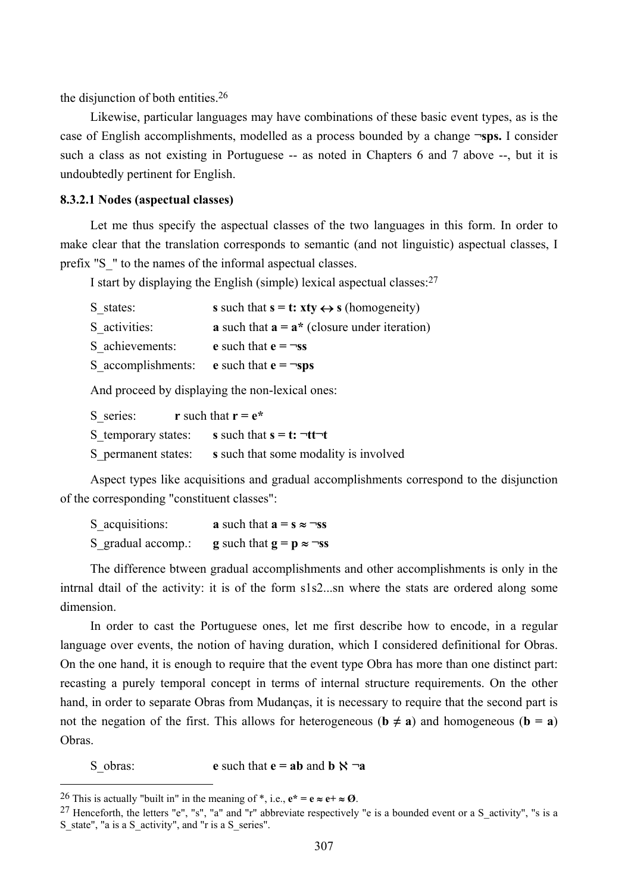the disjunction of both entities.[26]

Likewise, particular languages may have combinations of these basic event types, as is the case of English accomplishments, modelled as a process bounded by a change **¬sps.** I consider such a class as not existing in Portuguese -- as noted in Chapters 6 and 7 above --, but it is undoubtedly pertinent for English.

#### 8.3.2.1 Nodes (aspectual classes)

Let me thus specify the aspectual classes of the two languages in this form. In order to make clear that the translation corresponds to semantic (and not linguistic) aspectual classes, I prefix "S_" to the names of the informal aspectual classes.

I start by displaying the English (simple) lexical aspectual classes:[27]

S_states: **s** such that $\mathbf{s = t: xty} \leftrightarrow \mathbf{s}$ (homogeneity)
S_activities: **a** such that $\mathbf{a = a^*}$ (closure under iteration)
S_achievements: **e** such that $\mathbf{e = \neg ss}$
S_accomplishments: **e** such that $\mathbf{e = \neg sps}$

And proceed by displaying the non-lexical ones:

S_series: **r** such that $\mathbf{r = e^*}$
S_temporary states: **s** such that $\mathbf{s = t: \neg tt\neg t}$
S_permanent states: **s** such that some modality is involved

Aspect types like acquisitions and gradual accomplishments correspond to the disjunction of the corresponding "constituent classes":

S_acquisitions: **a** such that $\mathbf{a = s \approx \neg ss}$
S_gradual accomp.: **g** such that $\mathbf{g = p \approx \neg ss}$

The difference btween gradual accomplishments and other accomplishments is only in the intrnal dtail of the activity: it is of the form s1s2...sn where the stats are ordered along some dimension.

In order to cast the Portuguese ones, let me first describe how to encode, in a regular language over events, the notion of having duration, which I considered definitional for Obras. On the one hand, it is enough to require that the event type Obra has more than one distinct part: recasting a purely temporal concept in terms of internal structure requirements. On the other hand, in order to separate Obras from Mudanças, it is necessary to require that the second part is not the negation of the first. This allows for heterogeneous ($\mathbf{b} \neq \mathbf{a}$) and homogeneous ($\mathbf{b} = \mathbf{a}$) Obras.

S_obras: **e** such that $\mathbf{e = ab}$ and $\mathbf{b} \aleph \neg \mathbf{a}$

---

[26] This is actually "built in" in the meaning of *, i.e., $\mathbf{e^* = e \approx e+ \approx Ø}$.

[27] Henceforth, the letters "e", "s", "a" and "r" abbreviate respectively "e is a bounded event or a S_activity", "s is a S_state", "a is a S_activity", and "r is a S_series".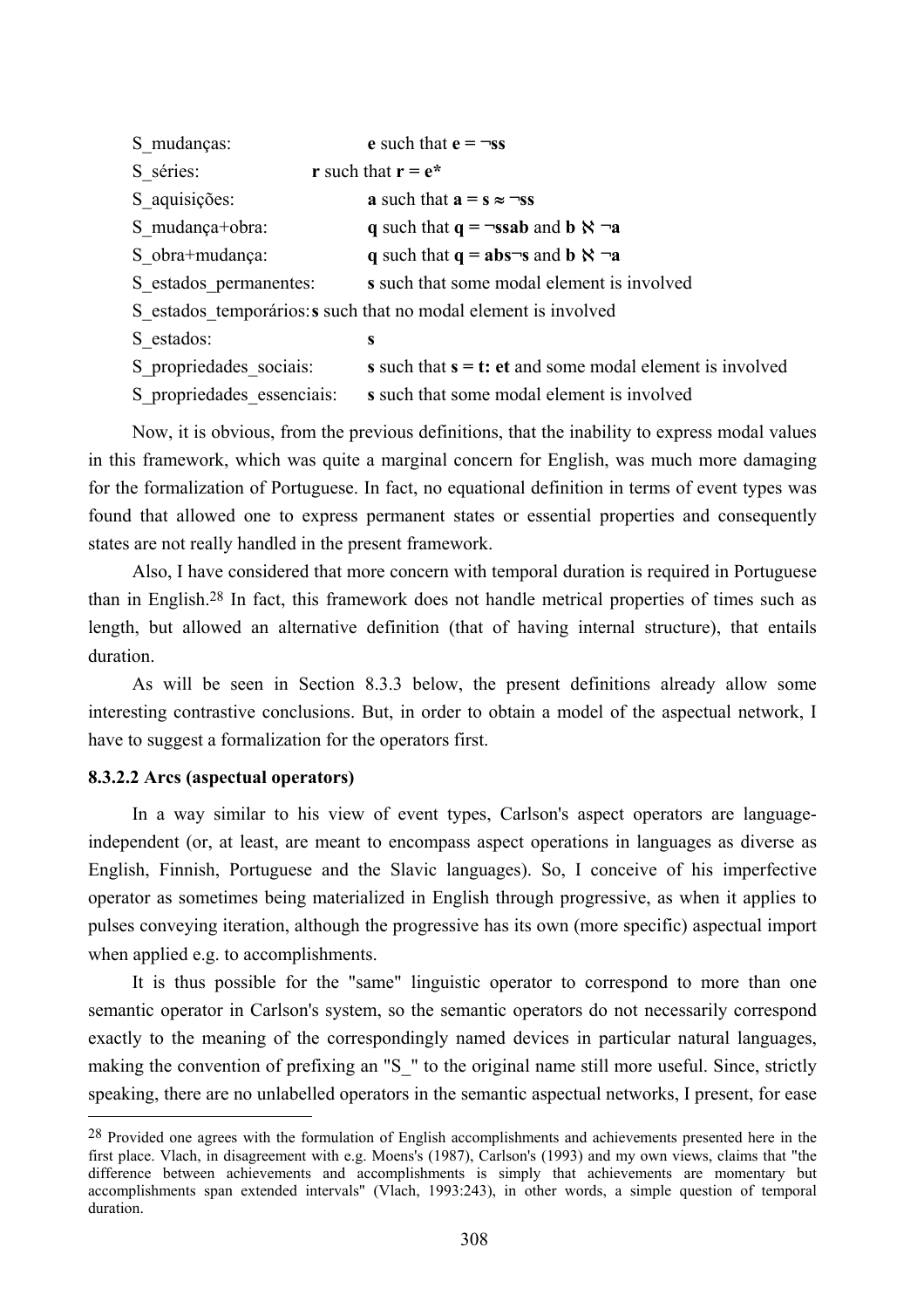S_mudanças: **e** such that **e = ¬ss**

S_séries: **r** such that **r = e***

S_aquisições: **a** such that **a = s ≈ ¬ss**

S_mudança+obra: **q** such that **q = ¬ssab** and **b ℵ ¬a**

S_obra+mudança: **q** such that **q = abs¬s** and **b ℵ ¬a**

S_estados_permanentes: **s** such that some modal element is involved

S_estados_temporários: **s** such that no modal element is involved

S_estados: **s**

S_propriedades_sociais: **s** such that **s = t: et** and some modal element is involved

S_propriedades_essenciais: **s** such that some modal element is involved

Now, it is obvious, from the previous definitions, that the inability to express modal values in this framework, which was quite a marginal concern for English, was much more damaging for the formalization of Portuguese. In fact, no equational definition in terms of event types was found that allowed one to express permanent states or essential properties and consequently states are not really handled in the present framework.

Also, I have considered that more concern with temporal duration is required in Portuguese than in English.[28] In fact, this framework does not handle metrical properties of times such as length, but allowed an alternative definition (that of having internal structure), that entails duration.

As will be seen in Section 8.3.3 below, the present definitions already allow some interesting contrastive conclusions. But, in order to obtain a model of the aspectual network, I have to suggest a formalization for the operators first.

#### 8.3.2.2 Arcs (aspectual operators)

In a way similar to his view of event types, Carlson's aspect operators are language-independent (or, at least, are meant to encompass aspect operations in languages as diverse as English, Finnish, Portuguese and the Slavic languages). So, I conceive of his imperfective operator as sometimes being materialized in English through progressive, as when it applies to pulses conveying iteration, although the progressive has its own (more specific) aspectual import when applied e.g. to accomplishments.

It is thus possible for the "same" linguistic operator to correspond to more than one semantic operator in Carlson's system, so the semantic operators do not necessarily correspond exactly to the meaning of the correspondingly named devices in particular natural languages, making the convention of prefixing an "S_" to the original name still more useful. Since, strictly speaking, there are no unlabelled operators in the semantic aspectual networks, I present, for ease

---

[28] Provided one agrees with the formulation of English accomplishments and achievements presented here in the first place. Vlach, in disagreement with e.g. Moens's (1987), Carlson's (1993) and my own views, claims that "the difference between achievements and accomplishments is simply that achievements are momentary but accomplishments span extended intervals" (Vlach, 1993:243), in other words, a simple question of temporal duration.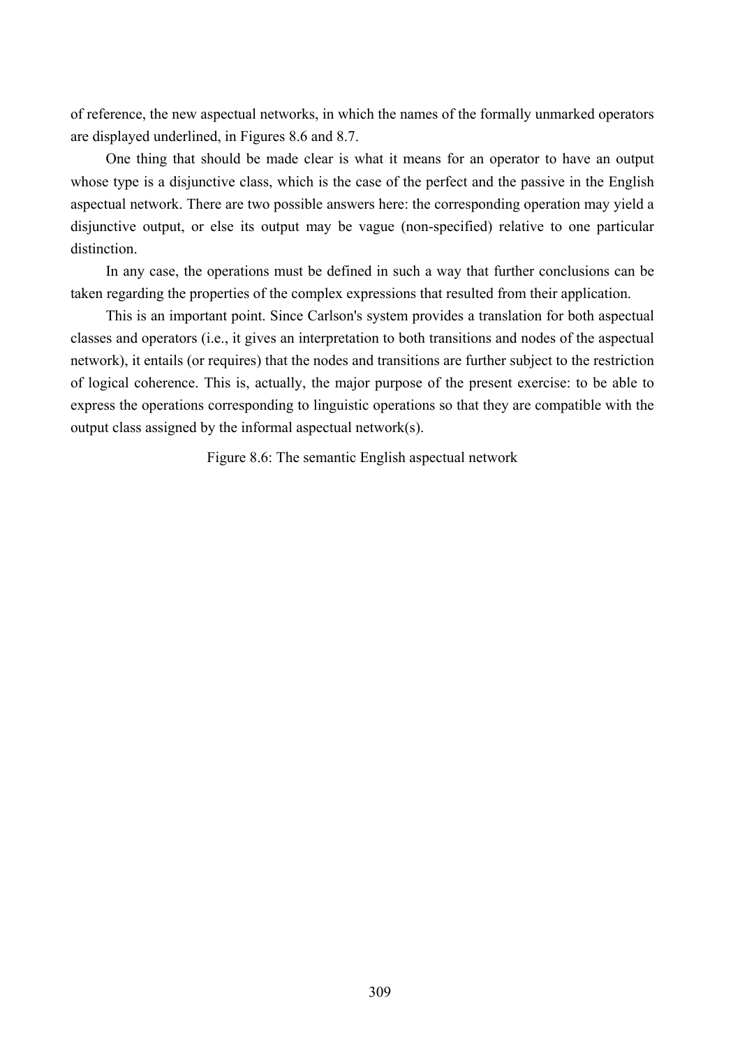of reference, the new aspectual networks, in which the names of the formally unmarked operators are displayed underlined, in Figures 8.6 and 8.7.

One thing that should be made clear is what it means for an operator to have an output whose type is a disjunctive class, which is the case of the perfect and the passive in the English aspectual network. There are two possible answers here: the corresponding operation may yield a disjunctive output, or else its output may be vague (non-specified) relative to one particular distinction.

In any case, the operations must be defined in such a way that further conclusions can be taken regarding the properties of the complex expressions that resulted from their application.

This is an important point. Since Carlson's system provides a translation for both aspectual classes and operators (i.e., it gives an interpretation to both transitions and nodes of the aspectual network), it entails (or requires) that the nodes and transitions are further subject to the restriction of logical coherence. This is, actually, the major purpose of the present exercise: to be able to express the operations corresponding to linguistic operations so that they are compatible with the output class assigned by the informal aspectual network(s).

Figure 8.6: The semantic English aspectual network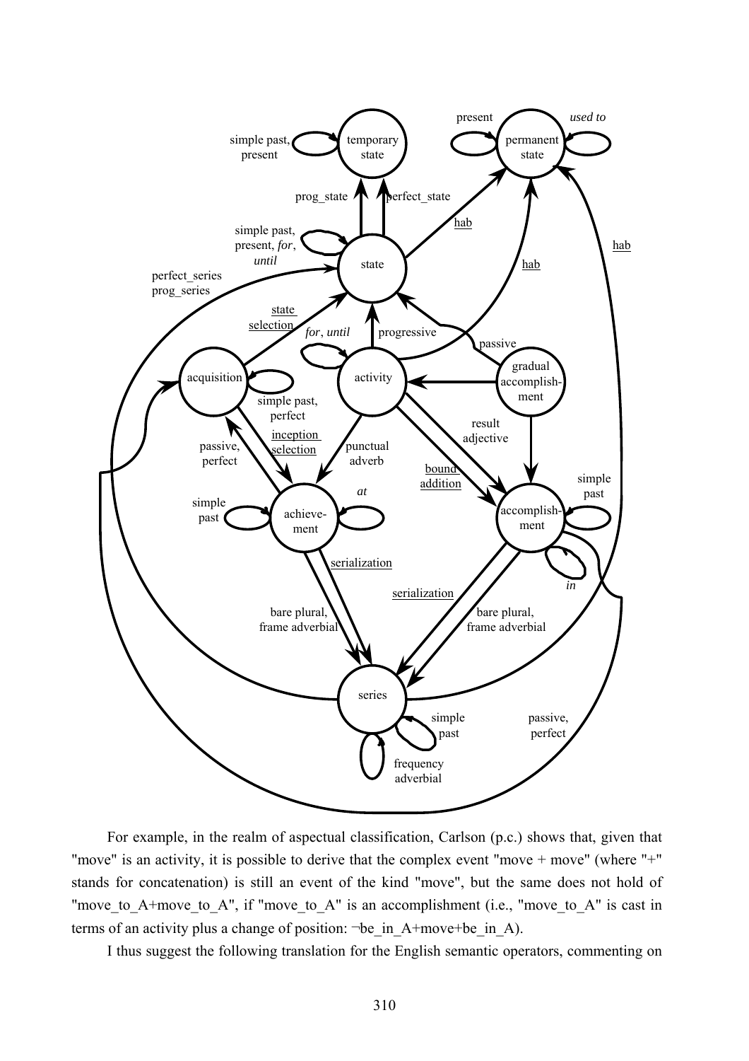For example, in the realm of aspectual classification, Carlson (p.c.) shows that, given that "move" is an activity, it is possible to derive that the complex event "move + move" (where "+" stands for concatenation) is still an event of the kind "move", but the same does not hold of "move_to_A+move_to_A", if "move_to_A" is an accomplishment (i.e., "move_to_A" is cast in terms of an activity plus a change of position: ¬be_in_A+move+be_in_A).

I thus suggest the following translation for the English semantic operators, commenting on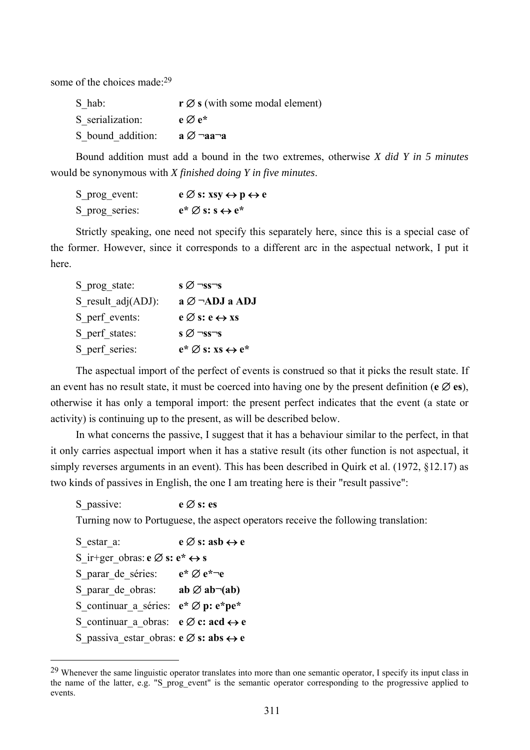some of the choices made:[29]

S_hab: **r ∅ s** (with some modal element)

S_serialization: **e ∅ e***

S_bound_addition: **a ∅ ¬aa¬a**

Bound addition must add a bound in the two extremes, otherwise *X did Y in 5 minutes* would be synonymous with *X finished doing Y in five minutes*.

S_prog_event: **e ∅ s: xsy ↔ p ↔ e**

S_prog_series: **e* ∅ s: s ↔ e***

Strictly speaking, one need not specify this separately here, since this is a special case of the former. However, since it corresponds to a different arc in the aspectual network, I put it here.

S_prog_state: **s ∅ ¬ss¬s**

S_result_adj(ADJ): **a ∅ ¬ADJ a ADJ**

S_perf_events: **e ∅ s: e ↔ xs**

S_perf_states: **s ∅ ¬ss¬s**

S_perf_series: **e* ∅ s: xs ↔ e***

The aspectual import of the perfect of events is construed so that it picks the result state. If an event has no result state, it must be coerced into having one by the present definition (**e ∅ es**), otherwise it has only a temporal import: the present perfect indicates that the event (a state or activity) is continuing up to the present, as will be described below.

In what concerns the passive, I suggest that it has a behaviour similar to the perfect, in that it only carries aspectual import when it has a stative result (its other function is not aspectual, it simply reverses arguments in an event). This has been described in Quirk et al. (1972, §12.17) as two kinds of passives in English, the one I am treating here is their "result passive":

S_passive: **e ∅ s: es**

Turning now to Portuguese, the aspect operators receive the following translation:

S_estar_a: **e ∅ s: asb ↔ e**

S_ir+ger_obras: **e ∅ s: e* ↔ s**

S_parar_de_séries: **e* ∅ e*¬e**

S_parar_de_obras: **ab ∅ ab¬(ab)**

S_continuar_a_séries: **e* ∅ p: e*pe***

S_continuar_a_obras: **e ∅ c: acd ↔ e**

S_passiva_estar_obras: **e ∅ s: abs ↔ e**

---

[29] Whenever the same linguistic operator translates into more than one semantic operator, I specify its input class in the name of the latter, e.g. "S_prog_event" is the semantic operator corresponding to the progressive applied to events.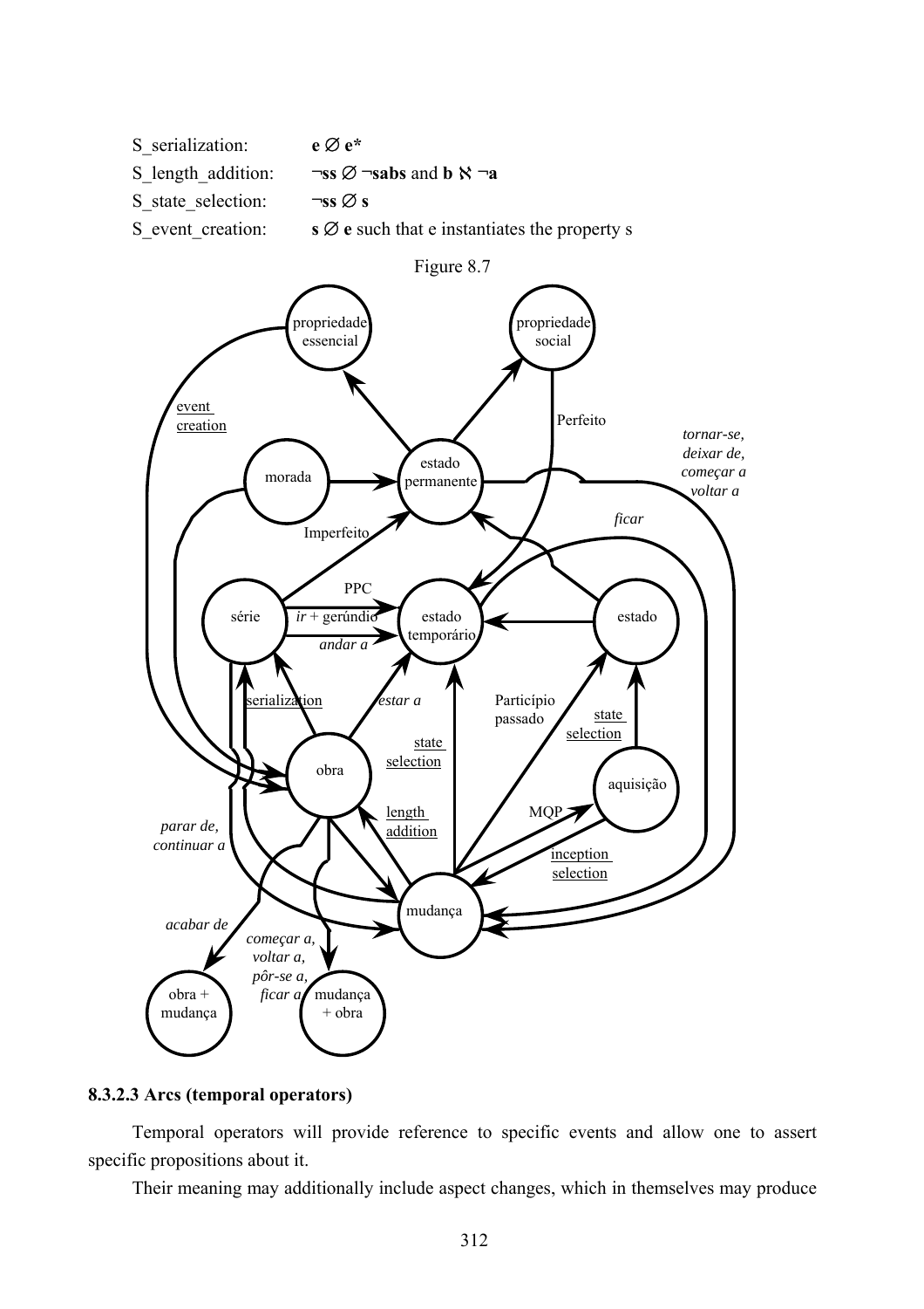S_serialization: **e** ∅ **e***

S_length_addition: **¬ss** ∅ **¬sabs** and **b** ℵ **¬a**

S_state_selection: **¬ss** ∅ **s**

S_event_creation: **s** ∅ **e** such that e instantiates the property s

Figure 8.7

### 8.3.2.3 Arcs (temporal operators)

Temporal operators will provide reference to specific events and allow one to assert specific propositions about it.

Their meaning may additionally include aspect changes, which in themselves may produce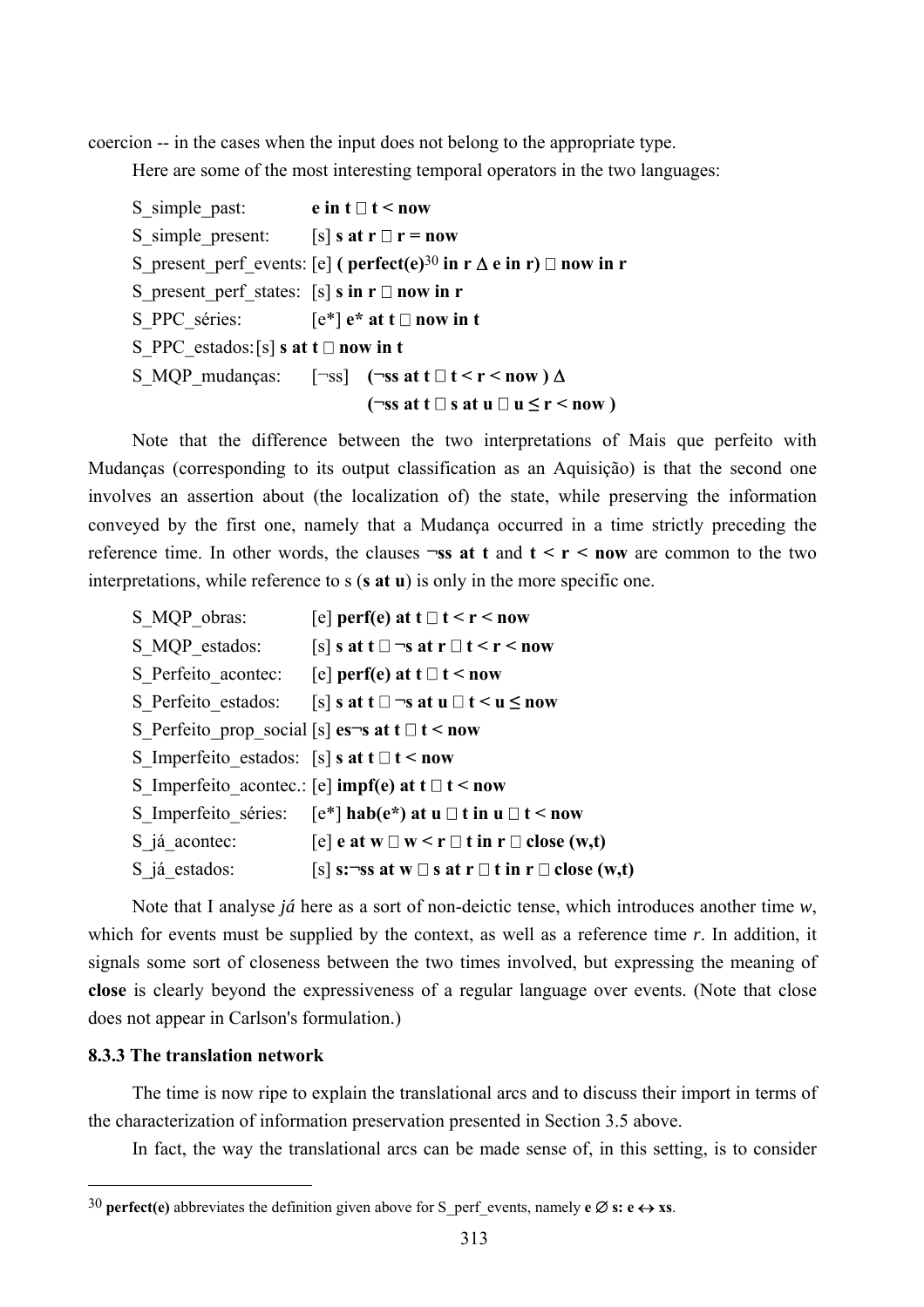coercion -- in the cases when the input does not belong to the appropriate type.

Here are some of the most interesting temporal operators in the two languages:

S_simple_past: **e in t  t < now**

S_simple_present: [s] **s at r  r = now**

S_present_perf_events: [e] **( perfect(e)**[30] **in r Δ e in r)  now in r**

S_present_perf_states: [s] **s in r  now in r**

S_PPC_séries: [e*] **e* at t  now in t**

S_PPC_estados: [s] **s at t  now in t**

S_MQP_mudanças: [¬ss] **(¬ss at t  t < r < now ) Δ**
**(¬ss at t  s at u  u ≤ r < now )**

Note that the difference between the two interpretations of Mais que perfeito with Mudanças (corresponding to its output classification as an Aquisição) is that the second one involves an assertion about (the localization of) the state, while preserving the information conveyed by the first one, namely that a Mudança occurred in a time strictly preceding the reference time. In other words, the clauses **¬ss at t** and **t < r < now** are common to the two interpretations, while reference to s (**s at u**) is only in the more specific one.

S_MQP_obras: [e] **perf(e) at t  t < r < now**

S_MQP_estados: [s] **s at t  ¬s at r  t < r < now**

S_Perfeito_acontec: [e] **perf(e) at t  t < now**

S_Perfeito_estados: [s] **s at t  ¬s at u  t < u ≤ now**

S_Perfeito_prop_social [s] **es¬s at t  t < now**

S_Imperfeito_estados: [s] **s at t  t < now**

S_Imperfeito_acontec.: [e] **impf(e) at t  t < now**

S_Imperfeito_séries: [e*] **hab(e*) at u  t in u  t < now**

S_já_acontec: [e] **e at w  w < r  t in r  close (w,t)**

S_já_estados: [s] **s:¬ss at w  s at r  t in r  close (w,t)**

Note that I analyse *já* here as a sort of non-deictic tense, which introduces another time *w*, which for events must be supplied by the context, as well as a reference time *r*. In addition, it signals some sort of closeness between the two times involved, but expressing the meaning of **close** is clearly beyond the expressiveness of a regular language over events. (Note that close does not appear in Carlson's formulation.)

### 8.3.3 The translation network

The time is now ripe to explain the translational arcs and to discuss their import in terms of the characterization of information preservation presented in Section 3.5 above.

In fact, the way the translational arcs can be made sense of, in this setting, is to consider

[30] **perfect(e)** abbreviates the definition given above for S_perf_events, namely **e ∅ s: e ↔ xs**.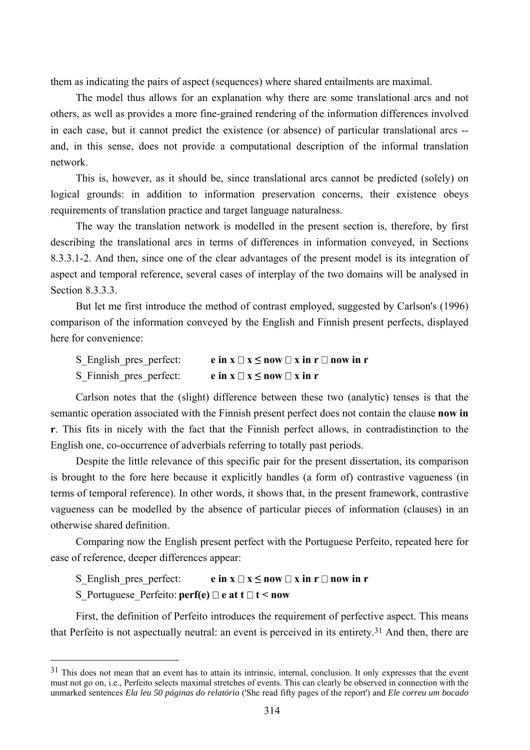them as indicating the pairs of aspect (sequences) where shared entailments are maximal.

The model thus allows for an explanation why there are some translational arcs and not others, as well as provides a more fine-grained rendering of the information differences involved in each case, but it cannot predict the existence (or absence) of particular translational arcs -- and, in this sense, does not provide a computational description of the informal translation network.

This is, however, as it should be, since translational arcs cannot be predicted (solely) on logical grounds: in addition to information preservation concerns, their existence obeys requirements of translation practice and target language naturalness.

The way the translation network is modelled in the present section is, therefore, by first describing the translational arcs in terms of differences in information conveyed, in Sections 8.3.3.1-2. And then, since one of the clear advantages of the present model is its integration of aspect and temporal reference, several cases of interplay of the two domains will be analysed in Section 8.3.3.3.

But let me first introduce the method of contrast employed, suggested by Carlson's (1996) comparison of the information conveyed by the English and Finnish present perfects, displayed here for convenience:

S_English_pres_perfect: **e in x ∧ x ≤ now ∧ x in r ∧ now in r**

S_Finnish_pres_perfect: **e in x ∧ x ≤ now ∧ x in r**

Carlson notes that the (slight) difference between these two (analytic) tenses is that the semantic operation associated with the Finnish present perfect does not contain the clause **now in r**. This fits in nicely with the fact that the Finnish perfect allows, in contradistinction to the English one, co-occurrence of adverbials referring to totally past periods.

Despite the little relevance of this specific pair for the present dissertation, its comparison is brought to the fore here because it explicitly handles (a form of) contrastive vagueness (in terms of temporal reference). In other words, it shows that, in the present framework, contrastive vagueness can be modelled by the absence of particular pieces of information (clauses) in an otherwise shared definition.

Comparing now the English present perfect with the Portuguese Perfeito, repeated here for ease of reference, deeper differences appear:

S_English_pres_perfect: **e in x ∧ x ≤ now ∧ x in r ∧ now in r**

S_Portuguese_Perfeito: **perf(e) ∧ e at t ∧ t < now**

First, the definition of Perfeito introduces the requirement of perfective aspect. This means that Perfeito is not aspectually neutral: an event is perceived in its entirety.[31] And then, there are

[31] This does not mean that an event has to attain its intrinsic, internal, conclusion. It only expresses that the event must not go on, i.e., Perfeito selects maximal stretches of events. This can clearly be observed in connection with the unmarked sentences *Ela leu 50 páginas do relatório* ('She read fifty pages of the report') and *Ele correu um bocado*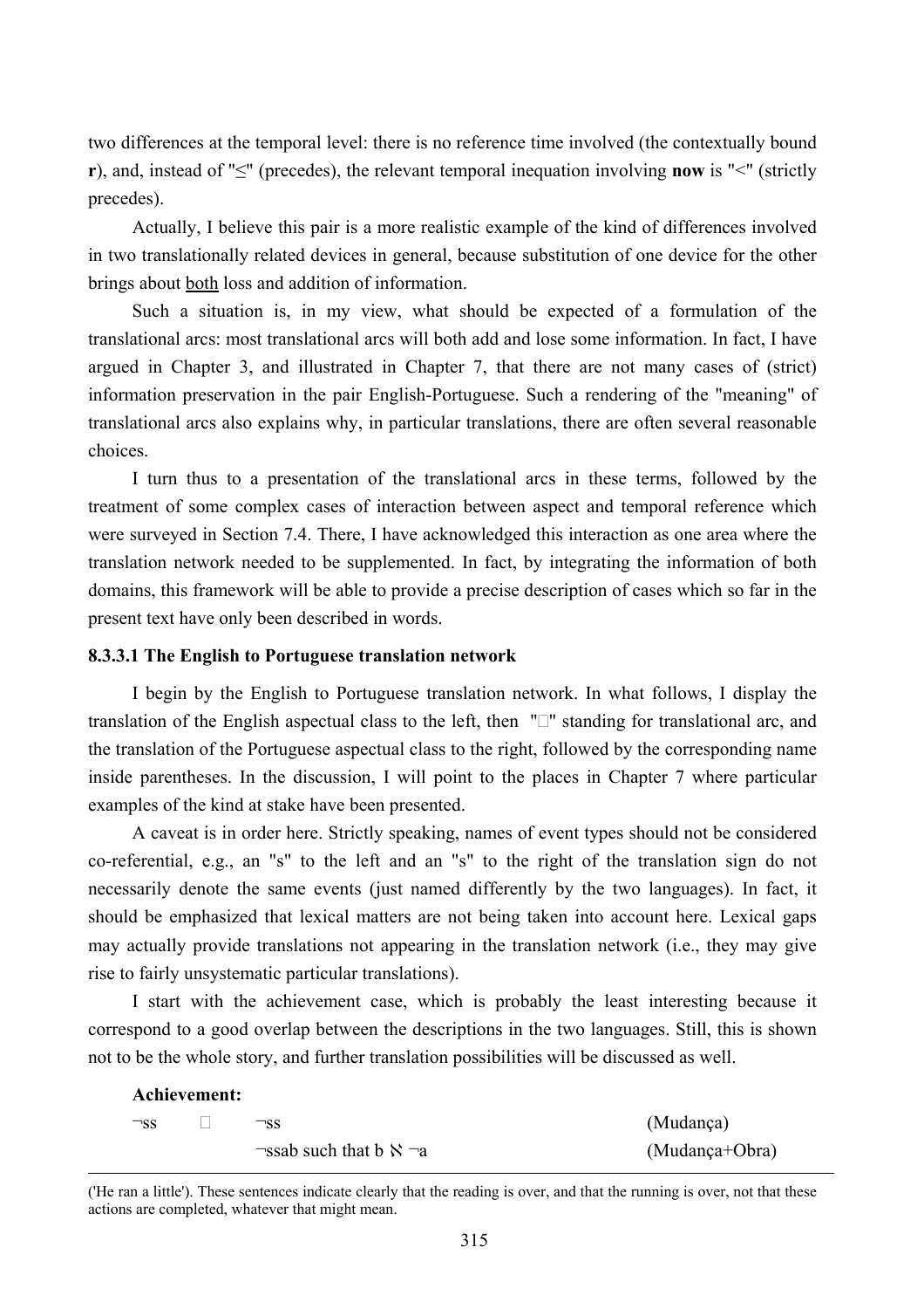two differences at the temporal level: there is no reference time involved (the contextually bound **r**), and, instead of "≤" (precedes), the relevant temporal inequation involving **now** is "<" (strictly precedes).

Actually, I believe this pair is a more realistic example of the kind of differences involved in two translationally related devices in general, because substitution of one device for the other brings about both loss and addition of information.

Such a situation is, in my view, what should be expected of a formulation of the translational arcs: most translational arcs will both add and lose some information. In fact, I have argued in Chapter 3, and illustrated in Chapter 7, that there are not many cases of (strict) information preservation in the pair English-Portuguese. Such a rendering of the "meaning" of translational arcs also explains why, in particular translations, there are often several reasonable choices.

I turn thus to a presentation of the translational arcs in these terms, followed by the treatment of some complex cases of interaction between aspect and temporal reference which were surveyed in Section 7.4. There, I have acknowledged this interaction as one area where the translation network needed to be supplemented. In fact, by integrating the information of both domains, this framework will be able to provide a precise description of cases which so far in the present text have only been described in words.

#### 8.3.3.1 The English to Portuguese translation network

I begin by the English to Portuguese translation network. In what follows, I display the translation of the English aspectual class to the left, then "" standing for translational arc, and the translation of the Portuguese aspectual class to the right, followed by the corresponding name inside parentheses. In the discussion, I will point to the places in Chapter 7 where particular examples of the kind at stake have been presented.

A caveat is in order here. Strictly speaking, names of event types should not be considered co-referential, e.g., an "s" to the left and an "s" to the right of the translation sign do not necessarily denote the same events (just named differently by the two languages). In fact, it should be emphasized that lexical matters are not being taken into account here. Lexical gaps may actually provide translations not appearing in the translation network (i.e., they may give rise to fairly unsystematic particular translations).

I start with the achievement case, which is probably the least interesting because it correspond to a good overlap between the descriptions in the two languages. Still, this is shown not to be the whole story, and further translation possibilities will be discussed as well.

**Achievement:**

| | | | |
|---|---|---|---|
| ¬ss |  | ¬ss | (Mudança) |
| | | ¬ssab such that b ℵ ¬a | (Mudança+Obra) |

('He ran a little'). These sentences indicate clearly that the reading is over, and that the running is over, not that these actions are completed, whatever that might mean.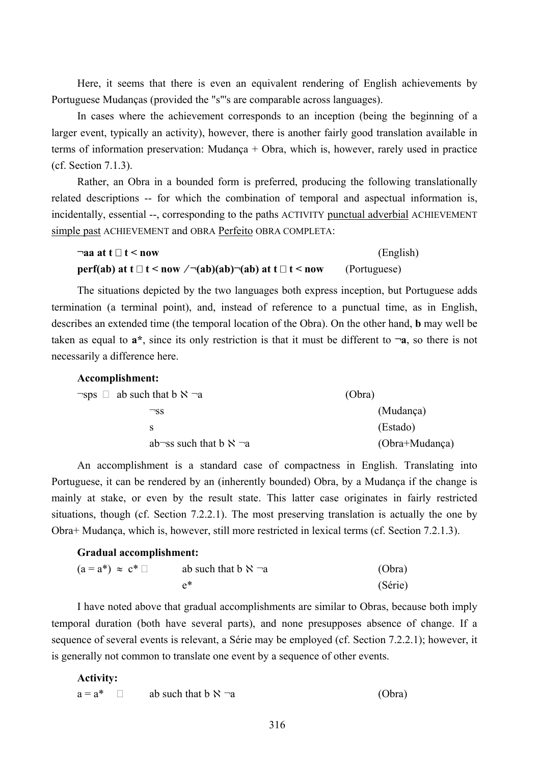Here, it seems that there is even an equivalent rendering of English achievements by Portuguese Mudanças (provided the "s"'s are comparable across languages).

In cases where the achievement corresponds to an inception (being the beginning of a larger event, typically an activity), however, there is another fairly good translation available in terms of information preservation: Mudança + Obra, which is, however, rarely used in practice (cf. Section 7.1.3).

Rather, an Obra in a bounded form is preferred, producing the following translationally related descriptions -- for which the combination of temporal and aspectual information is, incidentally, essential --, corresponding to the paths ACTIVITY punctual adverbial ACHIEVEMENT simple past ACHIEVEMENT and OBRA Perfeito OBRA COMPLETA:

**¬aa at t  t < now** (English)

**perf(ab) at t  t < now / ¬(ab)(ab)¬(ab) at t  t < now** (Portuguese)

The situations depicted by the two languages both express inception, but Portuguese adds termination (a terminal point), and, instead of reference to a punctual time, as in English, describes an extended time (the temporal location of the Obra). On the other hand, **b** may well be taken as equal to **a\***, since its only restriction is that it must be different to **¬a**, so there is not necessarily a difference here.

**Accomplishment:**

| | | |
|---|---|---|
| ¬sps  | ab such that b ≭ ¬a | (Obra) |
| | ¬ss | (Mudança) |
| | s | (Estado) |
| | ab¬ss such that b ≭ ¬a | (Obra+Mudança) |

An accomplishment is a standard case of compactness in English. Translating into Portuguese, it can be rendered by an (inherently bounded) Obra, by a Mudança if the change is mainly at stake, or even by the result state. This latter case originates in fairly restricted situations, though (cf. Section 7.2.2.1). The most preserving translation is actually the one by Obra+ Mudança, which is, however, still more restricted in lexical terms (cf. Section 7.2.1.3).

**Gradual accomplishment:**

| | | |
|---|---|---|
| (a = a\*) ≈ c\*  | ab such that b ≭ ¬a | (Obra) |
| | e\* | (Série) |

I have noted above that gradual accomplishments are similar to Obras, because both imply temporal duration (both have several parts), and none presupposes absence of change. If a sequence of several events is relevant, a Série may be employed (cf. Section 7.2.2.1); however, it is generally not common to translate one event by a sequence of other events.

**Activity:**

| | | |
|---|---|---|
| a = a\*  | ab such that b ≭ ¬a | (Obra) |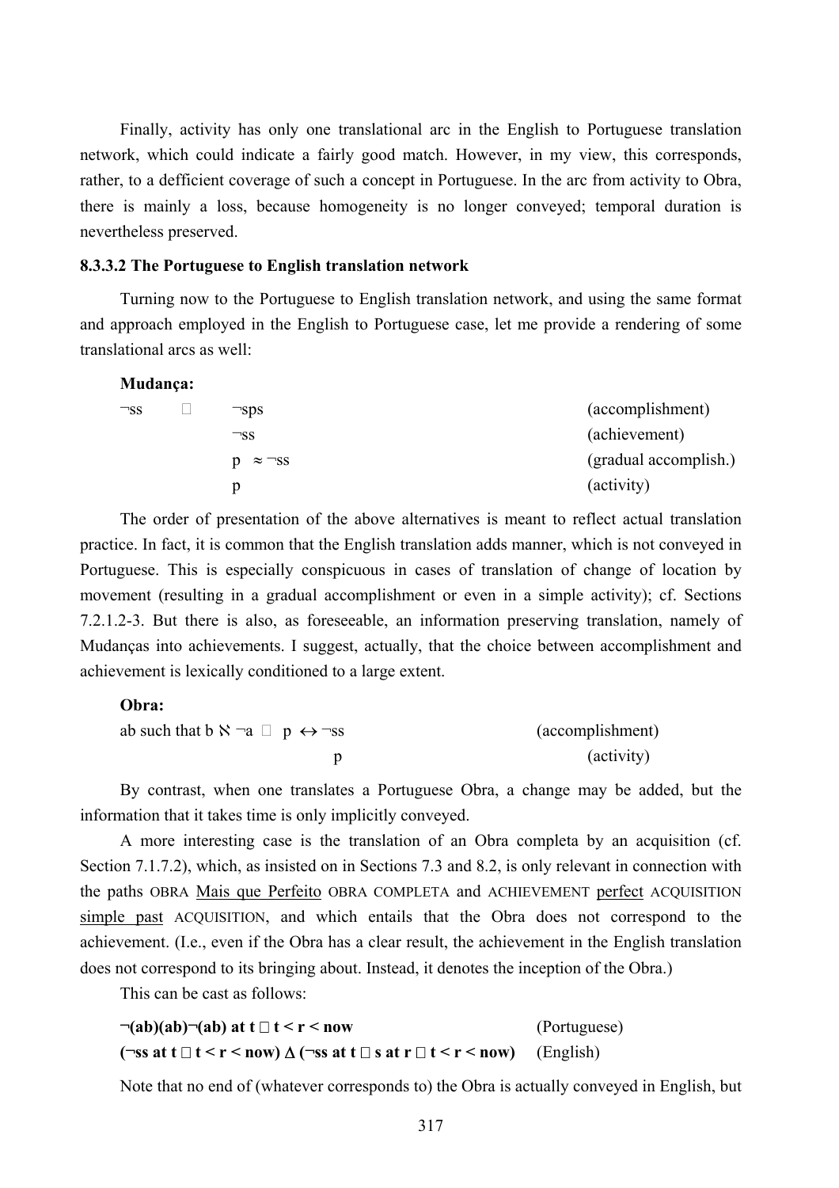Finally, activity has only one translational arc in the English to Portuguese translation network, which could indicate a fairly good match. However, in my view, this corresponds, rather, to a defficient coverage of such a concept in Portuguese. In the arc from activity to Obra, there is mainly a loss, because homogeneity is no longer conveyed; temporal duration is nevertheless preserved.

### 8.3.3.2 The Portuguese to English translation network

Turning now to the Portuguese to English translation network, and using the same format and approach employed in the English to Portuguese case, let me provide a rendering of some translational arcs as well:

**Mudança:**

| | | | |
|---|---|---|---|
| $\neg$ss | □ | $\neg$sps | (accomplishment) |
| | | $\neg$ss | (achievement) |
| | | p $\approx \neg$ss | (gradual accomplish.) |
| | | p | (activity) |

The order of presentation of the above alternatives is meant to reflect actual translation practice. In fact, it is common that the English translation adds manner, which is not conveyed in Portuguese. This is especially conspicuous in cases of translation of change of location by movement (resulting in a gradual accomplishment or even in a simple activity); cf. Sections 7.2.1.2-3. But there is also, as foreseeable, an information preserving translation, namely of Mudanças into achievements. I suggest, actually, that the choice between accomplishment and achievement is lexically conditioned to a large extent.

**Obra:**

| | | |
|---|---|---|
| ab such that b $\aleph$ $\neg$a □ | p $\leftrightarrow \neg$ss | (accomplishment) |
| | p | (activity) |

By contrast, when one translates a Portuguese Obra, a change may be added, but the information that it takes time is only implicitly conveyed.

A more interesting case is the translation of an Obra completa by an acquisition (cf. Section 7.1.7.2), which, as insisted on in Sections 7.3 and 8.2, is only relevant in connection with the paths OBRA <u>Mais que Perfeito</u> OBRA COMPLETA and ACHIEVEMENT <u>perfect</u> ACQUISITION <u>simple past</u> ACQUISITION, and which entails that the Obra does not correspond to the achievement. (I.e., even if the Obra has a clear result, the achievement in the English translation does not correspond to its bringing about. Instead, it denotes the inception of the Obra.)

This can be cast as follows:

| | |
|---|---|
| **$\neg$(ab)(ab)$\neg$(ab) at t □ t < r < now** | (Portuguese) |
| **($\neg$ss at t □ t < r < now) $\Delta$ ($\neg$ss at t □ s at r □ t < r < now)** | (English) |

Note that no end of (whatever corresponds to) the Obra is actually conveyed in English, but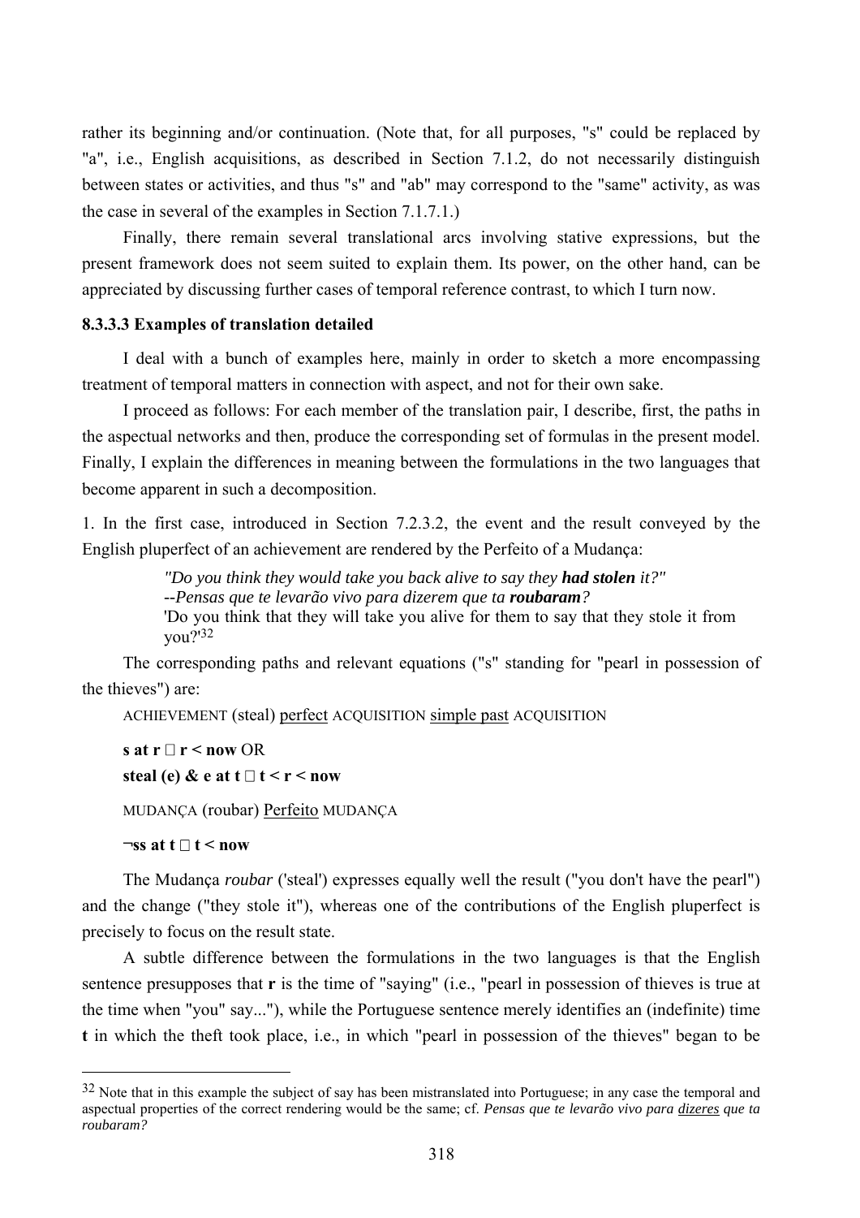rather its beginning and/or continuation. (Note that, for all purposes, "s" could be replaced by "a", i.e., English acquisitions, as described in Section 7.1.2, do not necessarily distinguish between states or activities, and thus "s" and "ab" may correspond to the "same" activity, as was the case in several of the examples in Section 7.1.7.1.)

Finally, there remain several translational arcs involving stative expressions, but the present framework does not seem suited to explain them. Its power, on the other hand, can be appreciated by discussing further cases of temporal reference contrast, to which I turn now.

### 8.3.3.3 Examples of translation detailed

I deal with a bunch of examples here, mainly in order to sketch a more encompassing treatment of temporal matters in connection with aspect, and not for their own sake.

I proceed as follows: For each member of the translation pair, I describe, first, the paths in the aspectual networks and then, produce the corresponding set of formulas in the present model. Finally, I explain the differences in meaning between the formulations in the two languages that become apparent in such a decomposition.

1. In the first case, introduced in Section 7.2.3.2, the event and the result conveyed by the English pluperfect of an achievement are rendered by the Perfeito of a Mudança:

> *"Do you think they would take you back alive to say they **had stolen** it?"*
> *--Pensas que te levarão vivo para dizerem que ta **roubaram**?*
> 'Do you think that they will take you alive for them to say that they stole it from you?'[32]

The corresponding paths and relevant equations ("s" standing for "pearl in possession of the thieves") are:

ACHIEVEMENT (steal) perfect ACQUISITION simple past ACQUISITION

**s at r $\square$ r < now** OR

**steal (e) & e at t $\square$ t < r < now**

MUDANÇA (roubar) Perfeito MUDANÇA

**¬ss at t $\square$ t < now**

The Mudança *roubar* ('steal') expresses equally well the result ("you don't have the pearl") and the change ("they stole it"), whereas one of the contributions of the English pluperfect is precisely to focus on the result state.

A subtle difference between the formulations in the two languages is that the English sentence presupposes that **r** is the time of "saying" (i.e., "pearl in possession of thieves is true at the time when "you" say..."), while the Portuguese sentence merely identifies an (indefinite) time **t** in which the theft took place, i.e., in which "pearl in possession of the thieves" began to be

---

[32] Note that in this example the subject of say has been mistranslated into Portuguese; in any case the temporal and aspectual properties of the correct rendering would be the same; cf. *Pensas que te levarão vivo para dizeres que ta roubaram?*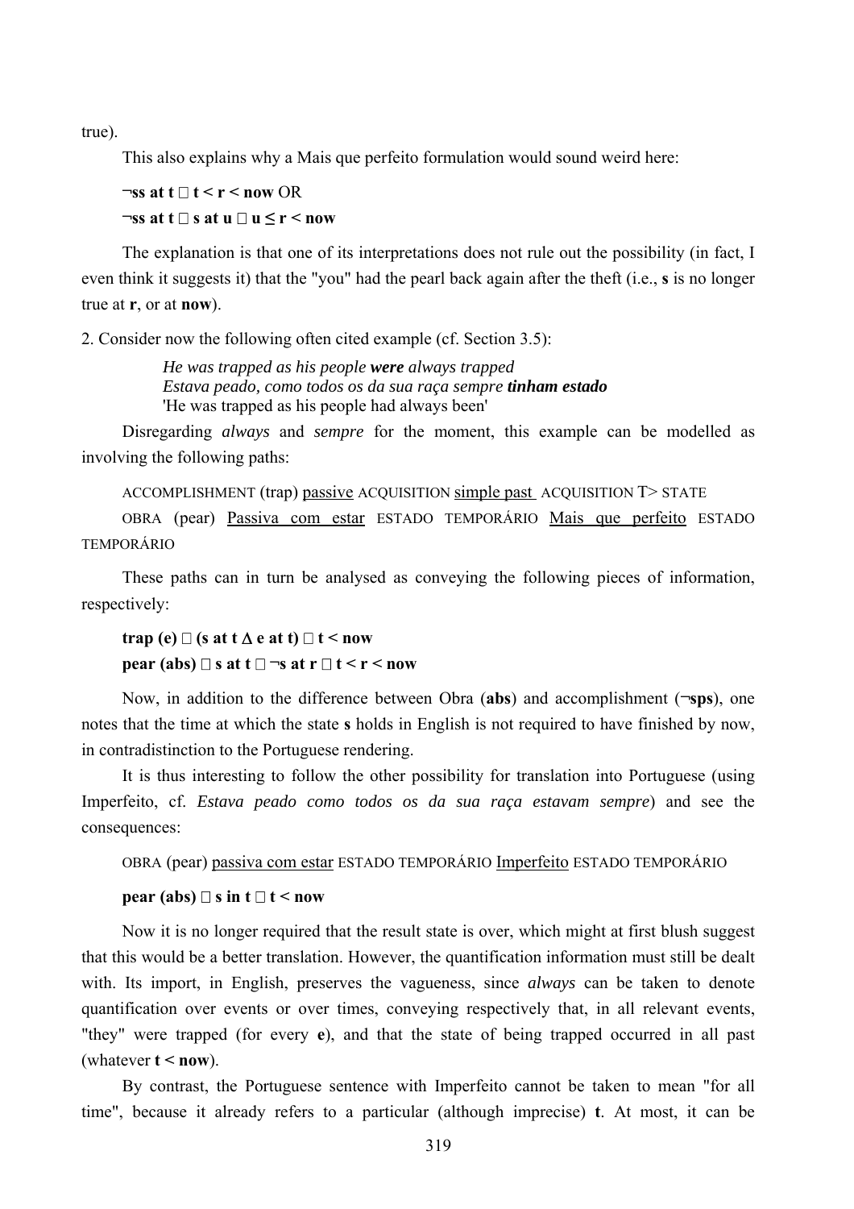true).

This also explains why a Mais que perfeito formulation would sound weird here:

**¬ss at t  t < r < now** OR

**¬ss at t  s at u  u ≤ r < now**

The explanation is that one of its interpretations does not rule out the possibility (in fact, I even think it suggests it) that the "you" had the pearl back again after the theft (i.e., **s** is no longer true at **r**, or at **now**).

2. Consider now the following often cited example (cf. Section 3.5):

> *He was trapped as his people **were** always trapped*
> *Estava peado, como todos os da sua raça sempre **tinham estado***
> 'He was trapped as his people had always been'

Disregarding *always* and *sempre* for the moment, this example can be modelled as involving the following paths:

ACCOMPLISHMENT (trap) passive ACQUISITION simple past ACQUISITION T> STATE

OBRA (pear) Passiva com estar ESTADO TEMPORÁRIO Mais que perfeito ESTADO TEMPORÁRIO

These paths can in turn be analysed as conveying the following pieces of information, respectively:

**trap (e)  (s at t Δ e at t)  t < now**

**pear (abs)  s at t  ¬s at r  t < r < now**

Now, in addition to the difference between Obra (**abs**) and accomplishment (**¬sps**), one notes that the time at which the state **s** holds in English is not required to have finished by now, in contradistinction to the Portuguese rendering.

It is thus interesting to follow the other possibility for translation into Portuguese (using Imperfeito, cf. *Estava peado como todos os da sua raça estavam sempre*) and see the consequences:

OBRA (pear) passiva com estar ESTADO TEMPORÁRIO Imperfeito ESTADO TEMPORÁRIO

**pear (abs)  s in t  t < now**

Now it is no longer required that the result state is over, which might at first blush suggest that this would be a better translation. However, the quantification information must still be dealt with. Its import, in English, preserves the vagueness, since *always* can be taken to denote quantification over events or over times, conveying respectively that, in all relevant events, "they" were trapped (for every **e**), and that the state of being trapped occurred in all past (whatever **t < now**).

By contrast, the Portuguese sentence with Imperfeito cannot be taken to mean "for all time", because it already refers to a particular (although imprecise) **t**. At most, it can be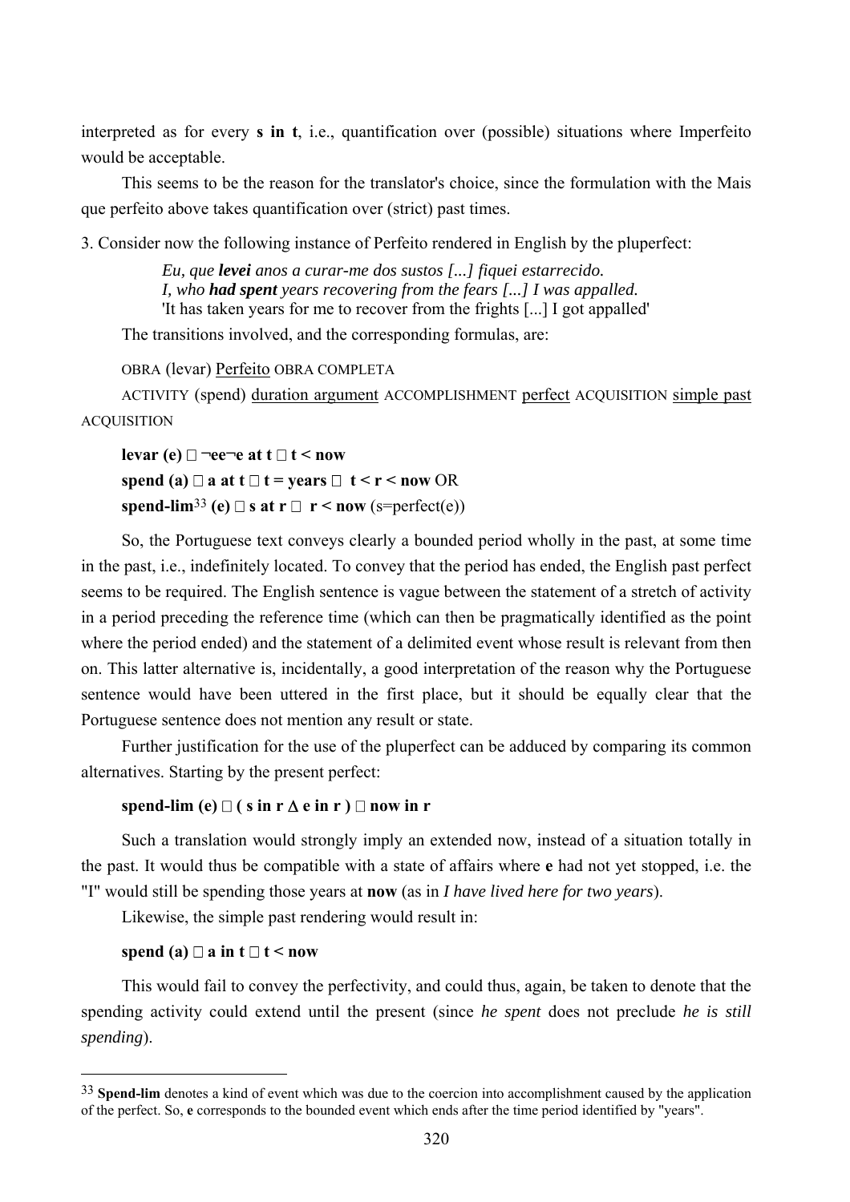interpreted as for every **s in t**, i.e., quantification over (possible) situations where Imperfeito would be acceptable.

This seems to be the reason for the translator's choice, since the formulation with the Mais que perfeito above takes quantification over (strict) past times.

3. Consider now the following instance of Perfeito rendered in English by the pluperfect:

> *Eu, que **levei** anos a curar-me dos sustos [...] fiquei estarrecido.*
> *I, who **had spent** years recovering from the fears [...] I was appalled.*
> 'It has taken years for me to recover from the frights [...] I got appalled'

The transitions involved, and the corresponding formulas, are:

OBRA (levar) <u>Perfeito</u> OBRA COMPLETA

ACTIVITY (spend) <u>duration argument</u> ACCOMPLISHMENT <u>perfect</u> ACQUISITION <u>simple past</u> ACQUISITION

**levar (e) □ ¬ee¬e at t □ t < now**

**spend (a) □ a at t □ t = years □ t < r < now** OR

**spend-lim**[33] **(e) □ s at r □ r < now** (s=perfect(e))

So, the Portuguese text conveys clearly a bounded period wholly in the past, at some time in the past, i.e., indefinitely located. To convey that the period has ended, the English past perfect seems to be required. The English sentence is vague between the statement of a stretch of activity in a period preceding the reference time (which can then be pragmatically identified as the point where the period ended) and the statement of a delimited event whose result is relevant from then on. This latter alternative is, incidentally, a good interpretation of the reason why the Portuguese sentence would have been uttered in the first place, but it should be equally clear that the Portuguese sentence does not mention any result or state.

Further justification for the use of the pluperfect can be adduced by comparing its common alternatives. Starting by the present perfect:

**spend-lim (e) □ ( s in r Δ e in r ) □ now in r**

Such a translation would strongly imply an extended now, instead of a situation totally in the past. It would thus be compatible with a state of affairs where **e** had not yet stopped, i.e. the "I" would still be spending those years at **now** (as in *I have lived here for two years*).

Likewise, the simple past rendering would result in:

**spend (a) □ a in t □ t < now**

This would fail to convey the perfectivity, and could thus, again, be taken to denote that the spending activity could extend until the present (since *he spent* does not preclude *he is still spending*).

---

[33] **Spend-lim** denotes a kind of event which was due to the coercion into accomplishment caused by the application of the perfect. So, **e** corresponds to the bounded event which ends after the time period identified by "years".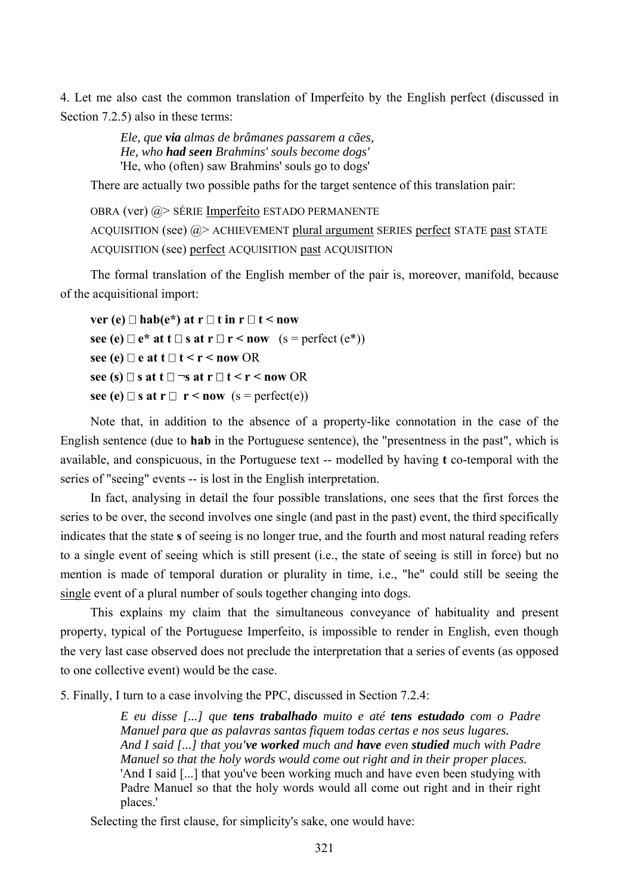4. Let me also cast the common translation of Imperfeito by the English perfect (discussed in Section 7.2.5) also in these terms:

> *Ele, que **via** almas de brâmanes passarem a cães,*
> *He, who **had seen** Brahmins' souls become dogs'*
> 'He, who (often) saw Brahmins' souls go to dogs'

There are actually two possible paths for the target sentence of this translation pair:

OBRA (ver) @> SÉRIE <u>Imperfeito</u> ESTADO PERMANENTE

ACQUISITION (see) @> ACHIEVEMENT <u>plural argument</u> SERIES <u>perfect</u> STATE <u>past</u> STATE

ACQUISITION (see) <u>perfect</u> ACQUISITION <u>past</u> ACQUISITION

The formal translation of the English member of the pair is, moreover, manifold, because of the acquisitional import:

**ver (e) ∧ hab(e\*) at r ∧ t in r ∧ t < now**

**see (e) ∧ e\* at t ∧ s at r ∧ r < now** (s = perfect (e\*))

**see (e) ∧ e at t ∧ t < r < now** OR

**see (s) ∧ s at t ∧ ¬s at r ∧ t < r < now** OR

**see (e) ∧ s at r ∧ r < now** (s = perfect(e))

Note that, in addition to the absence of a property-like connotation in the case of the English sentence (due to **hab** in the Portuguese sentence), the "presentness in the past", which is available, and conspicuous, in the Portuguese text -- modelled by having **t** co-temporal with the series of "seeing" events -- is lost in the English interpretation.

In fact, analysing in detail the four possible translations, one sees that the first forces the series to be over, the second involves one single (and past in the past) event, the third specifically indicates that the state **s** of seeing is no longer true, and the fourth and most natural reading refers to a single event of seeing which is still present (i.e., the state of seeing is still in force) but no mention is made of temporal duration or plurality in time, i.e., "he" could still be seeing the <u>single</u> event of a plural number of souls together changing into dogs.

This explains my claim that the simultaneous conveyance of habituality and present property, typical of the Portuguese Imperfeito, is impossible to render in English, even though the very last case observed does not preclude the interpretation that a series of events (as opposed to one collective event) would be the case.

5. Finally, I turn to a case involving the PPC, discussed in Section 7.2.4:

> *E eu disse [...] que **tens trabalhado** muito e até **tens estudado** com o Padre Manuel para que as palavras santas fiquem todas certas e nos seus lugares.*
> *And I said [...] that you'**ve worked** much and **have** even **studied** much with Padre Manuel so that the holy words would come out right and in their proper places.*
> 'And I said [...] that you've been working much and have even been studying with Padre Manuel so that the holy words would all come out right and in their right places.'

Selecting the first clause, for simplicity's sake, one would have: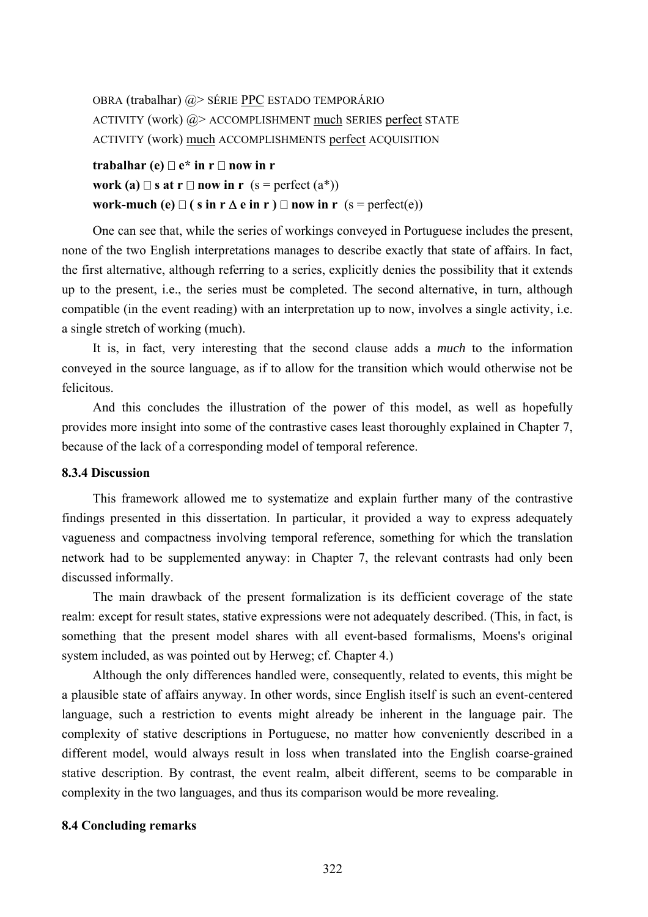OBRA (trabalhar) @> SÉRIE <u>PPC</u> ESTADO TEMPORÁRIO

ACTIVITY (work) @> ACCOMPLISHMENT <u>much</u> SERIES <u>perfect</u> STATE

ACTIVITY (work) <u>much</u> ACCOMPLISHMENTS <u>perfect</u> ACQUISITION

**trabalhar (e) □ e\* in r □ now in r**

**work (a) □ s at r □ now in r** (s = perfect (a\*))

**work-much (e) □ ( s in r Δ e in r ) □ now in r** (s = perfect(e))

One can see that, while the series of workings conveyed in Portuguese includes the present, none of the two English interpretations manages to describe exactly that state of affairs. In fact, the first alternative, although referring to a series, explicitly denies the possibility that it extends up to the present, i.e., the series must be completed. The second alternative, in turn, although compatible (in the event reading) with an interpretation up to now, involves a single activity, i.e. a single stretch of working (much).

It is, in fact, very interesting that the second clause adds a *much* to the information conveyed in the source language, as if to allow for the transition which would otherwise not be felicitous.

And this concludes the illustration of the power of this model, as well as hopefully provides more insight into some of the contrastive cases least thoroughly explained in Chapter 7, because of the lack of a corresponding model of temporal reference.

### 8.3.4 Discussion

This framework allowed me to systematize and explain further many of the contrastive findings presented in this dissertation. In particular, it provided a way to express adequately vagueness and compactness involving temporal reference, something for which the translation network had to be supplemented anyway: in Chapter 7, the relevant contrasts had only been discussed informally.

The main drawback of the present formalization is its defficient coverage of the state realm: except for result states, stative expressions were not adequately described. (This, in fact, is something that the present model shares with all event-based formalisms, Moens's original system included, as was pointed out by Herweg; cf. Chapter 4.)

Although the only differences handled were, consequently, related to events, this might be a plausible state of affairs anyway. In other words, since English itself is such an event-centered language, such a restriction to events might already be inherent in the language pair. The complexity of stative descriptions in Portuguese, no matter how conveniently described in a different model, would always result in loss when translated into the English coarse-grained stative description. By contrast, the event realm, albeit different, seems to be comparable in complexity in the two languages, and thus its comparison would be more revealing.

## 8.4 Concluding remarks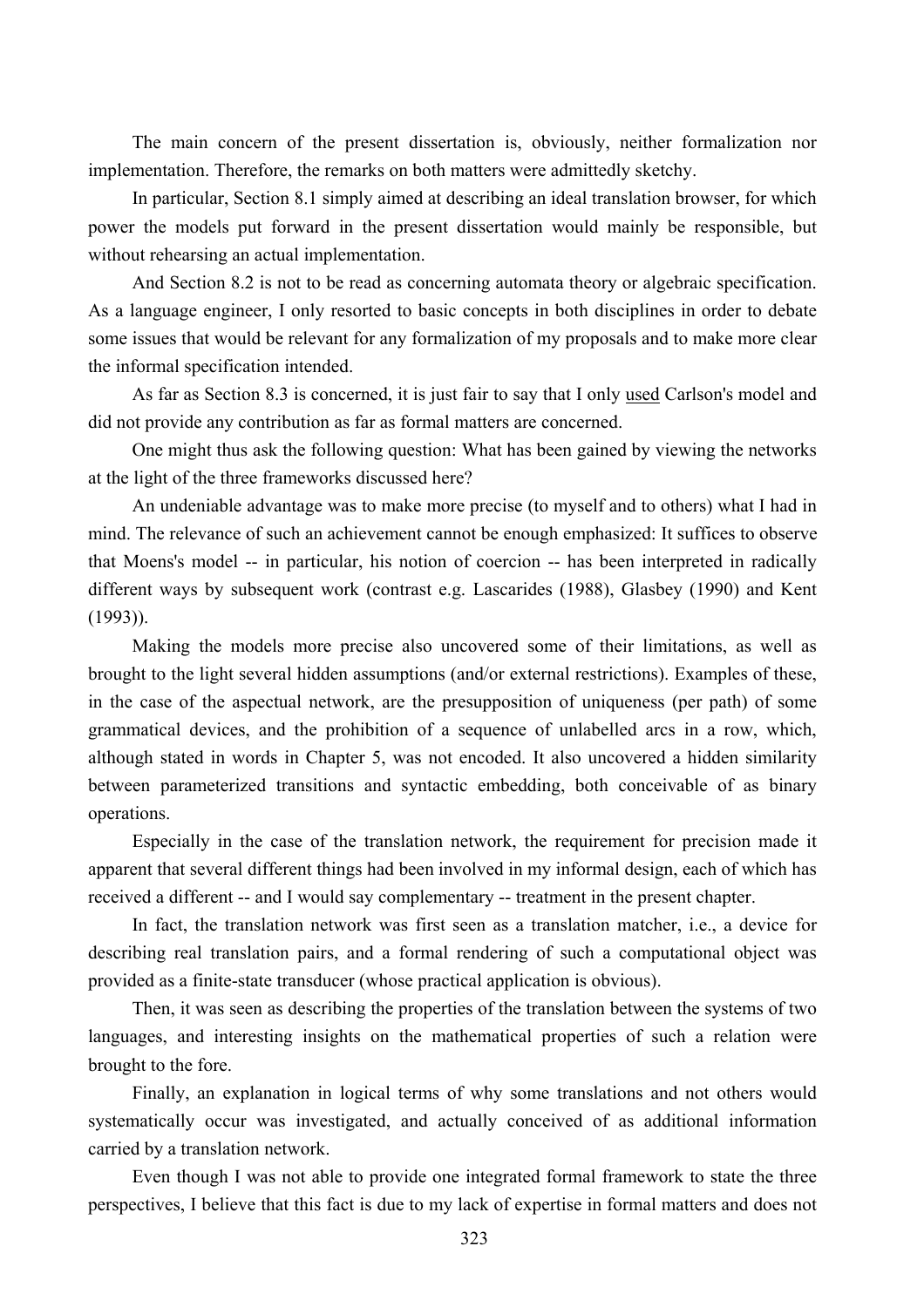The main concern of the present dissertation is, obviously, neither formalization nor implementation. Therefore, the remarks on both matters were admittedly sketchy.

In particular, Section 8.1 simply aimed at describing an ideal translation browser, for which power the models put forward in the present dissertation would mainly be responsible, but without rehearsing an actual implementation.

And Section 8.2 is not to be read as concerning automata theory or algebraic specification. As a language engineer, I only resorted to basic concepts in both disciplines in order to debate some issues that would be relevant for any formalization of my proposals and to make more clear the informal specification intended.

As far as Section 8.3 is concerned, it is just fair to say that I only <u>used</u> Carlson's model and did not provide any contribution as far as formal matters are concerned.

One might thus ask the following question: What has been gained by viewing the networks at the light of the three frameworks discussed here?

An undeniable advantage was to make more precise (to myself and to others) what I had in mind. The relevance of such an achievement cannot be enough emphasized: It suffices to observe that Moens's model -- in particular, his notion of coercion -- has been interpreted in radically different ways by subsequent work (contrast e.g. Lascarides (1988), Glasbey (1990) and Kent (1993)).

Making the models more precise also uncovered some of their limitations, as well as brought to the light several hidden assumptions (and/or external restrictions). Examples of these, in the case of the aspectual network, are the presupposition of uniqueness (per path) of some grammatical devices, and the prohibition of a sequence of unlabelled arcs in a row, which, although stated in words in Chapter 5, was not encoded. It also uncovered a hidden similarity between parameterized transitions and syntactic embedding, both conceivable of as binary operations.

Especially in the case of the translation network, the requirement for precision made it apparent that several different things had been involved in my informal design, each of which has received a different -- and I would say complementary -- treatment in the present chapter.

In fact, the translation network was first seen as a translation matcher, i.e., a device for describing real translation pairs, and a formal rendering of such a computational object was provided as a finite-state transducer (whose practical application is obvious).

Then, it was seen as describing the properties of the translation between the systems of two languages, and interesting insights on the mathematical properties of such a relation were brought to the fore.

Finally, an explanation in logical terms of why some translations and not others would systematically occur was investigated, and actually conceived of as additional information carried by a translation network.

Even though I was not able to provide one integrated formal framework to state the three perspectives, I believe that this fact is due to my lack of expertise in formal matters and does not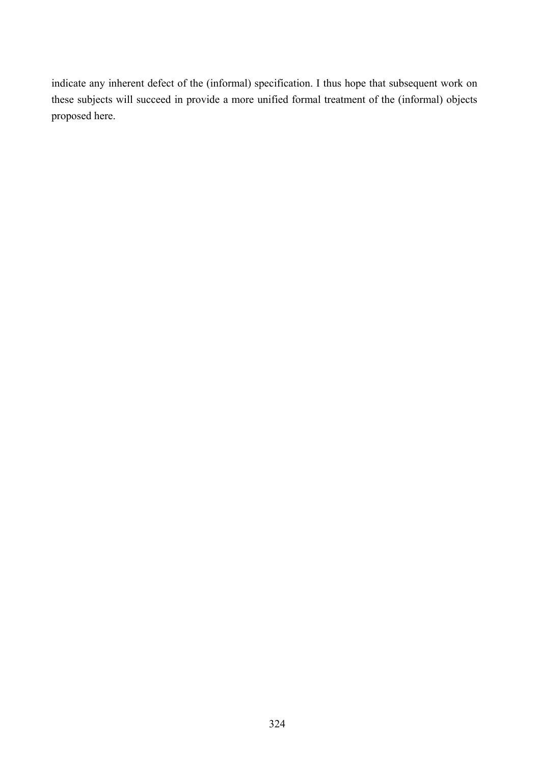indicate any inherent defect of the (informal) specification. I thus hope that subsequent work on these subjects will succeed in provide a more unified formal treatment of the (informal) objects proposed here.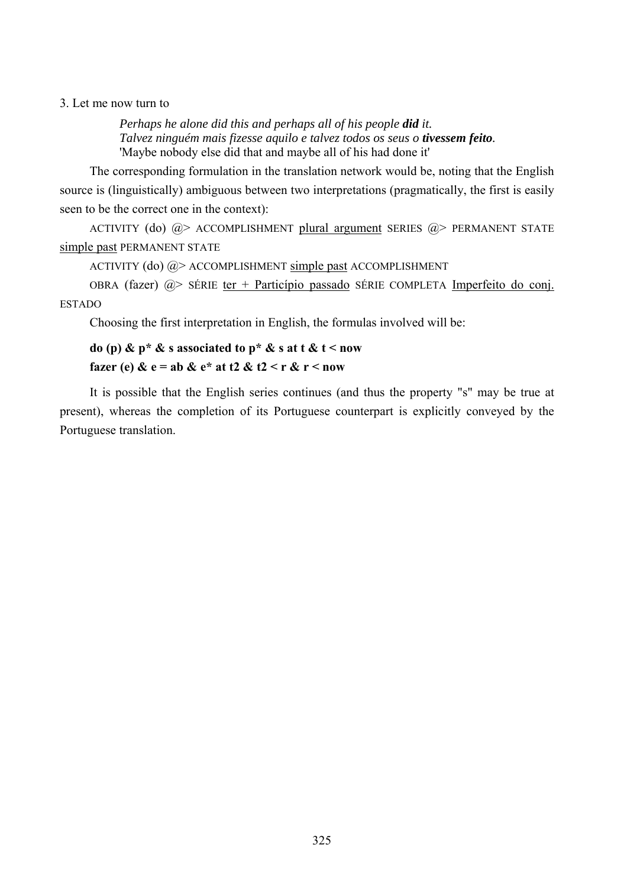3. Let me now turn to

> *Perhaps he alone did this and perhaps all of his people* ***did*** *it.*
> *Talvez ninguém mais fizesse aquilo e talvez todos os seus o* ***tivessem feito****.*
> 'Maybe nobody else did that and maybe all of his had done it'

The corresponding formulation in the translation network would be, noting that the English source is (linguistically) ambiguous between two interpretations (pragmatically, the first is easily seen to be the correct one in the context):

ACTIVITY (do) @> ACCOMPLISHMENT plural argument SERIES @> PERMANENT STATE simple past PERMANENT STATE

ACTIVITY (do) @> ACCOMPLISHMENT simple past ACCOMPLISHMENT

OBRA (fazer) @> SÉRIE ter + Particípio passado SÉRIE COMPLETA Imperfeito do conj. ESTADO

Choosing the first interpretation in English, the formulas involved will be:

**do (p) & p* & s associated to p* & s at t & t < now**

**fazer (e) & e = ab & e* at t2 & t2 < r & r < now**

It is possible that the English series continues (and thus the property "s" may be true at present), whereas the completion of its Portuguese counterpart is explicitly conveyed by the Portuguese translation.